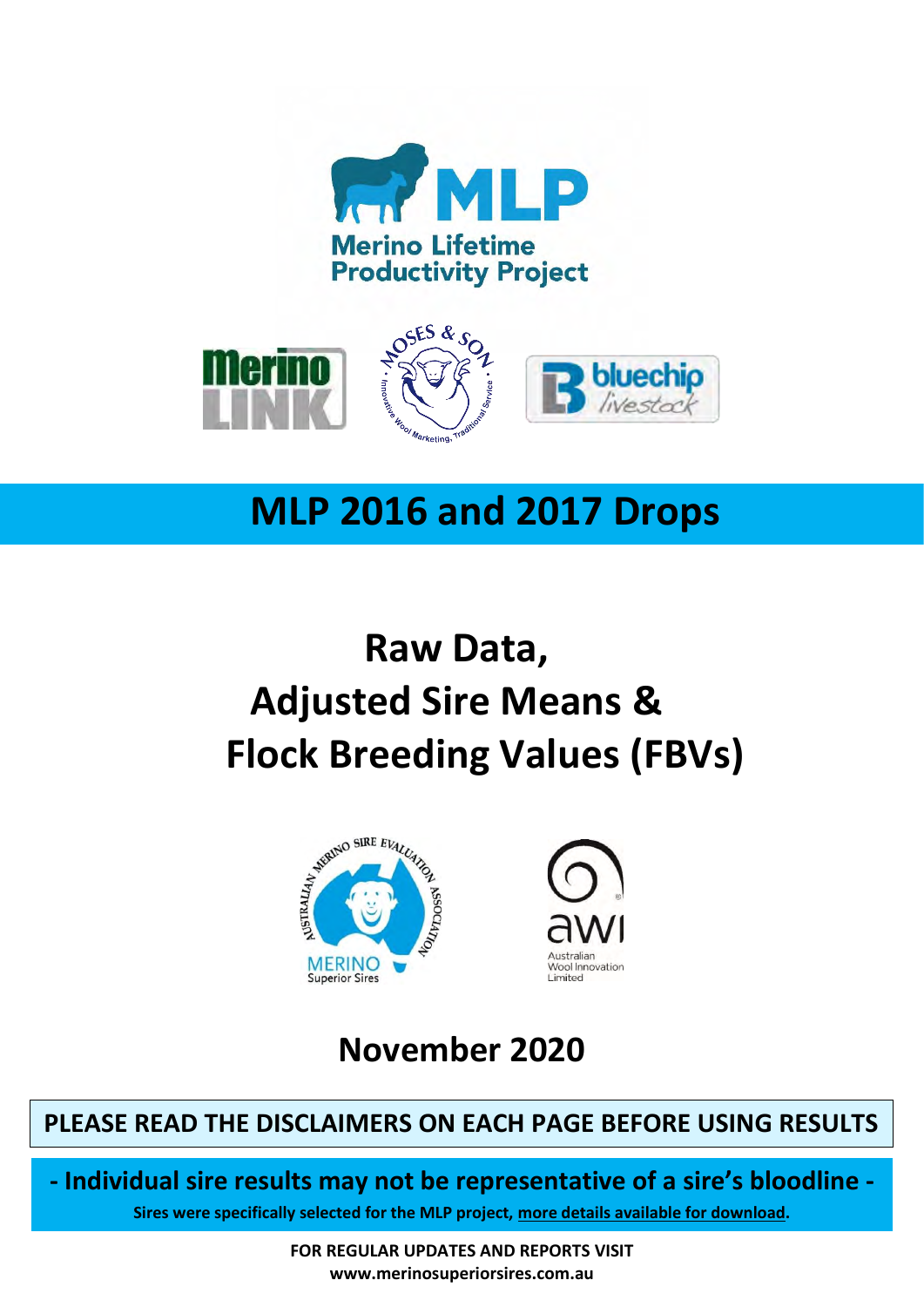# MLP 2016 and 2017 Drops

# Raw Data, Adjusted Sire Means & Flock Breeding Values (FBVs)

## November 2020

**PLEASE READ THE DISCLAIMERS ON EACH PAGE BEFORE USING RESULTS**

**- Individual sire results may not be representative of a sire's bloodline -**

**Sires were specifically selected for the MLP project, more details available for download.**

**FOR REGULAR UPDATES AND REPORTS VISIT**
**www.merinosuperiorsires.com.au**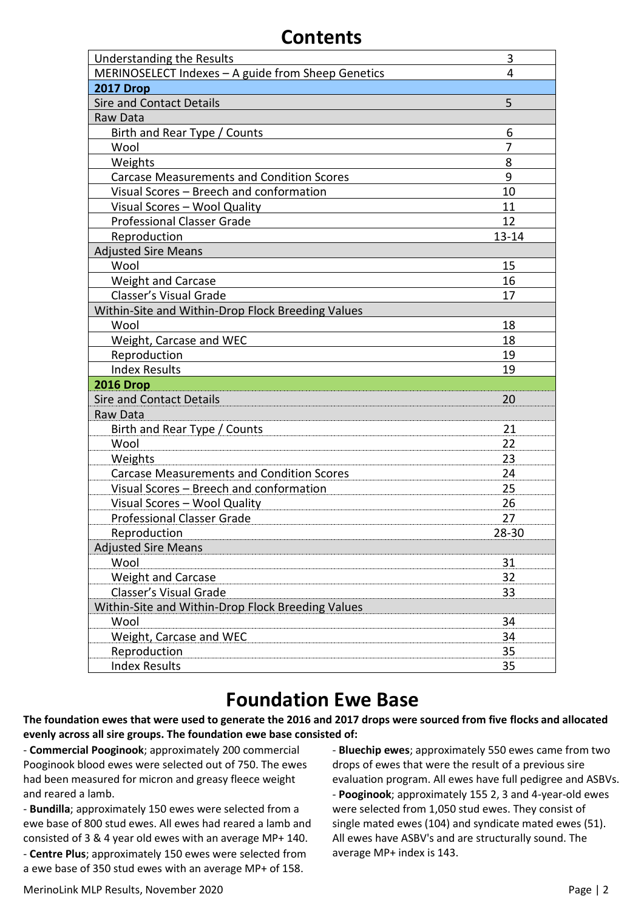# Contents

| | |
|---|---|
| Understanding the Results | 3 |
| MERINOSELECT Indexes – A guide from Sheep Genetics | 4 |
| **2017 Drop** | |
| Sire and Contact Details | 5 |
| Raw Data | |
| Birth and Rear Type / Counts | 6 |
| Wool | 7 |
| Weights | 8 |
| Carcase Measurements and Condition Scores | 9 |
| Visual Scores – Breech and conformation | 10 |
| Visual Scores – Wool Quality | 11 |
| Professional Classer Grade | 12 |
| Reproduction | 13-14 |
| Adjusted Sire Means | |
| Wool | 15 |
| Weight and Carcase | 16 |
| Classer's Visual Grade | 17 |
| Within-Site and Within-Drop Flock Breeding Values | |
| Wool | 18 |
| Weight, Carcase and WEC | 18 |
| Reproduction | 19 |
| Index Results | 19 |
| **2016 Drop** | |
| Sire and Contact Details | 20 |
| Raw Data | |
| Birth and Rear Type / Counts | 21 |
| Wool | 22 |
| Weights | 23 |
| Carcase Measurements and Condition Scores | 24 |
| Visual Scores – Breech and conformation | 25 |
| Visual Scores – Wool Quality | 26 |
| Professional Classer Grade | 27 |
| Reproduction | 28-30 |
| Adjusted Sire Means | |
| Wool | 31 |
| Weight and Carcase | 32 |
| Classer's Visual Grade | 33 |
| Within-Site and Within-Drop Flock Breeding Values | |
| Wool | 34 |
| Weight, Carcase and WEC | 34 |
| Reproduction | 35 |
| Index Results | 35 |

# Foundation Ewe Base

**The foundation ewes that were used to generate the 2016 and 2017 drops were sourced from five flocks and allocated evenly across all sire groups. The foundation ewe base consisted of:**

- **Commercial Pooginook**; approximately 200 commercial Pooginook blood ewes were selected out of 750. The ewes had been measured for micron and greasy fleece weight and reared a lamb.
- **Bundilla**; approximately 150 ewes were selected from a ewe base of 800 stud ewes. All ewes had reared a lamb and consisted of 3 & 4 year old ewes with an average MP+ 140.
- **Centre Plus**; approximately 150 ewes were selected from a ewe base of 350 stud ewes with an average MP+ of 158.
- **Bluechip ewes**; approximately 550 ewes came from two drops of ewes that were the result of a previous sire evaluation program. All ewes have full pedigree and ASBVs.
- **Pooginook**; approximately 155 2, 3 and 4-year-old ewes were selected from 1,050 stud ewes. They consist of single mated ewes (104) and syndicate mated ewes (51). All ewes have ASBV's and are structurally sound. The average MP+ index is 143.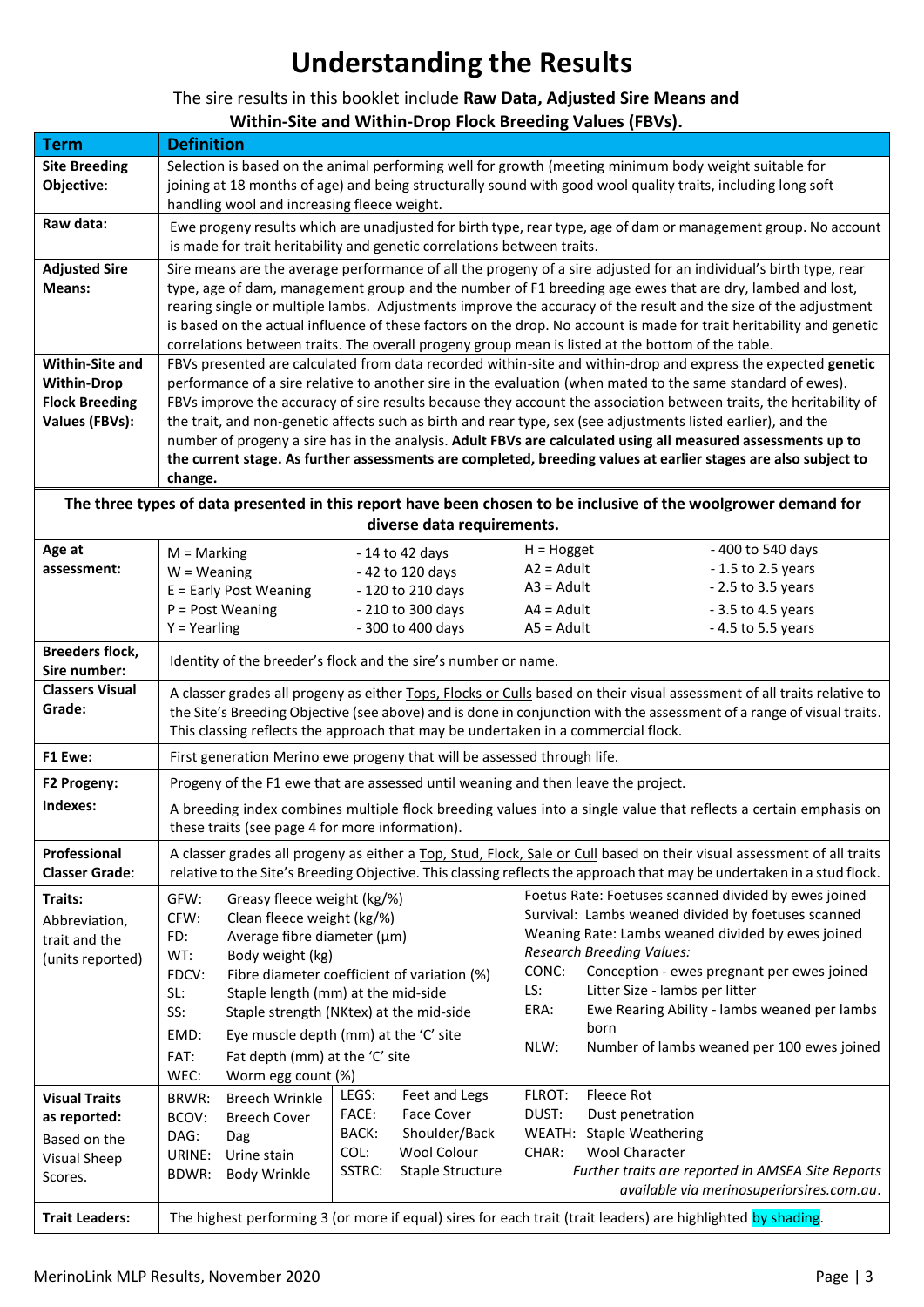# Understanding the Results

The sire results in this booklet include **Raw Data, Adjusted Sire Means and Within-Site and Within-Drop Flock Breeding Values (FBVs).**

| Term | Definition |
|---|---|
| **Site Breeding Objective**: | Selection is based on the animal performing well for growth (meeting minimum body weight suitable for joining at 18 months of age) and being structurally sound with good wool quality traits, including long soft handling wool and increasing fleece weight. |
| **Raw data:** | Ewe progeny results which are unadjusted for birth type, rear type, age of dam or management group. No account is made for trait heritability and genetic correlations between traits. |
| **Adjusted Sire Means:** | Sire means are the average performance of all the progeny of a sire adjusted for an individual's birth type, rear type, age of dam, management group and the number of F1 breeding age ewes that are dry, lambed and lost, rearing single or multiple lambs. Adjustments improve the accuracy of the result and the size of the adjustment is based on the actual influence of these factors on the drop. No account is made for trait heritability and genetic correlations between traits. The overall progeny group mean is listed at the bottom of the table. |
| **Within-Site and Within-Drop Flock Breeding Values (FBVs):** | FBVs presented are calculated from data recorded within-site and within-drop and express the expected **genetic** performance of a sire relative to another sire in the evaluation (when mated to the same standard of ewes). FBVs improve the accuracy of sire results because they account the association between traits, the heritability of the trait, and non-genetic affects such as birth and rear type, sex (see adjustments listed earlier), and the number of progeny a sire has in the analysis. **Adult FBVs are calculated using all measured assessments up to the current stage. As further assessments are completed, breeding values at earlier stages are also subject to change.** |

**The three types of data presented in this report have been chosen to be inclusive of the woolgrower demand for diverse data requirements.**

| Term | Definition |
|---|---|
| **Age at assessment:** | M = Marking - 14 to 42 days<br>W = Weaning - 42 to 120 days<br>E = Early Post Weaning - 120 to 210 days<br>P = Post Weaning - 210 to 300 days<br>Y = Yearling - 300 to 400 days<br>H = Hogget - 400 to 540 days<br>A2 = Adult - 1.5 to 2.5 years<br>A3 = Adult - 2.5 to 3.5 years<br>A4 = Adult - 3.5 to 4.5 years<br>A5 = Adult - 4.5 to 5.5 years |
| **Breeders flock, Sire number:** | Identity of the breeder's flock and the sire's number or name. |
| **Classers Visual Grade:** | A classer grades all progeny as either Tops, Flocks or Culls based on their visual assessment of all traits relative to the Site's Breeding Objective (see above) and is done in conjunction with the assessment of a range of visual traits. This classing reflects the approach that may be undertaken in a commercial flock. |
| **F1 Ewe:** | First generation Merino ewe progeny that will be assessed through life. |
| **F2 Progeny:** | Progeny of the F1 ewe that are assessed until weaning and then leave the project. |
| **Indexes:** | A breeding index combines multiple flock breeding values into a single value that reflects a certain emphasis on these traits (see page 4 for more information). |
| **Professional Classer Grade**: | A classer grades all progeny as either a Top, Stud, Flock, Sale or Cull based on their visual assessment of all traits relative to the Site's Breeding Objective. This classing reflects the approach that may be undertaken in a stud flock. |
| **Traits:** Abbreviation, trait and the (units reported) | GFW: Greasy fleece weight (kg/%)<br>CFW: Clean fleece weight (kg/%)<br>FD: Average fibre diameter (µm)<br>WT: Body weight (kg)<br>FDCV: Fibre diameter coefficient of variation (%)<br>SL: Staple length (mm) at the mid-side<br>SS: Staple strength (NKtex) at the mid-side<br>EMD: Eye muscle depth (mm) at the 'C' site<br>FAT: Fat depth (mm) at the 'C' site<br>WEC: Worm egg count (%)<br>Foetus Rate: Foetuses scanned divided by ewes joined<br>Survival: Lambs weaned divided by foetuses scanned<br>Weaning Rate: Lambs weaned divided by ewes joined<br>*Research Breeding Values:*<br>CONC: Conception - ewes pregnant per ewes joined<br>LS: Litter Size - lambs per litter<br>ERA: Ewe Rearing Ability - lambs weaned per lambs born<br>NLW: Number of lambs weaned per 100 ewes joined |
| **Visual Traits as reported:** Based on the Visual Sheep Scores. | BRWR: Breech Wrinkle<br>BCOV: Breech Cover<br>DAG: Dag<br>URINE: Urine stain<br>BDWR: Body Wrinkle<br>LEGS: Feet and Legs<br>FACE: Face Cover<br>BACK: Shoulder/Back<br>COL: Wool Colour<br>SSTRC: Staple Structure<br>FLROT: Fleece Rot<br>DUST: Dust penetration<br>WEATH: Staple Weathering<br>CHAR: Wool Character<br>*Further traits are reported in AMSEA Site Reports available via merinosuperiorsires.com.au.* |
| **Trait Leaders:** | The highest performing 3 (or more if equal) sires for each trait (trait leaders) are highlighted by shading. |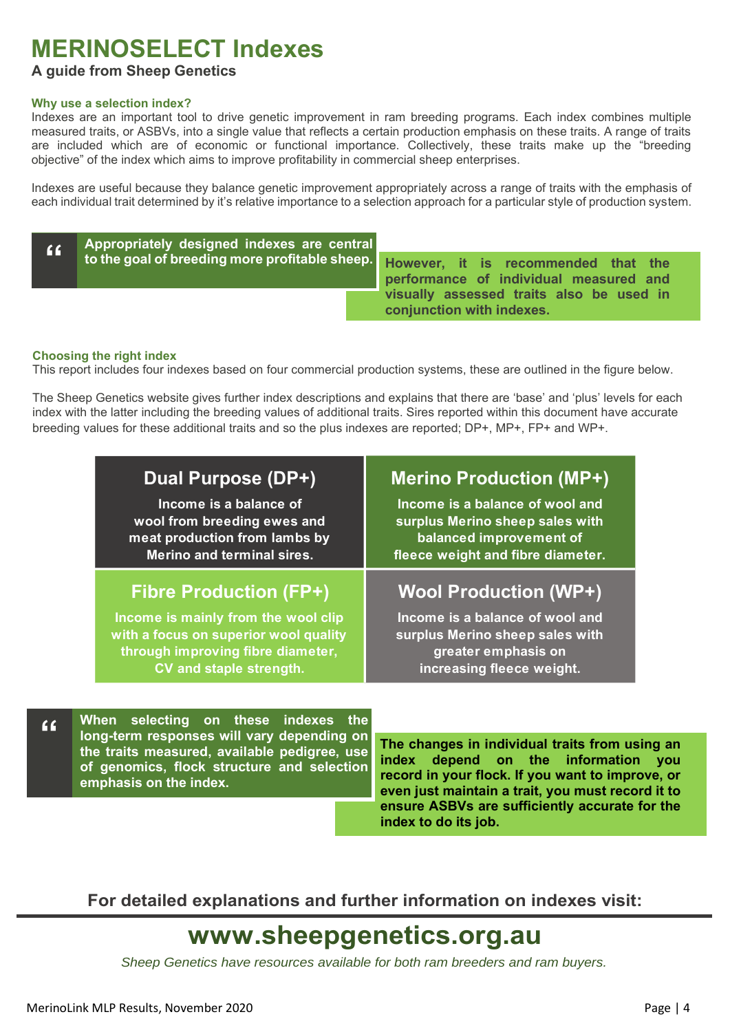# MERINOSELECT Indexes

**A guide from Sheep Genetics**

**Why use a selection index?**

Indexes are an important tool to drive genetic improvement in ram breeding programs. Each index combines multiple measured traits, or ASBVs, into a single value that reflects a certain production emphasis on these traits. A range of traits are included which are of economic or functional importance. Collectively, these traits make up the "breeding objective" of the index which aims to improve profitability in commercial sheep enterprises.

Indexes are useful because they balance genetic improvement appropriately across a range of traits with the emphasis of each individual trait determined by it's relative importance to a selection approach for a particular style of production system.

> **Appropriately designed indexes are central to the goal of breeding more profitable sheep.**

**However, it is recommended that the performance of individual measured and visually assessed traits also be used in conjunction with indexes.**

**Choosing the right index**

This report includes four indexes based on four commercial production systems, these are outlined in the figure below.

The Sheep Genetics website gives further index descriptions and explains that there are 'base' and 'plus' levels for each index with the latter including the breeding values of additional traits. Sires reported within this document have accurate breeding values for these additional traits and so the plus indexes are reported; DP+, MP+, FP+ and WP+.

| **Dual Purpose (DP+)** | **Merino Production (MP+)** |
|---|---|
| **Income is a balance of wool from breeding ewes and meat production from lambs by Merino and terminal sires.** | **Income is a balance of wool and surplus Merino sheep sales with balanced improvement of fleece weight and fibre diameter.** |
| **Fibre Production (FP+)** | **Wool Production (WP+)** |
| **Income is mainly from the wool clip with a focus on superior wool quality through improving fibre diameter, CV and staple strength.** | **Income is a balance of wool and surplus Merino sheep sales with greater emphasis on increasing fleece weight.** |

> **When selecting on these indexes the long-term responses will vary depending on the traits measured, available pedigree, use of genomics, flock structure and selection emphasis on the index.**

**The changes in individual traits from using an index depend on the information you record in your flock. If you want to improve, or even just maintain a trait, you must record it to ensure ASBVs are sufficiently accurate for the index to do its job.**

**For detailed explanations and further information on indexes visit:**

## www.sheepgenetics.org.au

*Sheep Genetics have resources available for both ram breeders and ram buyers.*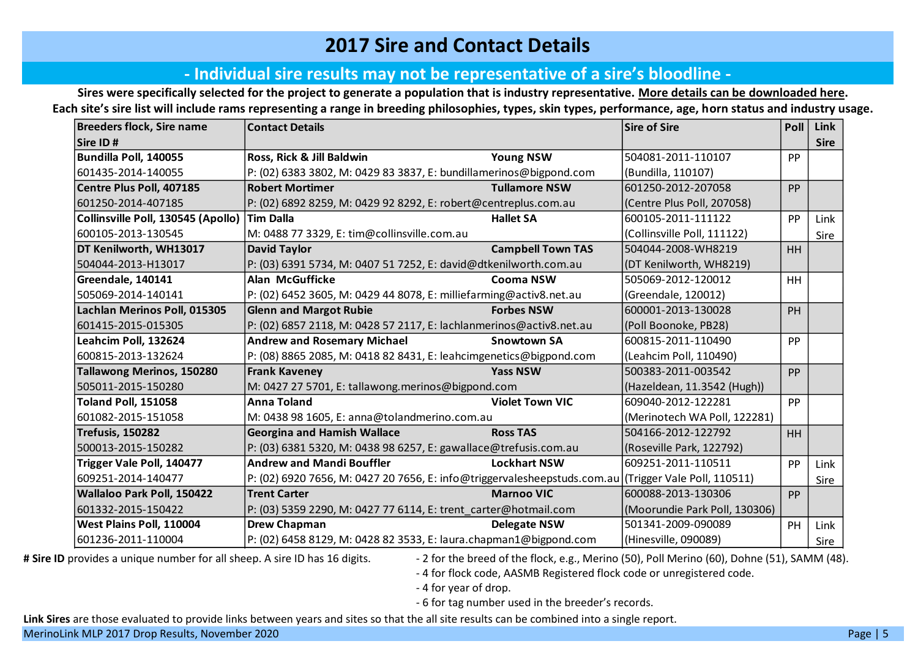# 2017 Sire and Contact Details

## - Individual sire results may not be representative of a sire's bloodline -

**Sires were specifically selected for the project to generate a population that is industry representative. More details can be downloaded here.**
**Each site's sire list will include rams representing a range in breeding philosophies, types, skin types, performance, age, horn status and industry usage.**

| Breeders flock, Sire name<br>Sire ID # | Contact Details | Sire of Sire | Poll | Link Sire |
|---|---|---|---|---|
| **Bundilla Poll, 140055**<br>601435-2014-140055 | **Ross, Rick & Jill Baldwin** **Young NSW**<br>P: (02) 6383 3802, M: 0429 83 3837, E: bundillamerinos@bigpond.com | 504081-2011-110107<br>(Bundilla, 110107) | PP | |
| **Centre Plus Poll, 407185**<br>601250-2014-407185 | **Robert Mortimer** **Tullamore NSW**<br>P: (02) 6892 8259, M: 0429 92 8292, E: robert@centreplus.com.au | 601250-2012-207058<br>(Centre Plus Poll, 207058) | PP | |
| **Collinsville Poll, 130545 (Apollo)**<br>600105-2013-130545 | **Tim Dalla** **Hallet SA**<br>M: 0488 77 3329, E: tim@collinsville.com.au | 600105-2011-111122<br>(Collinsville Poll, 111122) | PP | Link Sire |
| **DT Kenilworth, WH13017**<br>504044-2013-H13017 | **David Taylor** **Campbell Town TAS**<br>P: (03) 6391 5734, M: 0407 51 7252, E: david@dtkenilworth.com.au | 504044-2008-WH8219<br>(DT Kenilworth, WH8219) | HH | |
| **Greendale, 140141**<br>505069-2014-140141 | **Alan McGufficke** **Cooma NSW**<br>P: (02) 6452 3605, M: 0429 44 8078, E: milliefarming@activ8.net.au | 505069-2012-120012<br>(Greendale, 120012) | HH | |
| **Lachlan Merinos Poll, 015305**<br>601415-2015-015305 | **Glenn and Margot Rubie** **Forbes NSW**<br>P: (02) 6857 2118, M: 0428 57 2117, E: lachlanmerinos@activ8.net.au | 600001-2013-130028<br>(Poll Boonoke, PB28) | PH | |
| **Leahcim Poll, 132624**<br>600815-2013-132624 | **Andrew and Rosemary Michael** **Snowtown SA**<br>P: (08) 8865 2085, M: 0418 82 8431, E: leahcimgenetics@bigpond.com | 600815-2011-110490<br>(Leahcim Poll, 110490) | PP | |
| **Tallawong Merinos, 150280**<br>505011-2015-150280 | **Frank Kaveney** **Yass NSW**<br>M: 0427 27 5701, E: tallawong.merinos@bigpond.com | 500383-2011-003542<br>(Hazeldean, 11.3542 (Hugh)) | PP | |
| **Toland Poll, 151058**<br>601082-2015-151058 | **Anna Toland** **Violet Town VIC**<br>M: 0438 98 1605, E: anna@tolandmerino.com.au | 609040-2012-122281<br>(Merinotech WA Poll, 122281) | PP | |
| **Trefusis, 150282**<br>500013-2015-150282 | **Georgina and Hamish Wallace** **Ross TAS**<br>P: (03) 6381 5320, M: 0438 98 6257, E: gawallace@trefusis.com.au | 504166-2012-122792<br>(Roseville Park, 122792) | HH | |
| **Trigger Vale Poll, 140477**<br>609251-2014-140477 | **Andrew and Mandi Bouffler** **Lockhart NSW**<br>P: (02) 6920 7656, M: 0427 20 7656, E: info@triggervalesheepstuds.com.au | 609251-2011-110511<br>(Trigger Vale Poll, 110511) | PP | Link Sire |
| **Wallaloo Park Poll, 150422**<br>601332-2015-150422 | **Trent Carter** **Marnoo VIC**<br>P: (03) 5359 2290, M: 0427 77 6114, E: trent_carter@hotmail.com | 600088-2013-130306<br>(Moorundie Park Poll, 130306) | PP | |
| **West Plains Poll, 110004**<br>601236-2011-110004 | **Drew Chapman** **Delegate NSW**<br>P: (02) 6458 8129, M: 0428 82 3533, E: laura.chapman1@bigpond.com | 501341-2009-090089<br>(Hinesville, 090089) | PH | Link Sire |

**# Sire ID** provides a unique number for all sheep. A sire ID has 16 digits.

- 2 for the breed of the flock, e.g., Merino (50), Poll Merino (60), Dohne (51), SAMM (48).
- 4 for flock code, AASMB Registered flock code or unregistered code.
- 4 for year of drop.
- 6 for tag number used in the breeder's records.

**Link Sires** are those evaluated to provide links between years and sites so that the all site results can be combined into a single report.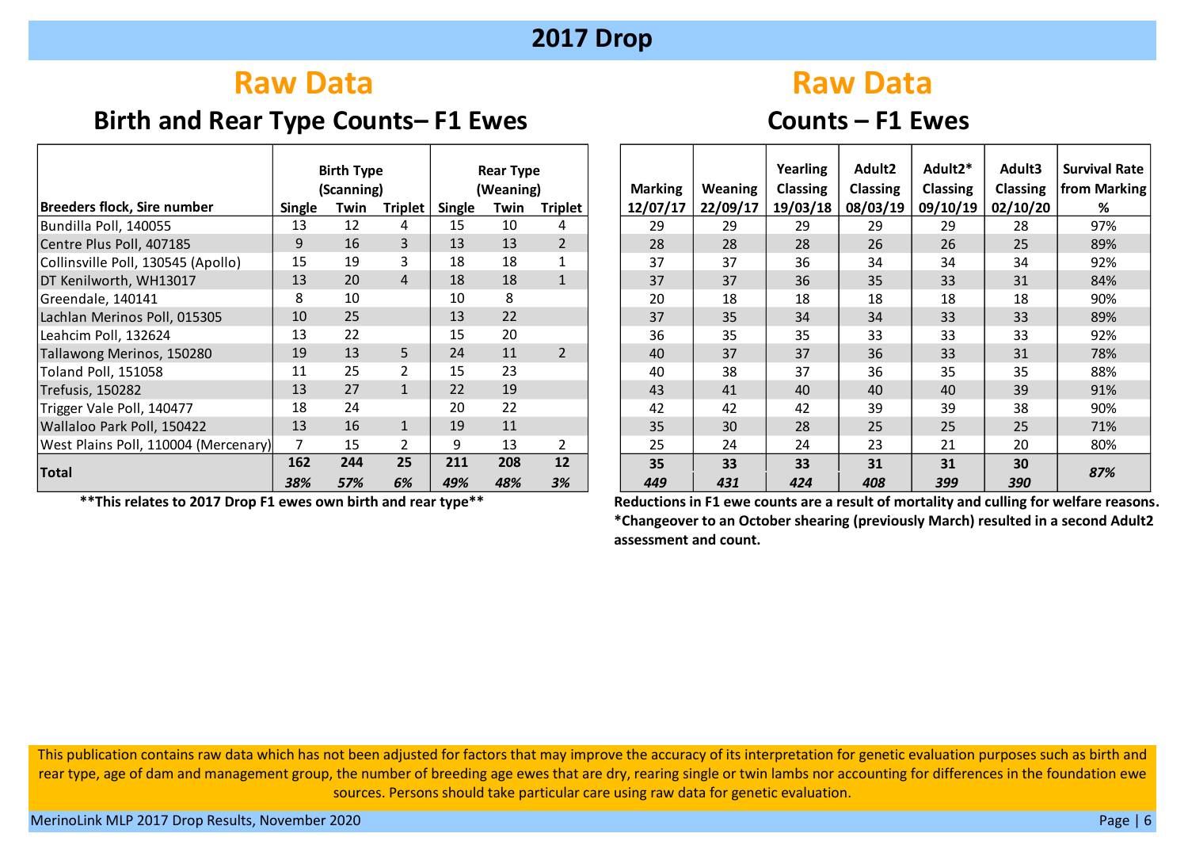# 2017 Drop

## Raw Data

### Birth and Rear Type Counts– F1 Ewes

| Breeders flock, Sire number | Birth Type (Scanning) | | | Rear Type (Weaning) | | |
|---|---|---|---|---|---|---|
| | Single | Twin | Triplet | Single | Twin | Triplet |
| Bundilla Poll, 140055 | 13 | 12 | 4 | 15 | 10 | 4 |
| Centre Plus Poll, 407185 | 9 | 16 | 3 | 13 | 13 | 2 |
| Collinsville Poll, 130545 (Apollo) | 15 | 19 | 3 | 18 | 18 | 1 |
| DT Kenilworth, WH13017 | 13 | 20 | 4 | 18 | 18 | 1 |
| Greendale, 140141 | 8 | 10 | | 10 | 8 | |
| Lachlan Merinos Poll, 015305 | 10 | 25 | | 13 | 22 | |
| Leahcim Poll, 132624 | 13 | 22 | | 15 | 20 | |
| Tallawong Merinos, 150280 | 19 | 13 | 5 | 24 | 11 | 2 |
| Toland Poll, 151058 | 11 | 25 | 2 | 15 | 23 | |
| Trefusis, 150282 | 13 | 27 | 1 | 22 | 19 | |
| Trigger Vale Poll, 140477 | 18 | 24 | | 20 | 22 | |
| Wallaloo Park Poll, 150422 | 13 | 16 | 1 | 19 | 11 | |
| West Plains Poll, 110004 (Mercenary) | 7 | 15 | 2 | 9 | 13 | 2 |
| **Total** | **162** | **244** | **25** | **211** | **208** | **12** |
| | *38%* | *57%* | *6%* | *49%* | *48%* | *3%* |

**\*\*This relates to 2017 Drop F1 ewes own birth and rear type\*\***

## Raw Data

### Counts – F1 Ewes

| Marking 12/07/17 | Weaning 22/09/17 | Yearling Classing 19/03/18 | Adult2 Classing 08/03/19 | Adult2* Classing 09/10/19 | Adult3 Classing 02/10/20 | Survival Rate from Marking % |
|---|---|---|---|---|---|---|
| 29 | 29 | 29 | 29 | 29 | 28 | 97% |
| 28 | 28 | 28 | 26 | 26 | 25 | 89% |
| 37 | 37 | 36 | 34 | 34 | 34 | 92% |
| 37 | 37 | 36 | 35 | 33 | 31 | 84% |
| 20 | 18 | 18 | 18 | 18 | 18 | 90% |
| 37 | 35 | 34 | 34 | 33 | 33 | 89% |
| 36 | 35 | 35 | 33 | 33 | 33 | 92% |
| 40 | 37 | 37 | 36 | 33 | 31 | 78% |
| 40 | 38 | 37 | 36 | 35 | 35 | 88% |
| 43 | 41 | 40 | 40 | 40 | 39 | 91% |
| 42 | 42 | 42 | 39 | 39 | 38 | 90% |
| 35 | 30 | 28 | 25 | 25 | 25 | 71% |
| 25 | 24 | 24 | 23 | 21 | 20 | 80% |
| **35** | **33** | **33** | **31** | **31** | **30** | ***87%*** |
| *449* | *431* | *424* | *408* | *399* | *390* | |

**Reductions in F1 ewe counts are a result of mortality and culling for welfare reasons.**
**\*Changeover to an October shearing (previously March) resulted in a second Adult2 assessment and count.**

This publication contains raw data which has not been adjusted for factors that may improve the accuracy of its interpretation for genetic evaluation purposes such as birth and rear type, age of dam and management group, the number of breeding age ewes that are dry, rearing single or twin lambs nor accounting for differences in the foundation ewe sources. Persons should take particular care using raw data for genetic evaluation.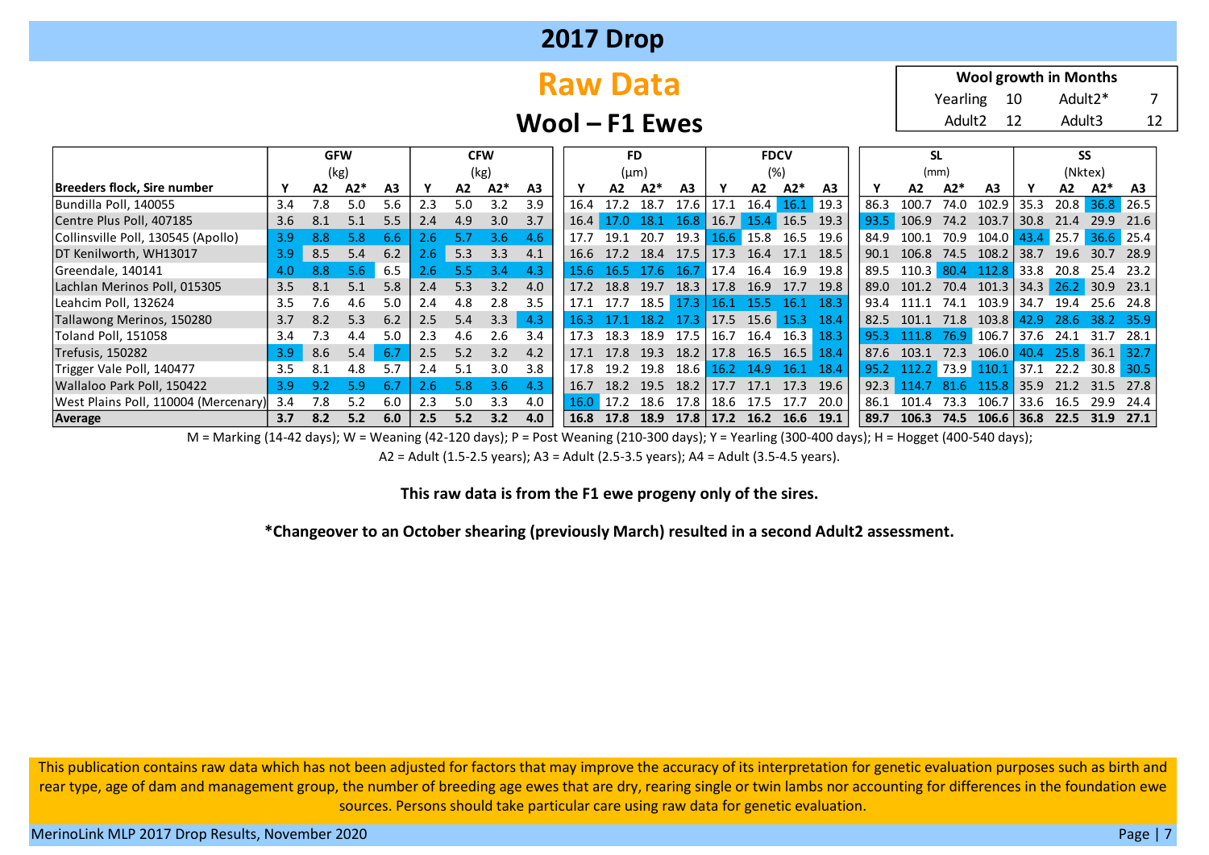# 2017 Drop

## Raw Data

## Wool – F1 Ewes

| Wool growth in Months | | | |
|---|---|---|---|
| Yearling | 10 | Adult2* | 7 |
| Adult2 | 12 | Adult3 | 12 |

| Breeders flock, Sire number | GFW (kg) | | | | CFW (kg) | | | | FD (µm) | | | | FDCV (%) | | | | SL (mm) | | | | SS (Nktex) | | | |
|---|---|---|---|---|---|---|---|---|---|---|---|---|---|---|---|---|---|---|---|---|---|---|---|---|
| | Y | A2 | A2* | A3 | Y | A2 | A2* | A3 | Y | A2 | A2* | A3 | Y | A2 | A2* | A3 | Y | A2 | A2* | A3 | Y | A2 | A2* | A3 |
| Bundilla Poll, 140055 | 3.4 | 7.8 | 5.0 | 5.6 | 2.3 | 5.0 | 3.2 | 3.9 | 16.4 | 17.2 | 18.7 | 17.6 | 17.1 | 16.4 | 16.1 | 19.3 | 86.3 | 100.7 | 74.0 | 102.9 | 35.3 | 20.8 | 36.8 | 26.5 |
| Centre Plus Poll, 407185 | 3.6 | 8.1 | 5.1 | 5.5 | 2.4 | 4.9 | 3.0 | 3.7 | 16.4 | 17.0 | 18.1 | 16.8 | 16.7 | 15.4 | 16.5 | 19.3 | 93.5 | 106.9 | 74.2 | 103.7 | 30.8 | 21.4 | 29.9 | 21.6 |
| Collinsville Poll, 130545 (Apollo) | 3.9 | 8.8 | 5.8 | 6.6 | 2.6 | 5.7 | 3.6 | 4.6 | 17.7 | 19.1 | 20.7 | 19.3 | 16.6 | 15.8 | 16.5 | 19.6 | 84.9 | 100.1 | 70.9 | 104.0 | 43.4 | 25.7 | 36.6 | 25.4 |
| DT Kenilworth, WH13017 | 3.9 | 8.5 | 5.4 | 6.2 | 2.6 | 5.3 | 3.3 | 4.1 | 16.6 | 17.2 | 18.4 | 17.5 | 17.3 | 16.4 | 17.1 | 18.5 | 90.1 | 106.8 | 74.5 | 108.2 | 38.7 | 19.6 | 30.7 | 28.9 |
| Greendale, 140141 | 4.0 | 8.8 | 5.6 | 6.5 | 2.6 | 5.5 | 3.4 | 4.3 | 15.6 | 16.5 | 17.6 | 16.7 | 17.4 | 16.4 | 16.9 | 19.8 | 89.5 | 110.3 | 80.4 | 112.8 | 33.8 | 20.8 | 25.4 | 23.2 |
| Lachlan Merinos Poll, 015305 | 3.5 | 8.1 | 5.1 | 5.8 | 2.4 | 5.3 | 3.2 | 4.0 | 17.2 | 18.8 | 19.7 | 18.3 | 17.8 | 16.9 | 17.7 | 19.8 | 89.0 | 101.2 | 70.4 | 101.3 | 34.3 | 26.2 | 30.9 | 23.1 |
| Leahcim Poll, 132624 | 3.5 | 7.6 | 4.6 | 5.0 | 2.4 | 4.8 | 2.8 | 3.5 | 17.1 | 17.7 | 18.5 | 17.3 | 16.1 | 15.5 | 16.1 | 18.3 | 93.4 | 111.1 | 74.1 | 103.9 | 34.7 | 19.4 | 25.6 | 24.8 |
| Tallawong Merinos, 150280 | 3.7 | 8.2 | 5.3 | 6.2 | 2.5 | 5.4 | 3.3 | 4.3 | 16.3 | 17.1 | 18.2 | 17.3 | 17.5 | 15.6 | 15.3 | 18.4 | 82.5 | 101.1 | 71.8 | 103.8 | 42.9 | 28.6 | 38.2 | 35.9 |
| Toland Poll, 151058 | 3.4 | 7.3 | 4.4 | 5.0 | 2.3 | 4.6 | 2.6 | 3.4 | 17.3 | 18.3 | 18.9 | 17.5 | 16.7 | 16.4 | 16.3 | 18.3 | 95.3 | 111.8 | 76.9 | 106.7 | 37.6 | 24.1 | 31.7 | 28.1 |
| Trefusis, 150282 | 3.9 | 8.6 | 5.4 | 6.7 | 2.5 | 5.2 | 3.2 | 4.2 | 17.1 | 17.8 | 19.3 | 18.2 | 17.8 | 16.5 | 16.5 | 18.4 | 87.6 | 103.1 | 72.3 | 106.0 | 40.4 | 25.8 | 36.1 | 32.7 |
| Trigger Vale Poll, 140477 | 3.5 | 8.1 | 4.8 | 5.7 | 2.4 | 5.1 | 3.0 | 3.8 | 17.8 | 19.2 | 19.8 | 18.6 | 16.2 | 14.9 | 16.1 | 18.4 | 95.2 | 112.2 | 73.9 | 110.1 | 37.1 | 22.2 | 30.8 | 30.5 |
| Wallaloo Park Poll, 150422 | 3.9 | 9.2 | 5.9 | 6.7 | 2.6 | 5.8 | 3.6 | 4.3 | 16.7 | 18.2 | 19.5 | 18.2 | 17.7 | 17.1 | 17.3 | 19.6 | 92.3 | 114.7 | 81.6 | 115.8 | 35.9 | 21.2 | 31.5 | 27.8 |
| West Plains Poll, 110004 (Mercenary) | 3.4 | 7.8 | 5.2 | 6.0 | 2.3 | 5.0 | 3.3 | 4.0 | 16.0 | 17.2 | 18.6 | 17.8 | 18.6 | 17.5 | 17.7 | 20.0 | 86.1 | 101.4 | 73.3 | 106.7 | 33.6 | 16.5 | 29.9 | 24.4 |
| **Average** | **3.7** | **8.2** | **5.2** | **6.0** | **2.5** | **5.2** | **3.2** | **4.0** | **16.8** | **17.8** | **18.9** | **17.8** | **17.2** | **16.2** | **16.6** | **19.1** | **89.7** | **106.3** | **74.5** | **106.6** | **36.8** | **22.5** | **31.9** | **27.1** |

M = Marking (14-42 days); W = Weaning (42-120 days); P = Post Weaning (210-300 days); Y = Yearling (300-400 days); H = Hogget (400-540 days);
A2 = Adult (1.5-2.5 years); A3 = Adult (2.5-3.5 years); A4 = Adult (3.5-4.5 years).

**This raw data is from the F1 ewe progeny only of the sires.**

***Changeover to an October shearing (previously March) resulted in a second Adult2 assessment.**

This publication contains raw data which has not been adjusted for factors that may improve the accuracy of its interpretation for genetic evaluation purposes such as birth and rear type, age of dam and management group, the number of breeding age ewes that are dry, rearing single or twin lambs nor accounting for differences in the foundation ewe sources. Persons should take particular care using raw data for genetic evaluation.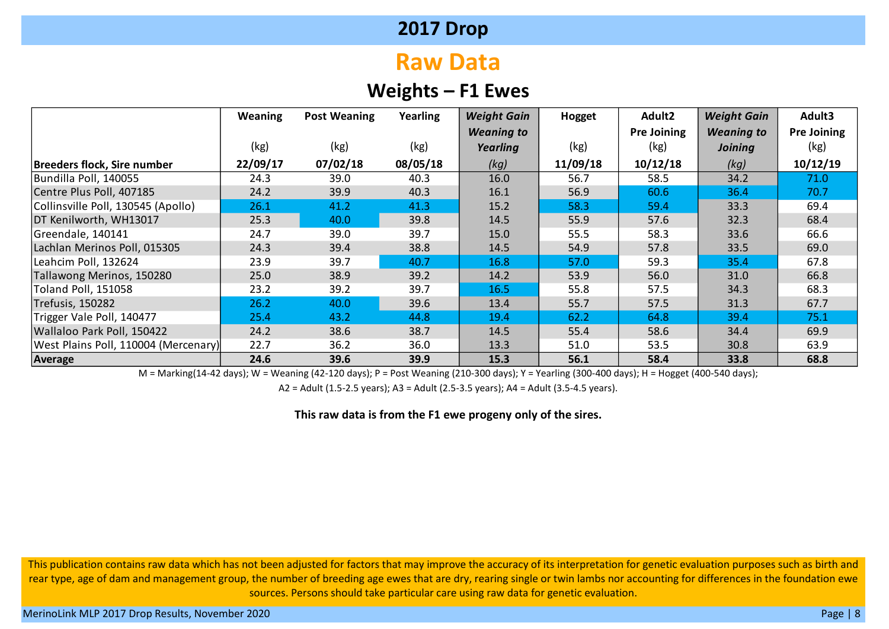# 2017 Drop

## Raw Data

### Weights – F1 Ewes

| Breeders flock, Sire number | Weaning (kg) 22/09/17 | Post Weaning (kg) 07/02/18 | Yearling (kg) 08/05/18 | *Weight Gain Weaning to Yearling (kg)* | Hogget (kg) 11/09/18 | Adult2 Pre Joining (kg) 10/12/18 | *Weight Gain Weaning to Joining (kg)* | Adult3 Pre Joining (kg) 10/12/19 |
|---|---|---|---|---|---|---|---|---|
| Bundilla Poll, 140055 | 24.3 | 39.0 | 40.3 | 16.0 | 56.7 | 58.5 | 34.2 | 71.0 |
| Centre Plus Poll, 407185 | 24.2 | 39.9 | 40.3 | 16.1 | 56.9 | 60.6 | 36.4 | 70.7 |
| Collinsville Poll, 130545 (Apollo) | 26.1 | 41.2 | 41.3 | 15.2 | 58.3 | 59.4 | 33.3 | 69.4 |
| DT Kenilworth, WH13017 | 25.3 | 40.0 | 39.8 | 14.5 | 55.9 | 57.6 | 32.3 | 68.4 |
| Greendale, 140141 | 24.7 | 39.0 | 39.7 | 15.0 | 55.5 | 58.3 | 33.6 | 66.6 |
| Lachlan Merinos Poll, 015305 | 24.3 | 39.4 | 38.8 | 14.5 | 54.9 | 57.8 | 33.5 | 69.0 |
| Leahcim Poll, 132624 | 23.9 | 39.7 | 40.7 | 16.8 | 57.0 | 59.3 | 35.4 | 67.8 |
| Tallawong Merinos, 150280 | 25.0 | 38.9 | 39.2 | 14.2 | 53.9 | 56.0 | 31.0 | 66.8 |
| Toland Poll, 151058 | 23.2 | 39.2 | 39.7 | 16.5 | 55.8 | 57.5 | 34.3 | 68.3 |
| Trefusis, 150282 | 26.2 | 40.0 | 39.6 | 13.4 | 55.7 | 57.5 | 31.3 | 67.7 |
| Trigger Vale Poll, 140477 | 25.4 | 43.2 | 44.8 | 19.4 | 62.2 | 64.8 | 39.4 | 75.1 |
| Wallaloo Park Poll, 150422 | 24.2 | 38.6 | 38.7 | 14.5 | 55.4 | 58.6 | 34.4 | 69.9 |
| West Plains Poll, 110004 (Mercenary) | 22.7 | 36.2 | 36.0 | 13.3 | 51.0 | 53.5 | 30.8 | 63.9 |
| **Average** | **24.6** | **39.6** | **39.9** | **15.3** | **56.1** | **58.4** | **33.8** | **68.8** |

M = Marking(14-42 days); W = Weaning (42-120 days); P = Post Weaning (210-300 days); Y = Yearling (300-400 days); H = Hogget (400-540 days); A2 = Adult (1.5-2.5 years); A3 = Adult (2.5-3.5 years); A4 = Adult (3.5-4.5 years).

**This raw data is from the F1 ewe progeny only of the sires.**

This publication contains raw data which has not been adjusted for factors that may improve the accuracy of its interpretation for genetic evaluation purposes such as birth and rear type, age of dam and management group, the number of breeding age ewes that are dry, rearing single or twin lambs nor accounting for differences in the foundation ewe sources. Persons should take particular care using raw data for genetic evaluation.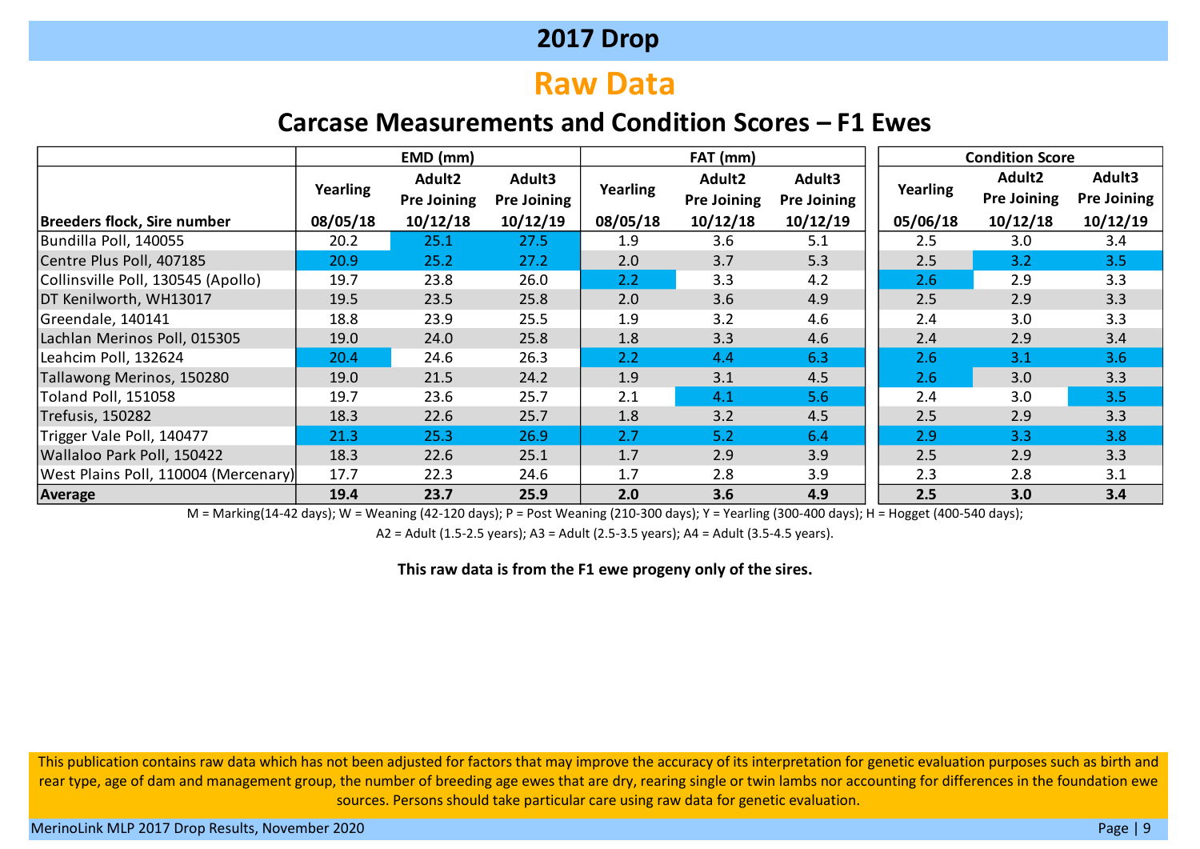# 2017 Drop

## Raw Data

### Carcase Measurements and Condition Scores – F1 Ewes

| Breeders flock, Sire number | EMD (mm) | | | FAT (mm) | | | Condition Score | | |
|---|---|---|---|---|---|---|---|---|---|
| | Yearling 08/05/18 | Adult2 Pre Joining 10/12/18 | Adult3 Pre Joining 10/12/19 | Yearling 08/05/18 | Adult2 Pre Joining 10/12/18 | Adult3 Pre Joining 10/12/19 | Yearling 05/06/18 | Adult2 Pre Joining 10/12/18 | Adult3 Pre Joining 10/12/19 |
| Bundilla Poll, 140055 | 20.2 | 25.1 | 27.5 | 1.9 | 3.6 | 5.1 | 2.5 | 3.0 | 3.4 |
| Centre Plus Poll, 407185 | 20.9 | 25.2 | 27.2 | 2.0 | 3.7 | 5.3 | 2.5 | 3.2 | 3.5 |
| Collinsville Poll, 130545 (Apollo) | 19.7 | 23.8 | 26.0 | 2.2 | 3.3 | 4.2 | 2.6 | 2.9 | 3.3 |
| DT Kenilworth, WH13017 | 19.5 | 23.5 | 25.8 | 2.0 | 3.6 | 4.9 | 2.5 | 2.9 | 3.3 |
| Greendale, 140141 | 18.8 | 23.9 | 25.5 | 1.9 | 3.2 | 4.6 | 2.4 | 3.0 | 3.3 |
| Lachlan Merinos Poll, 015305 | 19.0 | 24.0 | 25.8 | 1.8 | 3.3 | 4.6 | 2.4 | 2.9 | 3.4 |
| Leahcim Poll, 132624 | 20.4 | 24.6 | 26.3 | 2.2 | 4.4 | 6.3 | 2.6 | 3.1 | 3.6 |
| Tallawong Merinos, 150280 | 19.0 | 21.5 | 24.2 | 1.9 | 3.1 | 4.5 | 2.6 | 3.0 | 3.3 |
| Toland Poll, 151058 | 19.7 | 23.6 | 25.7 | 2.1 | 4.1 | 5.6 | 2.4 | 3.0 | 3.5 |
| Trefusis, 150282 | 18.3 | 22.6 | 25.7 | 1.8 | 3.2 | 4.5 | 2.5 | 2.9 | 3.3 |
| Trigger Vale Poll, 140477 | 21.3 | 25.3 | 26.9 | 2.7 | 5.2 | 6.4 | 2.9 | 3.3 | 3.8 |
| Wallaloo Park Poll, 150422 | 18.3 | 22.6 | 25.1 | 1.7 | 2.9 | 3.9 | 2.5 | 2.9 | 3.3 |
| West Plains Poll, 110004 (Mercenary) | 17.7 | 22.3 | 24.6 | 1.7 | 2.8 | 3.9 | 2.3 | 2.8 | 3.1 |
| **Average** | **19.4** | **23.7** | **25.9** | **2.0** | **3.6** | **4.9** | **2.5** | **3.0** | **3.4** |

M = Marking(14-42 days); W = Weaning (42-120 days); P = Post Weaning (210-300 days); Y = Yearling (300-400 days); H = Hogget (400-540 days);

A2 = Adult (1.5-2.5 years); A3 = Adult (2.5-3.5 years); A4 = Adult (3.5-4.5 years).

**This raw data is from the F1 ewe progeny only of the sires.**

This publication contains raw data which has not been adjusted for factors that may improve the accuracy of its interpretation for genetic evaluation purposes such as birth and rear type, age of dam and management group, the number of breeding age ewes that are dry, rearing single or twin lambs nor accounting for differences in the foundation ewe sources. Persons should take particular care using raw data for genetic evaluation.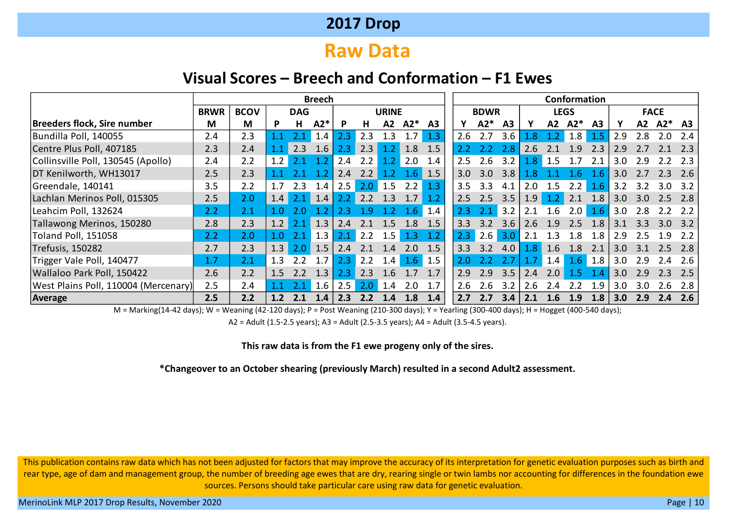# 2017 Drop

## Raw Data

### Visual Scores – Breech and Conformation – F1 Ewes

| Breeders flock, Sire number | Breech | | | | | | | | | | | Conformation | | | | | | | | | | |
|---|---|---|---|---|---|---|---|---|---|---|---|---|---|---|---|---|---|---|---|---|---|---|
| | BRWR | BCOV | DAG | | | URINE | | | | | | BDWR | | | LEGS | | | | FACE | | | |
| | M | M | P | H | A2* | P | H | A2 | A2* | A3 | | Y | A2* | A3 | Y | A2 | A2* | A3 | Y | A2 | A2* | A3 |
| Bundilla Poll, 140055 | 2.4 | 2.3 | 1.1 | 2.1 | 1.4 | 2.3 | 2.3 | 1.3 | 1.7 | 1.3 | | 2.6 | 2.7 | 3.6 | 1.8 | 1.2 | 1.8 | 1.5 | 2.9 | 2.8 | 2.0 | 2.4 |
| Centre Plus Poll, 407185 | 2.3 | 2.4 | 1.1 | 2.3 | 1.6 | 2.3 | 2.3 | 1.2 | 1.8 | 1.5 | | 2.2 | 2.2 | 2.8 | 2.6 | 2.1 | 1.9 | 2.3 | 2.9 | 2.7 | 2.1 | 2.3 |
| Collinsville Poll, 130545 (Apollo) | 2.4 | 2.2 | 1.2 | 2.1 | 1.2 | 2.4 | 2.2 | 1.2 | 2.0 | 1.4 | | 2.5 | 2.6 | 3.2 | 1.8 | 1.5 | 1.7 | 2.1 | 3.0 | 2.9 | 2.2 | 2.3 |
| DT Kenilworth, WH13017 | 2.5 | 2.3 | 1.1 | 2.1 | 1.2 | 2.4 | 2.2 | 1.2 | 1.6 | 1.5 | | 3.0 | 3.0 | 3.8 | 1.8 | 1.1 | 1.6 | 1.6 | 3.0 | 2.7 | 2.3 | 2.6 |
| Greendale, 140141 | 3.5 | 2.2 | 1.7 | 2.3 | 1.4 | 2.5 | 2.0 | 1.5 | 2.2 | 1.3 | | 3.5 | 3.3 | 4.1 | 2.0 | 1.5 | 2.2 | 1.6 | 3.2 | 3.2 | 3.0 | 3.2 |
| Lachlan Merinos Poll, 015305 | 2.5 | 2.0 | 1.4 | 2.1 | 1.4 | 2.2 | 2.2 | 1.3 | 1.7 | 1.2 | | 2.5 | 2.5 | 3.5 | 1.9 | 1.2 | 2.1 | 1.8 | 3.0 | 3.0 | 2.5 | 2.8 |
| Leahcim Poll, 132624 | 2.2 | 2.1 | 1.0 | 2.0 | 1.2 | 2.3 | 1.9 | 1.2 | 1.6 | 1.4 | | 2.3 | 2.1 | 3.2 | 2.1 | 1.6 | 2.0 | 1.6 | 3.0 | 2.8 | 2.2 | 2.2 |
| Tallawong Merinos, 150280 | 2.8 | 2.3 | 1.2 | 2.1 | 1.3 | 2.4 | 2.1 | 1.5 | 1.8 | 1.5 | | 3.3 | 3.2 | 3.6 | 2.6 | 1.9 | 2.5 | 1.8 | 3.1 | 3.3 | 3.0 | 3.2 |
| Toland Poll, 151058 | 2.2 | 2.0 | 1.0 | 2.1 | 1.3 | 2.1 | 2.2 | 1.5 | 1.3 | 1.2 | | 2.3 | 2.6 | 3.0 | 2.1 | 1.3 | 1.8 | 1.8 | 2.9 | 2.5 | 1.9 | 2.2 |
| Trefusis, 150282 | 2.7 | 2.3 | 1.3 | 2.0 | 1.5 | 2.4 | 2.1 | 1.4 | 2.0 | 1.5 | | 3.3 | 3.2 | 4.0 | 1.8 | 1.6 | 1.8 | 2.1 | 3.0 | 3.1 | 2.5 | 2.8 |
| Trigger Vale Poll, 140477 | 1.7 | 2.1 | 1.3 | 2.2 | 1.7 | 2.3 | 2.2 | 1.4 | 1.6 | 1.5 | | 2.0 | 2.2 | 2.7 | 1.7 | 1.4 | 1.6 | 1.8 | 3.0 | 2.9 | 2.4 | 2.6 |
| Wallaloo Park Poll, 150422 | 2.6 | 2.2 | 1.5 | 2.2 | 1.3 | 2.3 | 2.3 | 1.6 | 1.7 | 1.7 | | 2.9 | 2.9 | 3.5 | 2.4 | 2.0 | 1.5 | 1.4 | 3.0 | 2.9 | 2.3 | 2.5 |
| West Plains Poll, 110004 (Mercenary) | 2.5 | 2.4 | 1.1 | 2.1 | 1.6 | 2.5 | 2.0 | 1.4 | 2.0 | 1.7 | | 2.6 | 2.6 | 3.2 | 2.6 | 2.4 | 2.2 | 1.9 | 3.0 | 3.0 | 2.6 | 2.8 |
| **Average** | **2.5** | **2.2** | **1.2** | **2.1** | **1.4** | **2.3** | **2.2** | **1.4** | **1.8** | **1.4** | | **2.7** | **2.7** | **3.4** | **2.1** | **1.6** | **1.9** | **1.8** | **3.0** | **2.9** | **2.4** | **2.6** |

M = Marking(14-42 days); W = Weaning (42-120 days); P = Post Weaning (210-300 days); Y = Yearling (300-400 days); H = Hogget (400-540 days); A2 = Adult (1.5-2.5 years); A3 = Adult (2.5-3.5 years); A4 = Adult (3.5-4.5 years).

**This raw data is from the F1 ewe progeny only of the sires.**

***Changeover to an October shearing (previously March) resulted in a second Adult2 assessment.**

This publication contains raw data which has not been adjusted for factors that may improve the accuracy of its interpretation for genetic evaluation purposes such as birth and rear type, age of dam and management group, the number of breeding age ewes that are dry, rearing single or twin lambs nor accounting for differences in the foundation ewe sources. Persons should take particular care using raw data for genetic evaluation.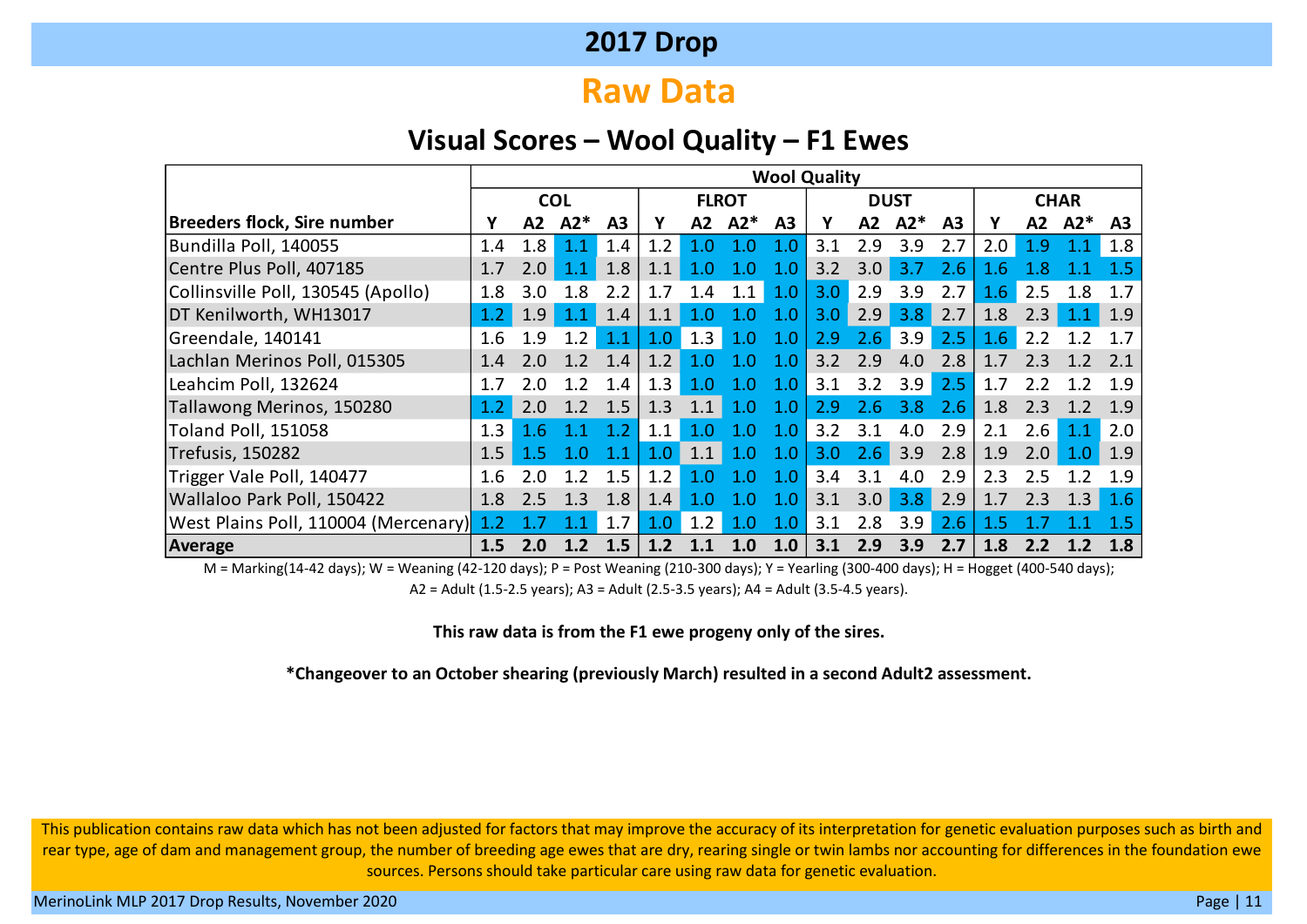# 2017 Drop

## Raw Data

### Visual Scores – Wool Quality – F1 Ewes

| Breeders flock, Sire number | Wool Quality | | | | | | | | | | | | | | | |
|---|---|---|---|---|---|---|---|---|---|---|---|---|---|---|---|---|
| | COL | | | | FLROT | | | | DUST | | | | CHAR | | | |
| | Y | A2 | A2* | A3 | Y | A2 | A2* | A3 | Y | A2 | A2* | A3 | Y | A2 | A2* | A3 |
| Bundilla Poll, 140055 | 1.4 | 1.8 | 1.1 | 1.4 | 1.2 | 1.0 | 1.0 | 1.0 | 3.1 | 2.9 | 3.9 | 2.7 | 2.0 | 1.9 | 1.1 | 1.8 |
| Centre Plus Poll, 407185 | 1.7 | 2.0 | 1.1 | 1.8 | 1.1 | 1.0 | 1.0 | 1.0 | 3.2 | 3.0 | 3.7 | 2.6 | 1.6 | 1.8 | 1.1 | 1.5 |
| Collinsville Poll, 130545 (Apollo) | 1.8 | 3.0 | 1.8 | 2.2 | 1.7 | 1.4 | 1.1 | 1.0 | 3.0 | 2.9 | 3.9 | 2.7 | 1.6 | 2.5 | 1.8 | 1.7 |
| DT Kenilworth, WH13017 | 1.2 | 1.9 | 1.1 | 1.4 | 1.1 | 1.0 | 1.0 | 1.0 | 3.0 | 2.9 | 3.8 | 2.7 | 1.8 | 2.3 | 1.1 | 1.9 |
| Greendale, 140141 | 1.6 | 1.9 | 1.2 | 1.1 | 1.0 | 1.3 | 1.0 | 1.0 | 2.9 | 2.6 | 3.9 | 2.5 | 1.6 | 2.2 | 1.2 | 1.7 |
| Lachlan Merinos Poll, 015305 | 1.4 | 2.0 | 1.2 | 1.4 | 1.2 | 1.0 | 1.0 | 1.0 | 3.2 | 2.9 | 4.0 | 2.8 | 1.7 | 2.3 | 1.2 | 2.1 |
| Leahcim Poll, 132624 | 1.7 | 2.0 | 1.2 | 1.4 | 1.3 | 1.0 | 1.0 | 1.0 | 3.1 | 3.2 | 3.9 | 2.5 | 1.7 | 2.2 | 1.2 | 1.9 |
| Tallawong Merinos, 150280 | 1.2 | 2.0 | 1.2 | 1.5 | 1.3 | 1.1 | 1.0 | 1.0 | 2.9 | 2.6 | 3.8 | 2.6 | 1.8 | 2.3 | 1.2 | 1.9 |
| Toland Poll, 151058 | 1.3 | 1.6 | 1.1 | 1.2 | 1.1 | 1.0 | 1.0 | 1.0 | 3.2 | 3.1 | 4.0 | 2.9 | 2.1 | 2.6 | 1.1 | 2.0 |
| Trefusis, 150282 | 1.5 | 1.5 | 1.0 | 1.1 | 1.0 | 1.1 | 1.0 | 1.0 | 3.0 | 2.6 | 3.9 | 2.8 | 1.9 | 2.0 | 1.0 | 1.9 |
| Trigger Vale Poll, 140477 | 1.6 | 2.0 | 1.2 | 1.5 | 1.2 | 1.0 | 1.0 | 1.0 | 3.4 | 3.1 | 4.0 | 2.9 | 2.3 | 2.5 | 1.2 | 1.9 |
| Wallaloo Park Poll, 150422 | 1.8 | 2.5 | 1.3 | 1.8 | 1.4 | 1.0 | 1.0 | 1.0 | 3.1 | 3.0 | 3.8 | 2.9 | 1.7 | 2.3 | 1.3 | 1.6 |
| West Plains Poll, 110004 (Mercenary) | 1.2 | 1.7 | 1.1 | 1.7 | 1.0 | 1.2 | 1.0 | 1.0 | 3.1 | 2.8 | 3.9 | 2.6 | 1.5 | 1.7 | 1.1 | 1.5 |
| **Average** | **1.5** | **2.0** | **1.2** | **1.5** | **1.2** | **1.1** | **1.0** | **1.0** | **3.1** | **2.9** | **3.9** | **2.7** | **1.8** | **2.2** | **1.2** | **1.8** |

M = Marking(14-42 days); W = Weaning (42-120 days); P = Post Weaning (210-300 days); Y = Yearling (300-400 days); H = Hogget (400-540 days); A2 = Adult (1.5-2.5 years); A3 = Adult (2.5-3.5 years); A4 = Adult (3.5-4.5 years).

**This raw data is from the F1 ewe progeny only of the sires.**

***Changeover to an October shearing (previously March) resulted in a second Adult2 assessment.**

This publication contains raw data which has not been adjusted for factors that may improve the accuracy of its interpretation for genetic evaluation purposes such as birth and rear type, age of dam and management group, the number of breeding age ewes that are dry, rearing single or twin lambs nor accounting for differences in the foundation ewe sources. Persons should take particular care using raw data for genetic evaluation.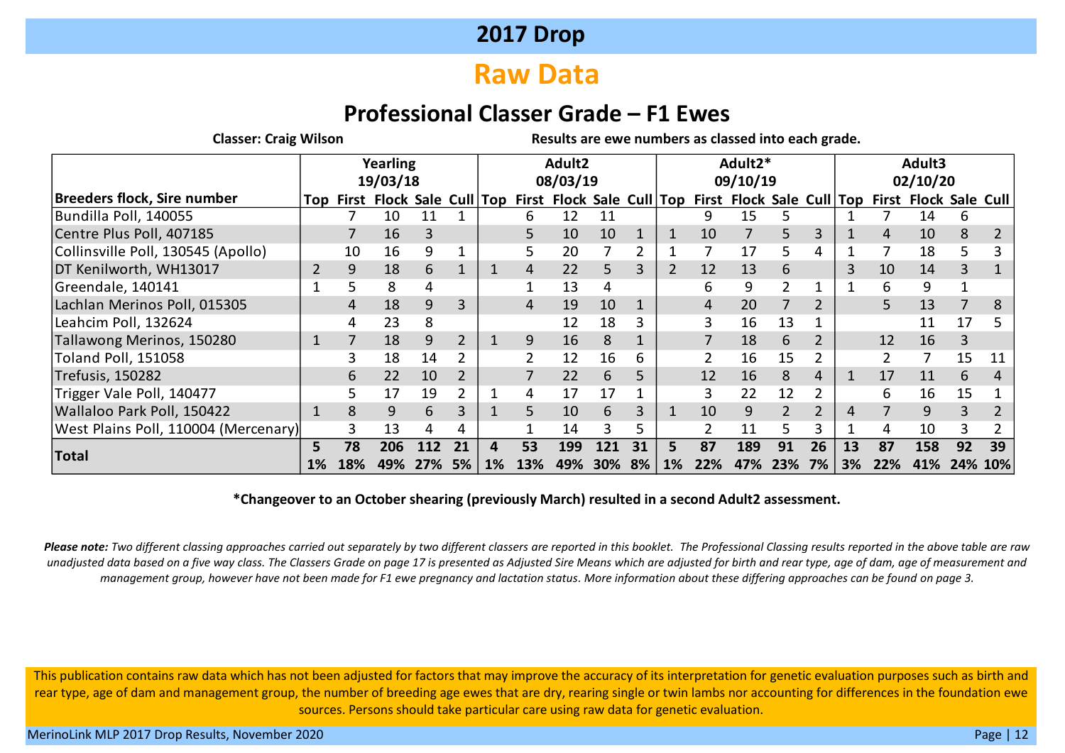# 2017 Drop

# Raw Data

## Professional Classer Grade – F1 Ewes

**Classer: Craig Wilson** **Results are ewe numbers as classed into each grade.**

| Breeders flock, Sire number | Yearling 19/03/18 | | | | | Adult2 08/03/19 | | | | | Adult2* 09/10/19 | | | | | Adult3 02/10/20 | | | | |
|---|---|---|---|---|---|---|---|---|---|---|---|---|---|---|---|---|---|---|---|---|
| | Top | First | Flock | Sale | Cull | Top | First | Flock | Sale | Cull | Top | First | Flock | Sale | Cull | Top | First | Flock | Sale | Cull |
| Bundilla Poll, 140055 | | 7 | 10 | 11 | 1 | | 6 | 12 | 11 | | | 9 | 15 | 5 | | 1 | 7 | 14 | 6 | |
| Centre Plus Poll, 407185 | | 7 | 16 | 3 | | | 5 | 10 | 10 | 1 | 1 | 10 | 7 | 5 | 3 | 1 | 4 | 10 | 8 | 2 |
| Collinsville Poll, 130545 (Apollo) | | 10 | 16 | 9 | 1 | | 5 | 20 | 7 | 2 | 1 | 7 | 17 | 5 | 4 | 1 | 7 | 18 | 5 | 3 |
| DT Kenilworth, WH13017 | 2 | 9 | 18 | 6 | 1 | 1 | 4 | 22 | 5 | 3 | 2 | 12 | 13 | 6 | | 3 | 10 | 14 | 3 | 1 |
| Greendale, 140141 | 1 | 5 | 8 | 4 | | | 1 | 13 | 4 | | | 6 | 9 | 2 | 1 | 1 | 6 | 9 | 1 | |
| Lachlan Merinos Poll, 015305 | | 4 | 18 | 9 | 3 | | 4 | 19 | 10 | 1 | | 4 | 20 | 7 | 2 | | 5 | 13 | 7 | 8 |
| Leahcim Poll, 132624 | | 4 | 23 | 8 | | | | 12 | 18 | 3 | | 3 | 16 | 13 | 1 | | | 11 | 17 | 5 |
| Tallawong Merinos, 150280 | 1 | 7 | 18 | 9 | 2 | 1 | 9 | 16 | 8 | 1 | | 7 | 18 | 6 | 2 | | 12 | 16 | 3 | |
| Toland Poll, 151058 | | 3 | 18 | 14 | 2 | | 2 | 12 | 16 | 6 | | 2 | 16 | 15 | 2 | | 2 | 7 | 15 | 11 |
| Trefusis, 150282 | | 6 | 22 | 10 | 2 | | 7 | 22 | 6 | 5 | | 12 | 16 | 8 | 4 | 1 | 17 | 11 | 6 | 4 |
| Trigger Vale Poll, 140477 | | 5 | 17 | 19 | 2 | 1 | 4 | 17 | 17 | 1 | | 3 | 22 | 12 | 2 | | 6 | 16 | 15 | 1 |
| Wallaloo Park Poll, 150422 | 1 | 8 | 9 | 6 | 3 | 1 | 5 | 10 | 6 | 3 | 1 | 10 | 9 | 2 | 2 | 4 | 7 | 9 | 3 | 2 |
| West Plains Poll, 110004 (Mercenary) | | 3 | 13 | 4 | 4 | | 1 | 14 | 3 | 5 | | 2 | 11 | 5 | 3 | 1 | 4 | 10 | 3 | 2 |
| **Total** | **5** | **78** | **206** | **112** | **21** | **4** | **53** | **199** | **121** | **31** | **5** | **87** | **189** | **91** | **26** | **13** | **87** | **158** | **92** | **39** |
| | **1%** | **18%** | **49%** | **27%** | **5%** | **1%** | **13%** | **49%** | **30%** | **8%** | **1%** | **22%** | **47%** | **23%** | **7%** | **3%** | **22%** | **41%** | **24%** | **10%** |

**\*Changeover to an October shearing (previously March) resulted in a second Adult2 assessment.**

***Please note:*** *Two different classing approaches carried out separately by two different classers are reported in this booklet. The Professional Classing results reported in the above table are raw unadjusted data based on a five way class. The Classers Grade on page 17 is presented as Adjusted Sire Means which are adjusted for birth and rear type, age of dam, age of measurement and management group, however have not been made for F1 ewe pregnancy and lactation status. More information about these differing approaches can be found on page 3.*

This publication contains raw data which has not been adjusted for factors that may improve the accuracy of its interpretation for genetic evaluation purposes such as birth and rear type, age of dam and management group, the number of breeding age ewes that are dry, rearing single or twin lambs nor accounting for differences in the foundation ewe sources. Persons should take particular care using raw data for genetic evaluation.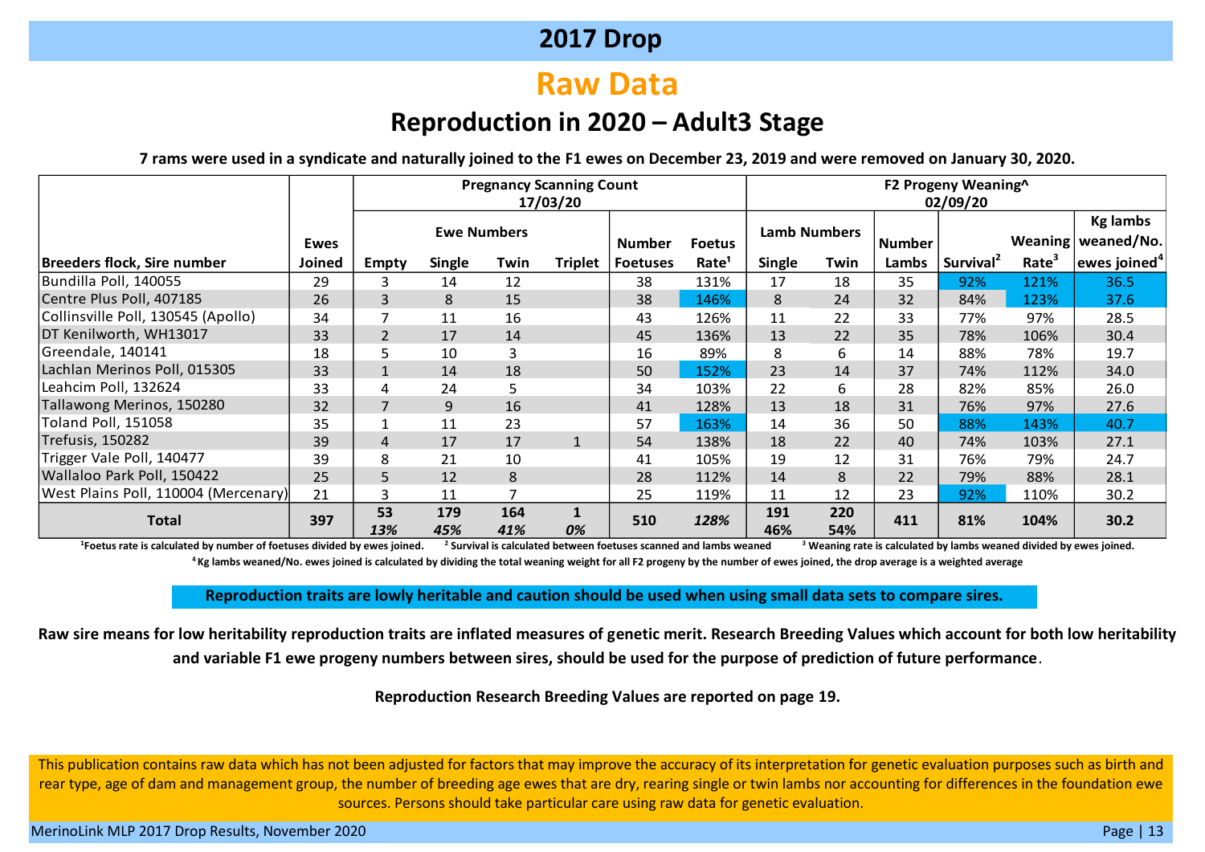# 2017 Drop

## Raw Data

### Reproduction in 2020 – Adult3 Stage

**7 rams were used in a syndicate and naturally joined to the F1 ewes on December 23, 2019 and were removed on January 30, 2020.**

| Breeders flock, Sire number | Ewes Joined | Pregnancy Scanning Count 17/03/20 | | | | | | F2 Progeny Weaning^ 02/09/20 | | | | | |
|---|---|---|---|---|---|---|---|---|---|---|---|---|---|
| | | Ewe Numbers | | | | Number Foetuses | Foetus Rate[1] | Lamb Numbers | | Number Lambs | Survival[2] | Weaning Rate[3] | Kg lambs weaned/No. ewes joined[4] |
| | | Empty | Single | Twin | Triplet | | | Single | Twin | | | | |
| Bundilla Poll, 140055 | 29 | 3 | 14 | 12 | | 38 | 131% | 17 | 18 | 35 | 92% | 121% | 36.5 |
| Centre Plus Poll, 407185 | 26 | 3 | 8 | 15 | | 38 | 146% | 8 | 24 | 32 | 84% | 123% | 37.6 |
| Collinsville Poll, 130545 (Apollo) | 34 | 7 | 11 | 16 | | 43 | 126% | 11 | 22 | 33 | 77% | 97% | 28.5 |
| DT Kenilworth, WH13017 | 33 | 2 | 17 | 14 | | 45 | 136% | 13 | 22 | 35 | 78% | 106% | 30.4 |
| Greendale, 140141 | 18 | 5 | 10 | 3 | | 16 | 89% | 8 | 6 | 14 | 88% | 78% | 19.7 |
| Lachlan Merinos Poll, 015305 | 33 | 1 | 14 | 18 | | 50 | 152% | 23 | 14 | 37 | 74% | 112% | 34.0 |
| Leahcim Poll, 132624 | 33 | 4 | 24 | 5 | | 34 | 103% | 22 | 6 | 28 | 82% | 85% | 26.0 |
| Tallawong Merinos, 150280 | 32 | 7 | 9 | 16 | | 41 | 128% | 13 | 18 | 31 | 76% | 97% | 27.6 |
| Toland Poll, 151058 | 35 | 1 | 11 | 23 | | 57 | 163% | 14 | 36 | 50 | 88% | 143% | 40.7 |
| Trefusis, 150282 | 39 | 4 | 17 | 17 | 1 | 54 | 138% | 18 | 22 | 40 | 74% | 103% | 27.1 |
| Trigger Vale Poll, 140477 | 39 | 8 | 21 | 10 | | 41 | 105% | 19 | 12 | 31 | 76% | 79% | 24.7 |
| Wallaloo Park Poll, 150422 | 25 | 5 | 12 | 8 | | 28 | 112% | 14 | 8 | 22 | 79% | 88% | 28.1 |
| West Plains Poll, 110004 (Mercenary) | 21 | 3 | 11 | 7 | | 25 | 119% | 11 | 12 | 23 | 92% | 110% | 30.2 |
| **Total** | **397** | **53** *13%* | **179** *45%* | **164** *41%* | **1** *0%* | **510** | ***128%*** | **191** **46%** | **220** **54%** | **411** | **81%** | **104%** | **30.2** |

[1]Foetus rate is calculated by number of foetuses divided by ewes joined. [2] Survival is calculated between foetuses scanned and lambs weaned [3] Weaning rate is calculated by lambs weaned divided by ewes joined.
[4] Kg lambs weaned/No. ewes joined is calculated by dividing the total weaning weight for all F2 progeny by the number of ewes joined, the drop average is a weighted average

**Reproduction traits are lowly heritable and caution should be used when using small data sets to compare sires.**

**Raw sire means for low heritability reproduction traits are inflated measures of genetic merit. Research Breeding Values which account for both low heritability and variable F1 ewe progeny numbers between sires, should be used for the purpose of prediction of future performance**.

**Reproduction Research Breeding Values are reported on page 19.**

This publication contains raw data which has not been adjusted for factors that may improve the accuracy of its interpretation for genetic evaluation purposes such as birth and rear type, age of dam and management group, the number of breeding age ewes that are dry, rearing single or twin lambs nor accounting for differences in the foundation ewe sources. Persons should take particular care using raw data for genetic evaluation.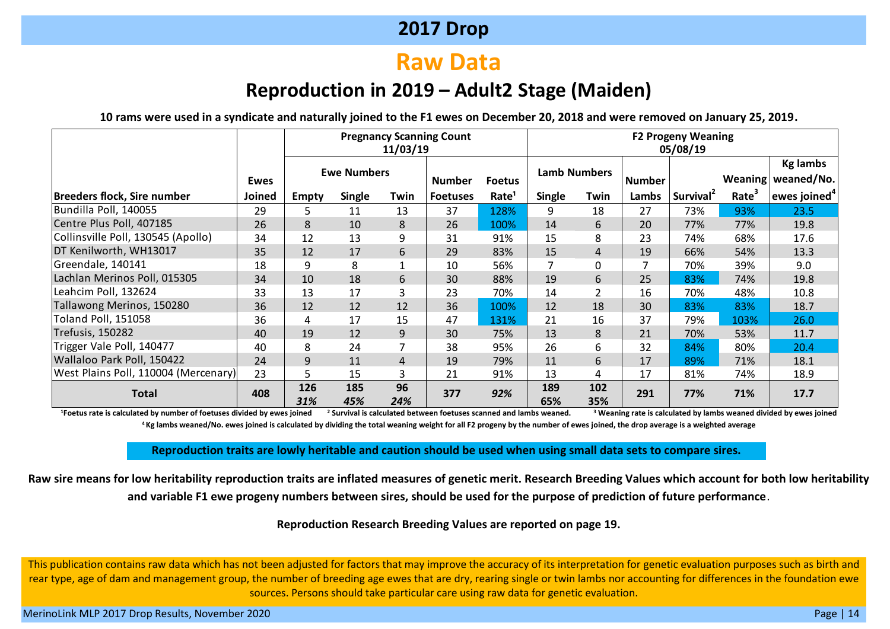# 2017 Drop

## Raw Data

### Reproduction in 2019 – Adult2 Stage (Maiden)

**10 rams were used in a syndicate and naturally joined to the F1 ewes on December 20, 2018 and were removed on January 25, 2019.**

| | | Pregnancy Scanning Count 11/03/19 | | | | | F2 Progeny Weaning 05/08/19 | | | | | |
|---|---|---|---|---|---|---|---|---|---|---|---|---|
| | | Ewe Numbers | | | | | Lamb Numbers | | | | | |
| Breeders flock, Sire number | Ewes Joined | Empty | Single | Twin | Number Foetuses | Foetus Rate[1] | Single | Twin | Number Lambs | Survival[2] | Weaning Rate[3] | Kg lambs weaned/No. ewes joined[4] |
| Bundilla Poll, 140055 | 29 | 5 | 11 | 13 | 37 | 128% | 9 | 18 | 27 | 73% | 93% | 23.5 |
| Centre Plus Poll, 407185 | 26 | 8 | 10 | 8 | 26 | 100% | 14 | 6 | 20 | 77% | 77% | 19.8 |
| Collinsville Poll, 130545 (Apollo) | 34 | 12 | 13 | 9 | 31 | 91% | 15 | 8 | 23 | 74% | 68% | 17.6 |
| DT Kenilworth, WH13017 | 35 | 12 | 17 | 6 | 29 | 83% | 15 | 4 | 19 | 66% | 54% | 13.3 |
| Greendale, 140141 | 18 | 9 | 8 | 1 | 10 | 56% | 7 | 0 | 7 | 70% | 39% | 9.0 |
| Lachlan Merinos Poll, 015305 | 34 | 10 | 18 | 6 | 30 | 88% | 19 | 6 | 25 | 83% | 74% | 19.8 |
| Leahcim Poll, 132624 | 33 | 13 | 17 | 3 | 23 | 70% | 14 | 2 | 16 | 70% | 48% | 10.8 |
| Tallawong Merinos, 150280 | 36 | 12 | 12 | 12 | 36 | 100% | 12 | 18 | 30 | 83% | 83% | 18.7 |
| Toland Poll, 151058 | 36 | 4 | 17 | 15 | 47 | 131% | 21 | 16 | 37 | 79% | 103% | 26.0 |
| Trefusis, 150282 | 40 | 19 | 12 | 9 | 30 | 75% | 13 | 8 | 21 | 70% | 53% | 11.7 |
| Trigger Vale Poll, 140477 | 40 | 8 | 24 | 7 | 38 | 95% | 26 | 6 | 32 | 84% | 80% | 20.4 |
| Wallaloo Park Poll, 150422 | 24 | 9 | 11 | 4 | 19 | 79% | 11 | 6 | 17 | 89% | 71% | 18.1 |
| West Plains Poll, 110004 (Mercenary) | 23 | 5 | 15 | 3 | 21 | 91% | 13 | 4 | 17 | 81% | 74% | 18.9 |
| **Total** | **408** | **126** *31%* | **185** *45%* | **96** *24%* | **377** | ***92%*** | **189** **65%** | **102** **35%** | **291** | **77%** | **71%** | **17.7** |

[1]Foetus rate is calculated by number of foetuses divided by ewes joined [2] Survival is calculated between foetuses scanned and lambs weaned. [3] Weaning rate is calculated by lambs weaned divided by ewes joined

[4] Kg lambs weaned/No. ewes joined is calculated by dividing the total weaning weight for all F2 progeny by the number of ewes joined, the drop average is a weighted average

**Reproduction traits are lowly heritable and caution should be used when using small data sets to compare sires.**

**Raw sire means for low heritability reproduction traits are inflated measures of genetic merit. Research Breeding Values which account for both low heritability and variable F1 ewe progeny numbers between sires, should be used for the purpose of prediction of future performance**.

**Reproduction Research Breeding Values are reported on page 19.**

This publication contains raw data which has not been adjusted for factors that may improve the accuracy of its interpretation for genetic evaluation purposes such as birth and rear type, age of dam and management group, the number of breeding age ewes that are dry, rearing single or twin lambs nor accounting for differences in the foundation ewe sources. Persons should take particular care using raw data for genetic evaluation.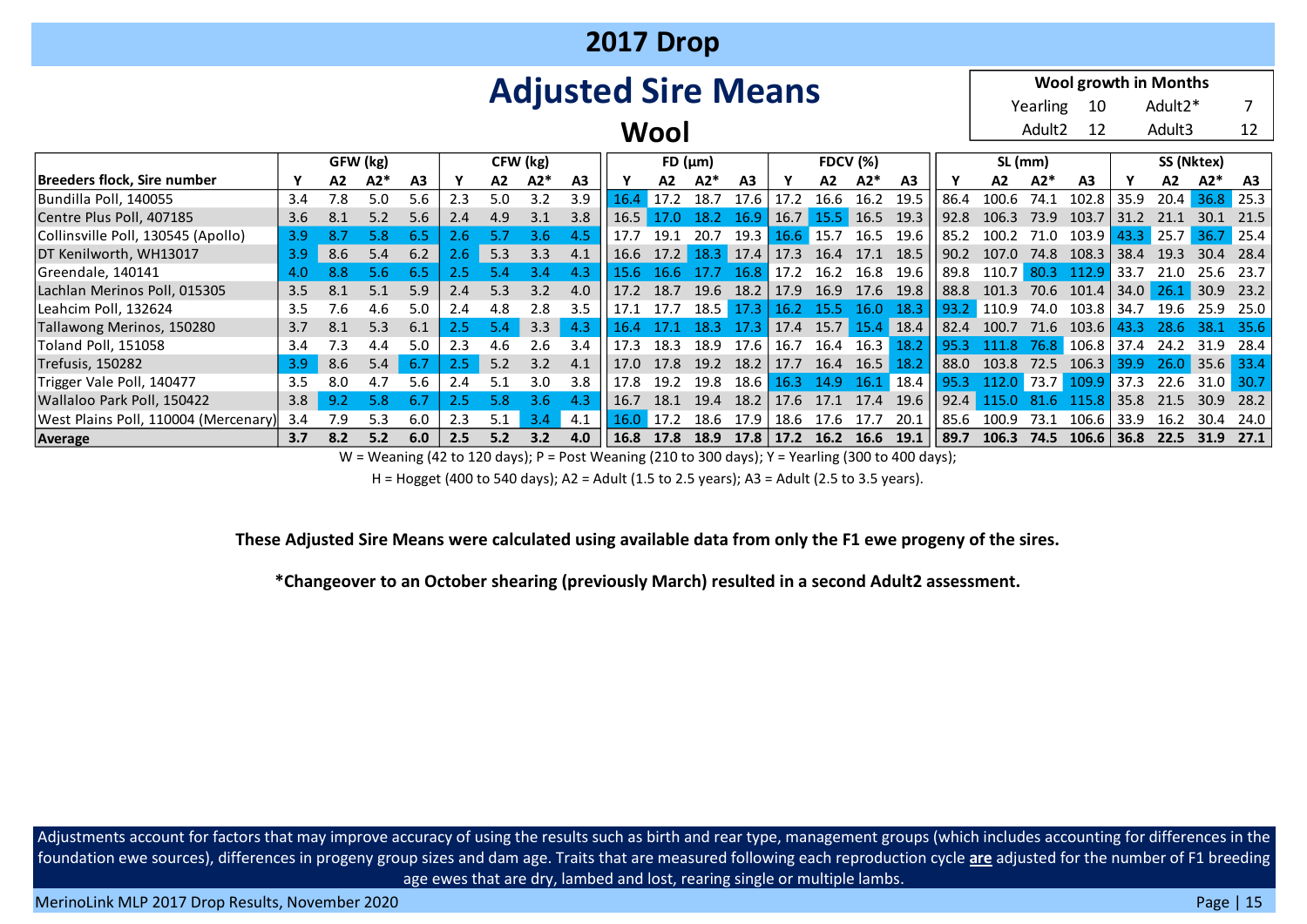# 2017 Drop

## Adjusted Sire Means

### Wool

| Wool growth in Months | | | |
|---|---|---|---|
| Yearling | 10 | Adult2* | 7 |
| Adult2 | 12 | Adult3 | 12 |

| | GFW (kg) | | | | CFW (kg) | | | | FD (µm) | | | | FDCV (%) | | | | SL (mm) | | | | SS (Nktex) | | | |
|---|---|---|---|---|---|---|---|---|---|---|---|---|---|---|---|---|---|---|---|---|---|---|---|---|
| **Breeders flock, Sire number** | **Y** | **A2** | **A2*** | **A3** | **Y** | **A2** | **A2*** | **A3** | **Y** | **A2** | **A2*** | **A3** | **Y** | **A2** | **A2*** | **A3** | **Y** | **A2** | **A2*** | **A3** | **Y** | **A2** | **A2*** | **A3** |
| Bundilla Poll, 140055 | 3.4 | 7.8 | 5.0 | 5.6 | 2.3 | 5.0 | 3.2 | 3.9 | 16.4 | 17.2 | 18.7 | 17.6 | 17.2 | 16.6 | 16.2 | 19.5 | 86.4 | 100.6 | 74.1 | 102.8 | 35.9 | 20.4 | 36.8 | 25.3 |
| Centre Plus Poll, 407185 | 3.6 | 8.1 | 5.2 | 5.6 | 2.4 | 4.9 | 3.1 | 3.8 | 16.5 | 17.0 | 18.2 | 16.9 | 16.7 | 15.5 | 16.5 | 19.3 | 92.8 | 106.3 | 73.9 | 103.7 | 31.2 | 21.1 | 30.1 | 21.5 |
| Collinsville Poll, 130545 (Apollo) | 3.9 | 8.7 | 5.8 | 6.5 | 2.6 | 5.7 | 3.6 | 4.5 | 17.7 | 19.1 | 20.7 | 19.3 | 16.6 | 15.7 | 16.5 | 19.6 | 85.2 | 100.2 | 71.0 | 103.9 | 43.3 | 25.7 | 36.7 | 25.4 |
| DT Kenilworth, WH13017 | 3.9 | 8.6 | 5.4 | 6.2 | 2.6 | 5.3 | 3.3 | 4.1 | 16.6 | 17.2 | 18.3 | 17.4 | 17.3 | 16.4 | 17.1 | 18.5 | 90.2 | 107.0 | 74.8 | 108.3 | 38.4 | 19.3 | 30.4 | 28.4 |
| Greendale, 140141 | 4.0 | 8.8 | 5.6 | 6.5 | 2.5 | 5.4 | 3.4 | 4.3 | 15.6 | 16.6 | 17.7 | 16.8 | 17.2 | 16.2 | 16.8 | 19.6 | 89.8 | 110.7 | 80.3 | 112.9 | 33.7 | 21.0 | 25.6 | 23.7 |
| Lachlan Merinos Poll, 015305 | 3.5 | 8.1 | 5.1 | 5.9 | 2.4 | 5.3 | 3.2 | 4.0 | 17.2 | 18.7 | 19.6 | 18.2 | 17.9 | 16.9 | 17.6 | 19.8 | 88.8 | 101.3 | 70.6 | 101.4 | 34.0 | 26.1 | 30.9 | 23.2 |
| Leahcim Poll, 132624 | 3.5 | 7.6 | 4.6 | 5.0 | 2.4 | 4.8 | 2.8 | 3.5 | 17.1 | 17.7 | 18.5 | 17.3 | 16.2 | 15.5 | 16.0 | 18.3 | 93.2 | 110.9 | 74.0 | 103.8 | 34.7 | 19.6 | 25.9 | 25.0 |
| Tallawong Merinos, 150280 | 3.7 | 8.1 | 5.3 | 6.1 | 2.5 | 5.4 | 3.3 | 4.3 | 16.4 | 17.1 | 18.3 | 17.3 | 17.4 | 15.7 | 15.4 | 18.4 | 82.4 | 100.7 | 71.6 | 103.6 | 43.3 | 28.6 | 38.1 | 35.6 |
| Toland Poll, 151058 | 3.4 | 7.3 | 4.4 | 5.0 | 2.3 | 4.6 | 2.6 | 3.4 | 17.3 | 18.3 | 18.9 | 17.6 | 16.7 | 16.4 | 16.3 | 18.2 | 95.3 | 111.8 | 76.8 | 106.8 | 37.4 | 24.2 | 31.9 | 28.4 |
| Trefusis, 150282 | 3.9 | 8.6 | 5.4 | 6.7 | 2.5 | 5.2 | 3.2 | 4.1 | 17.0 | 17.8 | 19.2 | 18.2 | 17.7 | 16.4 | 16.5 | 18.2 | 88.0 | 103.8 | 72.5 | 106.3 | 39.9 | 26.0 | 35.6 | 33.4 |
| Trigger Vale Poll, 140477 | 3.5 | 8.0 | 4.7 | 5.6 | 2.4 | 5.1 | 3.0 | 3.8 | 17.8 | 19.2 | 19.8 | 18.6 | 16.3 | 14.9 | 16.1 | 18.4 | 95.3 | 112.0 | 73.7 | 109.9 | 37.3 | 22.6 | 31.0 | 30.7 |
| Wallaloo Park Poll, 150422 | 3.8 | 9.2 | 5.8 | 6.7 | 2.5 | 5.8 | 3.6 | 4.3 | 16.7 | 18.1 | 19.4 | 18.2 | 17.6 | 17.1 | 17.4 | 19.6 | 92.4 | 115.0 | 81.6 | 115.8 | 35.8 | 21.5 | 30.9 | 28.2 |
| West Plains Poll, 110004 (Mercenary) | 3.4 | 7.9 | 5.3 | 6.0 | 2.3 | 5.1 | 3.4 | 4.1 | 16.0 | 17.2 | 18.6 | 17.9 | 18.6 | 17.6 | 17.7 | 20.1 | 85.6 | 100.9 | 73.1 | 106.6 | 33.9 | 16.2 | 30.4 | 24.0 |
| **Average** | **3.7** | **8.2** | **5.2** | **6.0** | **2.5** | **5.2** | **3.2** | **4.0** | **16.8** | **17.8** | **18.9** | **17.8** | **17.2** | **16.2** | **16.6** | **19.1** | **89.7** | **106.3** | **74.5** | **106.6** | **36.8** | **22.5** | **31.9** | **27.1** |

W = Weaning (42 to 120 days); P = Post Weaning (210 to 300 days); Y = Yearling (300 to 400 days);

H = Hogget (400 to 540 days); A2 = Adult (1.5 to 2.5 years); A3 = Adult (2.5 to 3.5 years).

**These Adjusted Sire Means were calculated using available data from only the F1 ewe progeny of the sires.**

***Changeover to an October shearing (previously March) resulted in a second Adult2 assessment.**

Adjustments account for factors that may improve accuracy of using the results such as birth and rear type, management groups (which includes accounting for differences in the foundation ewe sources), differences in progeny group sizes and dam age. Traits that are measured following each reproduction cycle **are** adjusted for the number of F1 breeding age ewes that are dry, lambed and lost, rearing single or multiple lambs.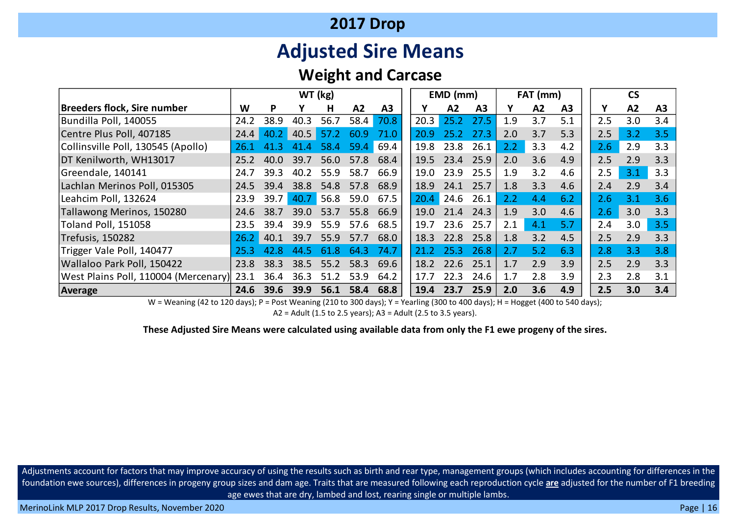# 2017 Drop

## Adjusted Sire Means

### Weight and Carcase

| Breeders flock, Sire number | WT (kg) W | WT (kg) P | WT (kg) Y | WT (kg) H | WT (kg) A2 | WT (kg) A3 | EMD (mm) Y | EMD (mm) A2 | EMD (mm) A3 | FAT (mm) Y | FAT (mm) A2 | FAT (mm) A3 | CS Y | CS A2 | CS A3 |
|---|---|---|---|---|---|---|---|---|---|---|---|---|---|---|---|
| Bundilla Poll, 140055 | 24.2 | 38.9 | 40.3 | 56.7 | 58.4 | 70.8 | 20.3 | 25.2 | 27.5 | 1.9 | 3.7 | 5.1 | 2.5 | 3.0 | 3.4 |
| Centre Plus Poll, 407185 | 24.4 | 40.2 | 40.5 | 57.2 | 60.9 | 71.0 | 20.9 | 25.2 | 27.3 | 2.0 | 3.7 | 5.3 | 2.5 | 3.2 | 3.5 |
| Collinsville Poll, 130545 (Apollo) | 26.1 | 41.3 | 41.4 | 58.4 | 59.4 | 69.4 | 19.8 | 23.8 | 26.1 | 2.2 | 3.3 | 4.2 | 2.6 | 2.9 | 3.3 |
| DT Kenilworth, WH13017 | 25.2 | 40.0 | 39.7 | 56.0 | 57.8 | 68.4 | 19.5 | 23.4 | 25.9 | 2.0 | 3.6 | 4.9 | 2.5 | 2.9 | 3.3 |
| Greendale, 140141 | 24.7 | 39.3 | 40.2 | 55.9 | 58.7 | 66.9 | 19.0 | 23.9 | 25.5 | 1.9 | 3.2 | 4.6 | 2.5 | 3.1 | 3.3 |
| Lachlan Merinos Poll, 015305 | 24.5 | 39.4 | 38.8 | 54.8 | 57.8 | 68.9 | 18.9 | 24.1 | 25.7 | 1.8 | 3.3 | 4.6 | 2.4 | 2.9 | 3.4 |
| Leahcim Poll, 132624 | 23.9 | 39.7 | 40.7 | 56.8 | 59.0 | 67.5 | 20.4 | 24.6 | 26.1 | 2.2 | 4.4 | 6.2 | 2.6 | 3.1 | 3.6 |
| Tallawong Merinos, 150280 | 24.6 | 38.7 | 39.0 | 53.7 | 55.8 | 66.9 | 19.0 | 21.4 | 24.3 | 1.9 | 3.0 | 4.6 | 2.6 | 3.0 | 3.3 |
| Toland Poll, 151058 | 23.5 | 39.4 | 39.9 | 55.9 | 57.6 | 68.5 | 19.7 | 23.6 | 25.7 | 2.1 | 4.1 | 5.7 | 2.4 | 3.0 | 3.5 |
| Trefusis, 150282 | 26.2 | 40.1 | 39.7 | 55.9 | 57.7 | 68.0 | 18.3 | 22.8 | 25.8 | 1.8 | 3.2 | 4.5 | 2.5 | 2.9 | 3.3 |
| Trigger Vale Poll, 140477 | 25.3 | 42.8 | 44.5 | 61.8 | 64.3 | 74.7 | 21.2 | 25.3 | 26.8 | 2.7 | 5.2 | 6.3 | 2.8 | 3.3 | 3.8 |
| Wallaloo Park Poll, 150422 | 23.8 | 38.3 | 38.5 | 55.2 | 58.3 | 69.6 | 18.2 | 22.6 | 25.1 | 1.7 | 2.9 | 3.9 | 2.5 | 2.9 | 3.3 |
| West Plains Poll, 110004 (Mercenary) | 23.1 | 36.4 | 36.3 | 51.2 | 53.9 | 64.2 | 17.7 | 22.3 | 24.6 | 1.7 | 2.8 | 3.9 | 2.3 | 2.8 | 3.1 |
| **Average** | **24.6** | **39.6** | **39.9** | **56.1** | **58.4** | **68.8** | **19.4** | **23.7** | **25.9** | **2.0** | **3.6** | **4.9** | **2.5** | **3.0** | **3.4** |

W = Weaning (42 to 120 days); P = Post Weaning (210 to 300 days); Y = Yearling (300 to 400 days); H = Hogget (400 to 540 days); A2 = Adult (1.5 to 2.5 years); A3 = Adult (2.5 to 3.5 years).

**These Adjusted Sire Means were calculated using available data from only the F1 ewe progeny of the sires.**

Adjustments account for factors that may improve accuracy of using the results such as birth and rear type, management groups (which includes accounting for differences in the foundation ewe sources), differences in progeny group sizes and dam age. Traits that are measured following each reproduction cycle **are** adjusted for the number of F1 breeding age ewes that are dry, lambed and lost, rearing single or multiple lambs.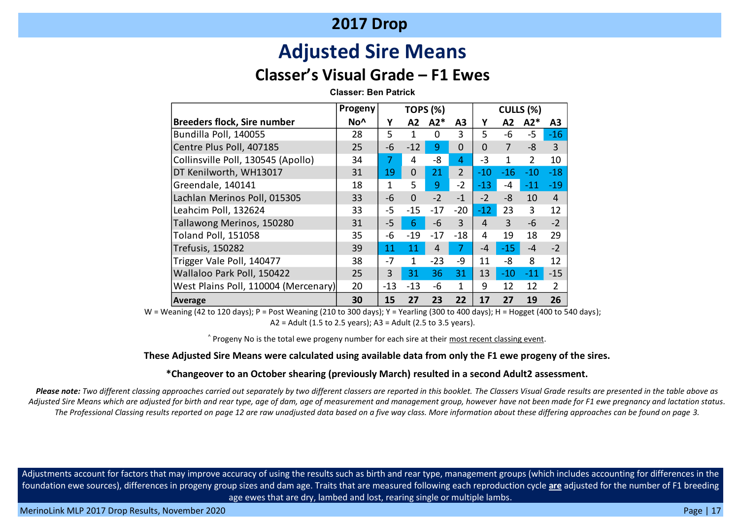# 2017 Drop

## Adjusted Sire Means

### Classer's Visual Grade – F1 Ewes

**Classer: Ben Patrick**

| Breeders flock, Sire number | Progeny No^ | TOPS (%) | | | | CULLS (%) | | | |
|---|---|---|---|---|---|---|---|---|---|
| | | Y | A2 | A2* | A3 | Y | A2 | A2* | A3 |
| Bundilla Poll, 140055 | 28 | 5 | 1 | 0 | 3 | 5 | -6 | -5 | -16 |
| Centre Plus Poll, 407185 | 25 | -6 | -12 | 9 | 0 | 0 | 7 | -8 | 3 |
| Collinsville Poll, 130545 (Apollo) | 34 | 7 | 4 | -8 | 4 | -3 | 1 | 2 | 10 |
| DT Kenilworth, WH13017 | 31 | 19 | 0 | 21 | 2 | -10 | -16 | -10 | -18 |
| Greendale, 140141 | 18 | 1 | 5 | 9 | -2 | -13 | -4 | -11 | -19 |
| Lachlan Merinos Poll, 015305 | 33 | -6 | 0 | -2 | -1 | -2 | -8 | 10 | 4 |
| Leahcim Poll, 132624 | 33 | -5 | -15 | -17 | -20 | -12 | 23 | 3 | 12 |
| Tallawong Merinos, 150280 | 31 | -5 | 6 | -6 | 3 | 4 | 3 | -6 | -2 |
| Toland Poll, 151058 | 35 | -6 | -19 | -17 | -18 | 4 | 19 | 18 | 29 |
| Trefusis, 150282 | 39 | 11 | 11 | 4 | 7 | -4 | -15 | -4 | -2 |
| Trigger Vale Poll, 140477 | 38 | -7 | 1 | -23 | -9 | 11 | -8 | 8 | 12 |
| Wallaloo Park Poll, 150422 | 25 | 3 | 31 | 36 | 31 | 13 | -10 | -11 | -15 |
| West Plains Poll, 110004 (Mercenary) | 20 | -13 | -13 | -6 | 1 | 9 | 12 | 12 | 2 |
| **Average** | **30** | **15** | **27** | **23** | **22** | **17** | **27** | **19** | **26** |

W = Weaning (42 to 120 days); P = Post Weaning (210 to 300 days); Y = Yearling (300 to 400 days); H = Hogget (400 to 540 days); A2 = Adult (1.5 to 2.5 years); A3 = Adult (2.5 to 3.5 years).

^ Progeny No is the total ewe progeny number for each sire at their most recent classing event.

**These Adjusted Sire Means were calculated using available data from only the F1 ewe progeny of the sires.**

**\*Changeover to an October shearing (previously March) resulted in a second Adult2 assessment.**

***Please note:*** *Two different classing approaches carried out separately by two different classers are reported in this booklet. The Classers Visual Grade results are presented in the table above as Adjusted Sire Means which are adjusted for birth and rear type, age of dam, age of measurement and management group, however have not been made for F1 ewe pregnancy and lactation status. The Professional Classing results reported on page 12 are raw unadjusted data based on a five way class. More information about these differing approaches can be found on page 3.*

Adjustments account for factors that may improve accuracy of using the results such as birth and rear type, management groups (which includes accounting for differences in the foundation ewe sources), differences in progeny group sizes and dam age. Traits that are measured following each reproduction cycle **are** adjusted for the number of F1 breeding age ewes that are dry, lambed and lost, rearing single or multiple lambs.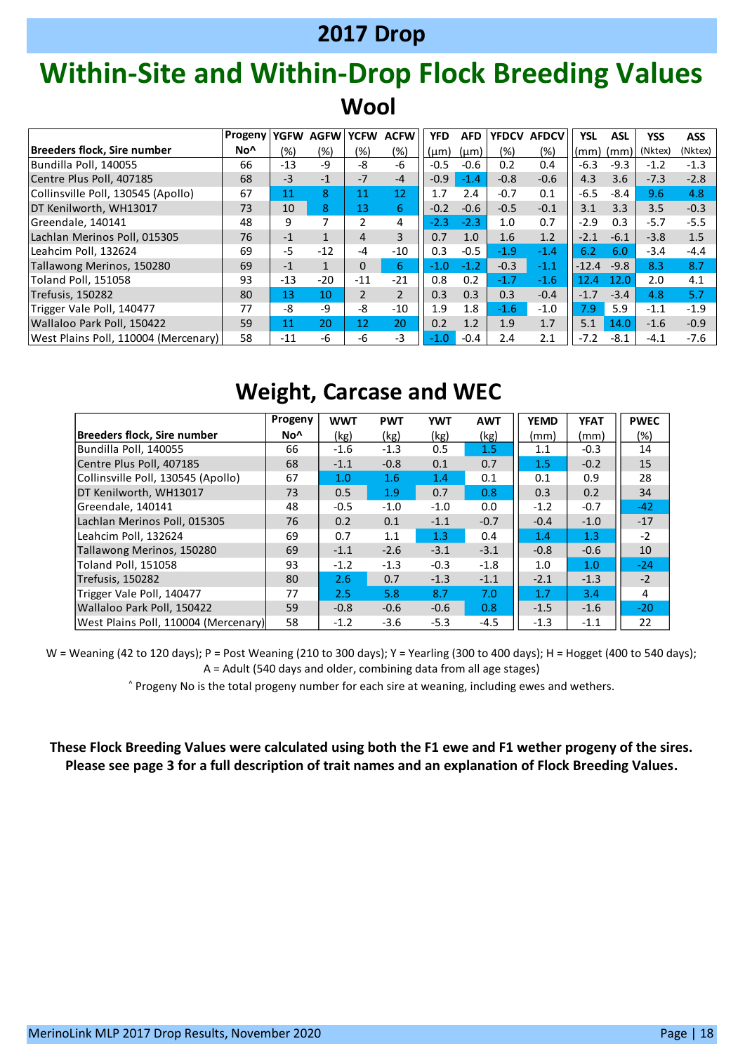# 2017 Drop

# Within-Site and Within-Drop Flock Breeding Values

## Wool

| Breeders flock, Sire number | Progeny No^ | YGFW (%) | AGFW (%) | YCFW (%) | ACFW (%) | YFD (µm) | AFD (µm) | YFDCV (%) | AFDCV (%) | YSL (mm) | ASL (mm) | YSS (Nktex) | ASS (Nktex) |
|---|---|---|---|---|---|---|---|---|---|---|---|---|---|
| Bundilla Poll, 140055 | 66 | -13 | -9 | -8 | -6 | -0.5 | -0.6 | 0.2 | 0.4 | -6.3 | -9.3 | -1.2 | -1.3 |
| Centre Plus Poll, 407185 | 68 | -3 | -1 | -7 | -4 | -0.9 | -1.4 | -0.8 | -0.6 | 4.3 | 3.6 | -7.3 | -2.8 |
| Collinsville Poll, 130545 (Apollo) | 67 | 11 | 8 | 11 | 12 | 1.7 | 2.4 | -0.7 | 0.1 | -6.5 | -8.4 | 9.6 | 4.8 |
| DT Kenilworth, WH13017 | 73 | 10 | 8 | 13 | 6 | -0.2 | -0.6 | -0.5 | -0.1 | 3.1 | 3.3 | 3.5 | -0.3 |
| Greendale, 140141 | 48 | 9 | 7 | 2 | 4 | -2.3 | -2.3 | 1.0 | 0.7 | -2.9 | 0.3 | -5.7 | -5.5 |
| Lachlan Merinos Poll, 015305 | 76 | -1 | 1 | 4 | 3 | 0.7 | 1.0 | 1.6 | 1.2 | -2.1 | -6.1 | -3.8 | 1.5 |
| Leahcim Poll, 132624 | 69 | -5 | -12 | -4 | -10 | 0.3 | -0.5 | -1.9 | -1.4 | 6.2 | 6.0 | -3.4 | -4.4 |
| Tallawong Merinos, 150280 | 69 | -1 | 1 | 0 | 6 | -1.0 | -1.2 | -0.3 | -1.1 | -12.4 | -9.8 | 8.3 | 8.7 |
| Toland Poll, 151058 | 93 | -13 | -20 | -11 | -21 | 0.8 | 0.2 | -1.7 | -1.6 | 12.4 | 12.0 | 2.0 | 4.1 |
| Trefusis, 150282 | 80 | 13 | 10 | 2 | 2 | 0.3 | 0.3 | 0.3 | -0.4 | -1.7 | -3.4 | 4.8 | 5.7 |
| Trigger Vale Poll, 140477 | 77 | -8 | -9 | -8 | -10 | 1.9 | 1.8 | -1.6 | -1.0 | 7.9 | 5.9 | -1.1 | -1.9 |
| Wallaloo Park Poll, 150422 | 59 | 11 | 20 | 12 | 20 | 0.2 | 1.2 | 1.9 | 1.7 | 5.1 | 14.0 | -1.6 | -0.9 |
| West Plains Poll, 110004 (Mercenary) | 58 | -11 | -6 | -6 | -3 | -1.0 | -0.4 | 2.4 | 2.1 | -7.2 | -8.1 | -4.1 | -7.6 |

## Weight, Carcase and WEC

| Breeders flock, Sire number | Progeny No^ | WWT (kg) | PWT (kg) | YWT (kg) | AWT (kg) | YEMD (mm) | YFAT (mm) | PWEC (%) |
|---|---|---|---|---|---|---|---|---|
| Bundilla Poll, 140055 | 66 | -1.6 | -1.3 | 0.5 | 1.5 | 1.1 | -0.3 | 14 |
| Centre Plus Poll, 407185 | 68 | -1.1 | -0.8 | 0.1 | 0.7 | 1.5 | -0.2 | 15 |
| Collinsville Poll, 130545 (Apollo) | 67 | 1.0 | 1.6 | 1.4 | 0.1 | 0.1 | 0.9 | 28 |
| DT Kenilworth, WH13017 | 73 | 0.5 | 1.9 | 0.7 | 0.8 | 0.3 | 0.2 | 34 |
| Greendale, 140141 | 48 | -0.5 | -1.0 | -1.0 | 0.0 | -1.2 | -0.7 | -42 |
| Lachlan Merinos Poll, 015305 | 76 | 0.2 | 0.1 | -1.1 | -0.7 | -0.4 | -1.0 | -17 |
| Leahcim Poll, 132624 | 69 | 0.7 | 1.1 | 1.3 | 0.4 | 1.4 | 1.3 | -2 |
| Tallawong Merinos, 150280 | 69 | -1.1 | -2.6 | -3.1 | -3.1 | -0.8 | -0.6 | 10 |
| Toland Poll, 151058 | 93 | -1.2 | -1.3 | -0.3 | -1.8 | 1.0 | 1.0 | -24 |
| Trefusis, 150282 | 80 | 2.6 | 0.7 | -1.3 | -1.1 | -2.1 | -1.3 | -2 |
| Trigger Vale Poll, 140477 | 77 | 2.5 | 5.8 | 8.7 | 7.0 | 1.7 | 3.4 | 4 |
| Wallaloo Park Poll, 150422 | 59 | -0.8 | -0.6 | -0.6 | 0.8 | -1.5 | -1.6 | -20 |
| West Plains Poll, 110004 (Mercenary) | 58 | -1.2 | -3.6 | -5.3 | -4.5 | -1.3 | -1.1 | 22 |

W = Weaning (42 to 120 days); P = Post Weaning (210 to 300 days); Y = Yearling (300 to 400 days); H = Hogget (400 to 540 days); A = Adult (540 days and older, combining data from all age stages)

^ Progeny No is the total progeny number for each sire at weaning, including ewes and wethers.

**These Flock Breeding Values were calculated using both the F1 ewe and F1 wether progeny of the sires. Please see page 3 for a full description of trait names and an explanation of Flock Breeding Values.**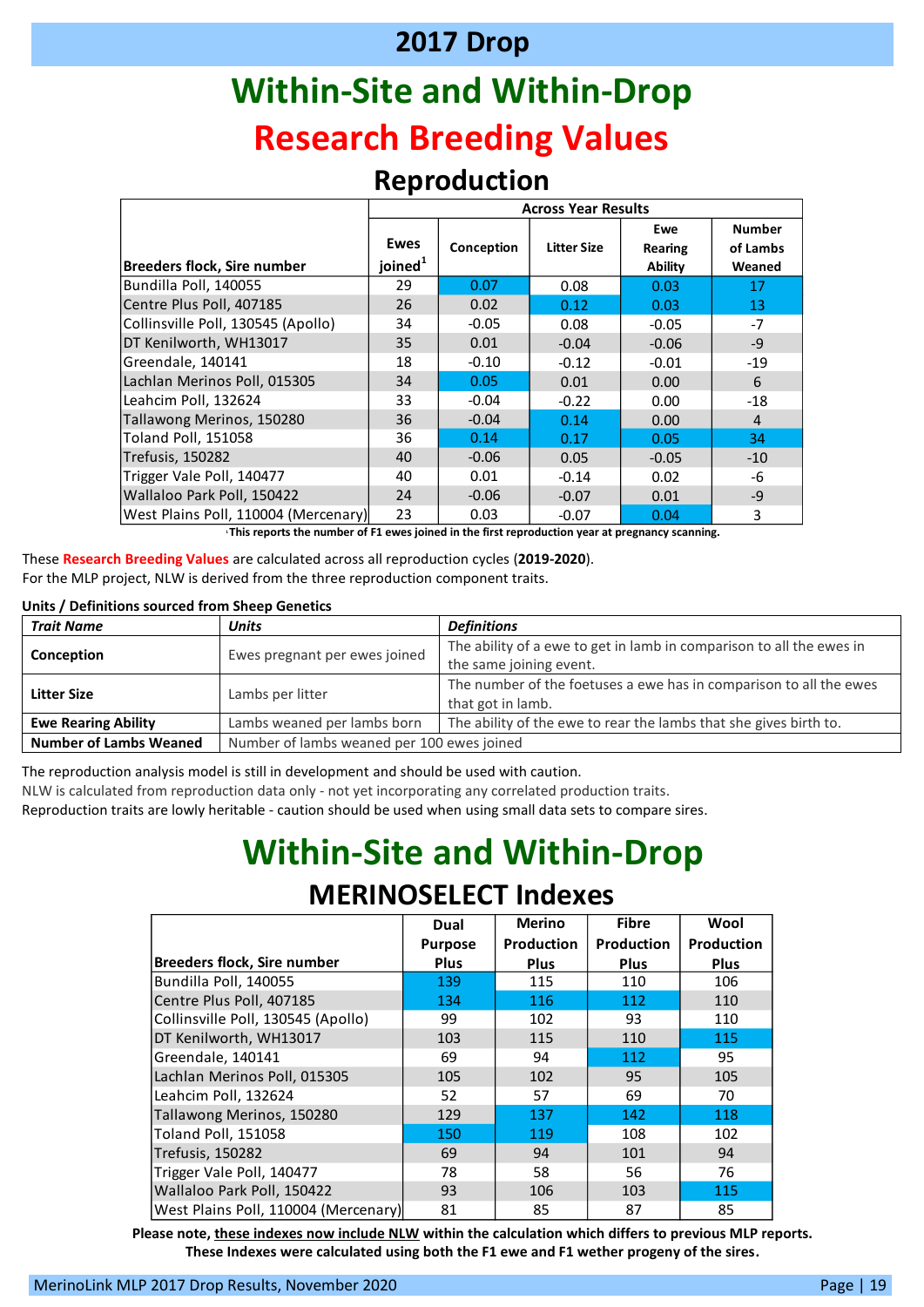# 2017 Drop

# Within-Site and Within-Drop

# Research Breeding Values

## Reproduction

| Breeders flock, Sire number | Ewes joined[1] | Across Year Results | | | |
|---|---|---|---|---|---|
| | | Conception | Litter Size | Ewe Rearing Ability | Number of Lambs Weaned |
| Bundilla Poll, 140055 | 29 | 0.07 | 0.08 | 0.03 | 17 |
| Centre Plus Poll, 407185 | 26 | 0.02 | 0.12 | 0.03 | 13 |
| Collinsville Poll, 130545 (Apollo) | 34 | -0.05 | 0.08 | -0.05 | -7 |
| DT Kenilworth, WH13017 | 35 | 0.01 | -0.04 | -0.06 | -9 |
| Greendale, 140141 | 18 | -0.10 | -0.12 | -0.01 | -19 |
| Lachlan Merinos Poll, 015305 | 34 | 0.05 | 0.01 | 0.00 | 6 |
| Leahcim Poll, 132624 | 33 | -0.04 | -0.22 | 0.00 | -18 |
| Tallawong Merinos, 150280 | 36 | -0.04 | 0.14 | 0.00 | 4 |
| Toland Poll, 151058 | 36 | 0.14 | 0.17 | 0.05 | 34 |
| Trefusis, 150282 | 40 | -0.06 | 0.05 | -0.05 | -10 |
| Trigger Vale Poll, 140477 | 40 | 0.01 | -0.14 | 0.02 | -6 |
| Wallaloo Park Poll, 150422 | 24 | -0.06 | -0.07 | 0.01 | -9 |
| West Plains Poll, 110004 (Mercenary) | 23 | 0.03 | -0.07 | 0.04 | 3 |

[1] **This reports the number of F1 ewes joined in the first reproduction year at pregnancy scanning.**

These **Research Breeding Values** are calculated across all reproduction cycles (**2019-2020**).
For the MLP project, NLW is derived from the three reproduction component traits.

**Units / Definitions sourced from Sheep Genetics**

| *Trait Name* | *Units* | *Definitions* |
|---|---|---|
| **Conception** | Ewes pregnant per ewes joined | The ability of a ewe to get in lamb in comparison to all the ewes in the same joining event. |
| **Litter Size** | Lambs per litter | The number of the foetuses a ewe has in comparison to all the ewes that got in lamb. |
| **Ewe Rearing Ability** | Lambs weaned per lambs born | The ability of the ewe to rear the lambs that she gives birth to. |
| **Number of Lambs Weaned** | Number of lambs weaned per 100 ewes joined | |

The reproduction analysis model is still in development and should be used with caution.
NLW is calculated from reproduction data only - not yet incorporating any correlated production traits.
Reproduction traits are lowly heritable - caution should be used when using small data sets to compare sires.

# Within-Site and Within-Drop

## MERINOSELECT Indexes

| Breeders flock, Sire number | Dual Purpose Plus | Merino Production Plus | Fibre Production Plus | Wool Production Plus |
|---|---|---|---|---|
| Bundilla Poll, 140055 | 139 | 115 | 110 | 106 |
| Centre Plus Poll, 407185 | 134 | 116 | 112 | 110 |
| Collinsville Poll, 130545 (Apollo) | 99 | 102 | 93 | 110 |
| DT Kenilworth, WH13017 | 103 | 115 | 110 | 115 |
| Greendale, 140141 | 69 | 94 | 112 | 95 |
| Lachlan Merinos Poll, 015305 | 105 | 102 | 95 | 105 |
| Leahcim Poll, 132624 | 52 | 57 | 69 | 70 |
| Tallawong Merinos, 150280 | 129 | 137 | 142 | 118 |
| Toland Poll, 151058 | 150 | 119 | 108 | 102 |
| Trefusis, 150282 | 69 | 94 | 101 | 94 |
| Trigger Vale Poll, 140477 | 78 | 58 | 56 | 76 |
| Wallaloo Park Poll, 150422 | 93 | 106 | 103 | 115 |
| West Plains Poll, 110004 (Mercenary) | 81 | 85 | 87 | 85 |

**Please note, these indexes now include NLW within the calculation which differs to previous MLP reports.**
**These Indexes were calculated using both the F1 ewe and F1 wether progeny of the sires.**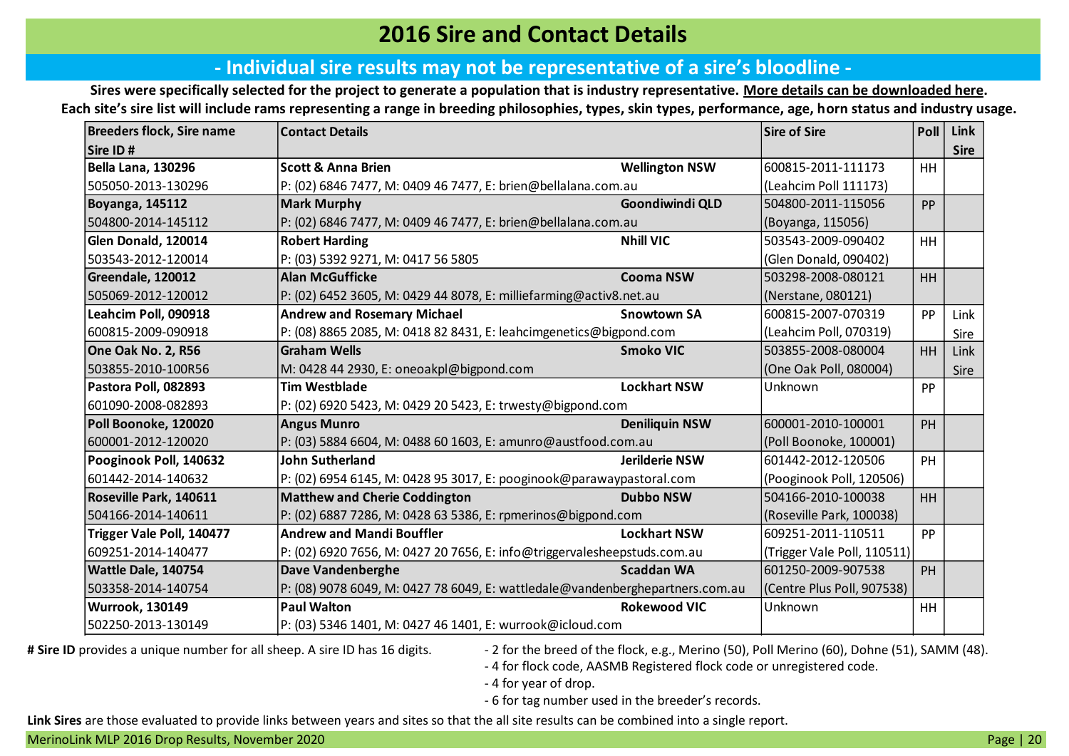# 2016 Sire and Contact Details

## - Individual sire results may not be representative of a sire's bloodline -

**Sires were specifically selected for the project to generate a population that is industry representative. More details can be downloaded here.**
**Each site's sire list will include rams representing a range in breeding philosophies, types, skin types, performance, age, horn status and industry usage.**

| Breeders flock, Sire name Sire ID # | Contact Details | | Sire of Sire | Poll | Link Sire |
|---|---|---|---|---|---|
| **Bella Lana, 130296** 505050-2013-130296 | **Scott & Anna Brien** P: (02) 6846 7477, M: 0409 46 7477, E: brien@bellalana.com.au | **Wellington NSW** | 600815-2011-111173 (Leahcim Poll 111173) | HH | |
| **Boyanga, 145112** 504800-2014-145112 | **Mark Murphy** P: (02) 6846 7477, M: 0409 46 7477, E: brien@bellalana.com.au | **Goondiwindi QLD** | 504800-2011-115056 (Boyanga, 115056) | PP | |
| **Glen Donald, 120014** 503543-2012-120014 | **Robert Harding** P: (03) 5392 9271, M: 0417 56 5805 | **Nhill VIC** | 503543-2009-090402 (Glen Donald, 090402) | HH | |
| **Greendale, 120012** 505069-2012-120012 | **Alan McGufficke** P: (02) 6452 3605, M: 0429 44 8078, E: milliefarming@activ8.net.au | **Cooma NSW** | 503298-2008-080121 (Nerstane, 080121) | HH | |
| **Leahcim Poll, 090918** 600815-2009-090918 | **Andrew and Rosemary Michael** P: (08) 8865 2085, M: 0418 82 8431, E: leahcimgenetics@bigpond.com | **Snowtown SA** | 600815-2007-070319 (Leahcim Poll, 070319) | PP | Link Sire |
| **One Oak No. 2, R56** 503855-2010-100R56 | **Graham Wells** M: 0428 44 2930, E: oneoakpl@bigpond.com | **Smoko VIC** | 503855-2008-080004 (One Oak Poll, 080004) | HH | Link Sire |
| **Pastora Poll, 082893** 601090-2008-082893 | **Tim Westblade** P: (02) 6920 5423, M: 0429 20 5423, E: trwesty@bigpond.com | **Lockhart NSW** | Unknown | PP | |
| **Poll Boonoke, 120020** 600001-2012-120020 | **Angus Munro** P: (03) 5884 6604, M: 0488 60 1603, E: amunro@austfood.com.au | **Deniliquin NSW** | 600001-2010-100001 (Poll Boonoke, 100001) | PH | |
| **Pooginook Poll, 140632** 601442-2014-140632 | **John Sutherland** P: (02) 6954 6145, M: 0428 95 3017, E: pooginook@parawaypastoral.com | **Jerilderie NSW** | 601442-2012-120506 (Pooginook Poll, 120506) | PH | |
| **Roseville Park, 140611** 504166-2014-140611 | **Matthew and Cherie Coddington** P: (02) 6887 7286, M: 0428 63 5386, E: rpmerinos@bigpond.com | **Dubbo NSW** | 504166-2010-100038 (Roseville Park, 100038) | HH | |
| **Trigger Vale Poll, 140477** 609251-2014-140477 | **Andrew and Mandi Bouffler** P: (02) 6920 7656, M: 0427 20 7656, E: info@triggervalesheepstuds.com.au | **Lockhart NSW** | 609251-2011-110511 (Trigger Vale Poll, 110511) | PP | |
| **Wattle Dale, 140754** 503358-2014-140754 | **Dave Vandenberghe** P: (08) 9078 6049, M: 0427 78 6049, E: wattledale@vandenberghepartners.com.au | **Scaddan WA** | 601250-2009-907538 (Centre Plus Poll, 907538) | PH | |
| **Wurrook, 130149** 502250-2013-130149 | **Paul Walton** P: (03) 5346 1401, M: 0427 46 1401, E: wurrook@icloud.com | **Rokewood VIC** | Unknown | HH | |

**# Sire ID** provides a unique number for all sheep. A sire ID has 16 digits.
- 2 for the breed of the flock, e.g., Merino (50), Poll Merino (60), Dohne (51), SAMM (48).
- 4 for flock code, AASMB Registered flock code or unregistered code.
- 4 for year of drop.
- 6 for tag number used in the breeder's records.

**Link Sires** are those evaluated to provide links between years and sites so that the all site results can be combined into a single report.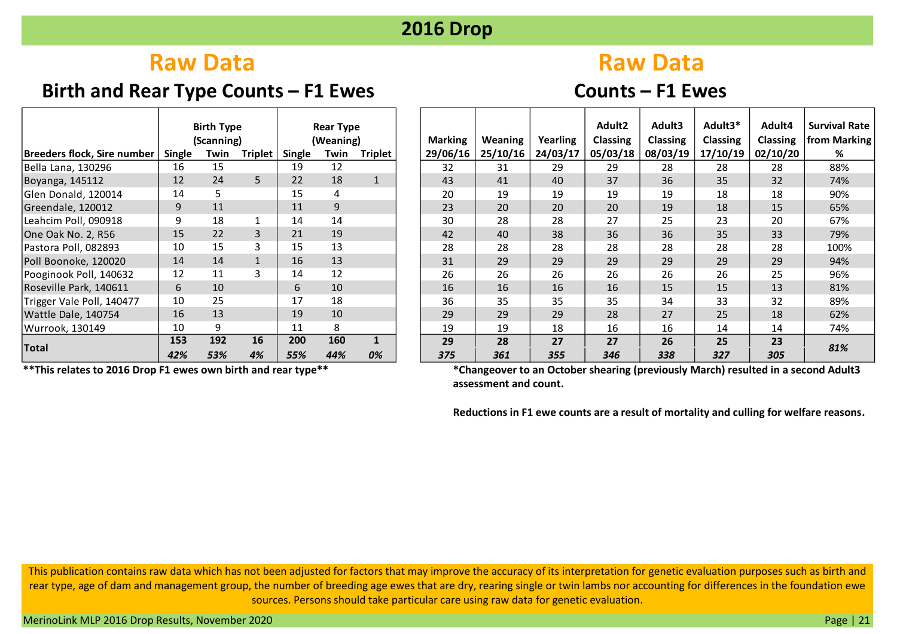# 2016 Drop

## Raw Data

### Birth and Rear Type Counts – F1 Ewes

| Breeders flock, Sire number | Birth Type (Scanning) | | | Rear Type (Weaning) | | |
|---|---|---|---|---|---|---|
| | Single | Twin | Triplet | Single | Twin | Triplet |
| Bella Lana, 130296 | 16 | 15 | | 19 | 12 | |
| Boyanga, 145112 | 12 | 24 | 5 | 22 | 18 | 1 |
| Glen Donald, 120014 | 14 | 5 | | 15 | 4 | |
| Greendale, 120012 | 9 | 11 | | 11 | 9 | |
| Leahcim Poll, 090918 | 9 | 18 | 1 | 14 | 14 | |
| One Oak No. 2, R56 | 15 | 22 | 3 | 21 | 19 | |
| Pastora Poll, 082893 | 10 | 15 | 3 | 15 | 13 | |
| Poll Boonoke, 120020 | 14 | 14 | 1 | 16 | 13 | |
| Pooginook Poll, 140632 | 12 | 11 | 3 | 14 | 12 | |
| Roseville Park, 140611 | 6 | 10 | | 6 | 10 | |
| Trigger Vale Poll, 140477 | 10 | 25 | | 17 | 18 | |
| Wattle Dale, 140754 | 16 | 13 | | 19 | 10 | |
| Wurrook, 130149 | 10 | 9 | | 11 | 8 | |
| **Total** | **153** | **192** | **16** | **200** | **160** | **1** |
| | ***42%*** | ***53%*** | ***4%*** | ***55%*** | ***44%*** | ***0%*** |

**\*\*This relates to 2016 Drop F1 ewes own birth and rear type\*\***

## Raw Data

### Counts – F1 Ewes

| Breeders flock, Sire number | Marking 29/06/16 | Weaning 25/10/16 | Yearling 24/03/17 | Adult2 Classing 05/03/18 | Adult3 Classing 08/03/19 | Adult3* Classing 17/10/19 | Adult4 Classing 02/10/20 | Survival Rate from Marking % |
|---|---|---|---|---|---|---|---|---|
| Bella Lana, 130296 | 32 | 31 | 29 | 29 | 28 | 28 | 28 | 88% |
| Boyanga, 145112 | 43 | 41 | 40 | 37 | 36 | 35 | 32 | 74% |
| Glen Donald, 120014 | 20 | 19 | 19 | 19 | 19 | 18 | 18 | 90% |
| Greendale, 120012 | 23 | 20 | 20 | 20 | 19 | 18 | 15 | 65% |
| Leahcim Poll, 090918 | 30 | 28 | 28 | 27 | 25 | 23 | 20 | 67% |
| One Oak No. 2, R56 | 42 | 40 | 38 | 36 | 36 | 35 | 33 | 79% |
| Pastora Poll, 082893 | 28 | 28 | 28 | 28 | 28 | 28 | 28 | 100% |
| Poll Boonoke, 120020 | 31 | 29 | 29 | 29 | 29 | 29 | 29 | 94% |
| Pooginook Poll, 140632 | 26 | 26 | 26 | 26 | 26 | 26 | 25 | 96% |
| Roseville Park, 140611 | 16 | 16 | 16 | 16 | 15 | 15 | 13 | 81% |
| Trigger Vale Poll, 140477 | 36 | 35 | 35 | 35 | 34 | 33 | 32 | 89% |
| Wattle Dale, 140754 | 29 | 29 | 29 | 28 | 27 | 25 | 18 | 62% |
| Wurrook, 130149 | 19 | 19 | 18 | 16 | 16 | 14 | 14 | 74% |
| **Total** | **29** | **28** | **27** | **27** | **26** | **25** | **23** | ***81%*** |
| | ***375*** | ***361*** | ***355*** | ***346*** | ***338*** | ***327*** | ***305*** | |

**\*Changeover to an October shearing (previously March) resulted in a second Adult3 assessment and count.**

**Reductions in F1 ewe counts are a result of mortality and culling for welfare reasons.**

This publication contains raw data which has not been adjusted for factors that may improve the accuracy of its interpretation for genetic evaluation purposes such as birth and rear type, age of dam and management group, the number of breeding age ewes that are dry, rearing single or twin lambs nor accounting for differences in the foundation ewe sources. Persons should take particular care using raw data for genetic evaluation.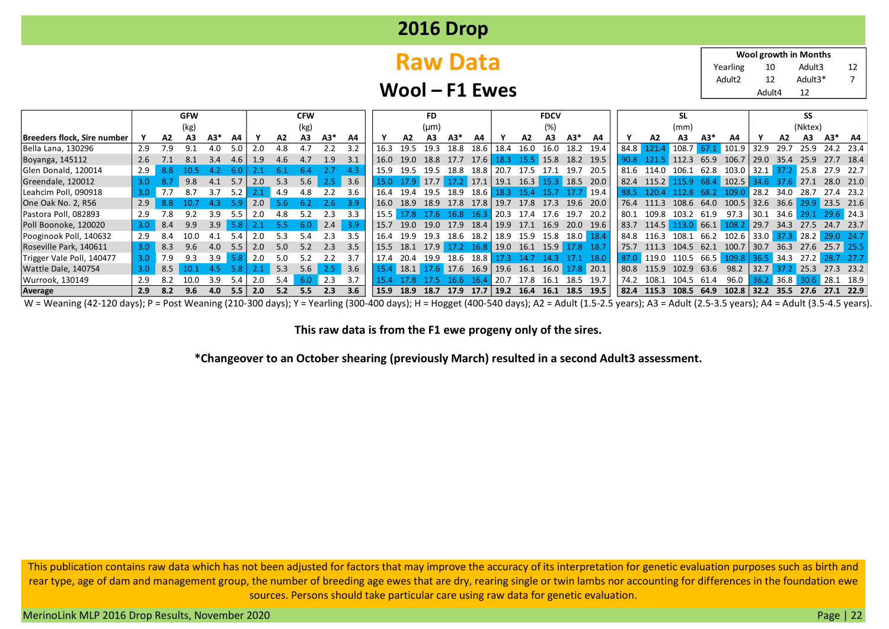# 2016 Drop

## Raw Data

### Wool – F1 Ewes

| Wool growth in Months | | | |
|---|---|---|---|
| Yearling | 10 | Adult3 | 12 |
| Adult2 | 12 | Adult3* | 7 |
| | Adult4 | 12 | |

| | GFW (kg) | | | | | CFW (kg) | | | | | FD (µm) | | | | | FDCV (%) | | | | | SL (mm) | | | | | SS (Nktex) | | | | |
|---|---|---|---|---|---|---|---|---|---|---|---|---|---|---|---|---|---|---|---|---|---|---|---|---|---|---|---|---|---|---|
| **Breeders flock, Sire number** | **Y** | **A2** | **A3** | **A3*** | **A4** | **Y** | **A2** | **A3** | **A3*** | **A4** | **Y** | **A2** | **A3** | **A3*** | **A4** | **Y** | **A2** | **A3** | **A3*** | **A4** | **Y** | **A2** | **A3** | **A3*** | **A4** | **Y** | **A2** | **A3** | **A3*** | **A4** |
| Bella Lana, 130296 | 2.9 | 7.9 | 9.1 | 4.0 | 5.0 | 2.0 | 4.8 | 4.7 | 2.2 | 3.2 | 16.3 | 19.5 | 19.3 | 18.8 | 18.6 | 18.4 | 16.0 | 16.0 | 18.2 | 19.4 | 84.8 | 121.4 | 108.7 | 67.1 | 101.9 | 32.9 | 29.7 | 25.9 | 24.2 | 23.4 |
| Boyanga, 145112 | 2.6 | 7.1 | 8.1 | 3.4 | 4.6 | 1.9 | 4.6 | 4.7 | 1.9 | 3.1 | 16.0 | 19.0 | 18.8 | 17.7 | 17.6 | 18.3 | 15.5 | 15.8 | 18.2 | 19.5 | 90.8 | 121.5 | 112.3 | 65.9 | 106.7 | 29.0 | 35.4 | 25.9 | 27.7 | 18.4 |
| Glen Donald, 120014 | 2.9 | 8.8 | 10.5 | 4.2 | 6.0 | 2.1 | 6.1 | 6.4 | 2.7 | 4.3 | 15.9 | 19.5 | 19.5 | 18.8 | 18.8 | 20.7 | 17.5 | 17.1 | 19.7 | 20.5 | 81.6 | 114.0 | 106.1 | 62.8 | 103.0 | 32.1 | 37.2 | 25.8 | 27.9 | 22.7 |
| Greendale, 120012 | 3.0 | 8.7 | 9.8 | 4.1 | 5.7 | 2.0 | 5.3 | 5.6 | 2.5 | 3.6 | 15.0 | 17.9 | 17.7 | 17.2 | 17.1 | 19.1 | 16.3 | 15.3 | 18.5 | 20.0 | 82.4 | 115.2 | 115.9 | 68.4 | 102.5 | 34.6 | 37.6 | 27.1 | 28.0 | 21.0 |
| Leahcim Poll, 090918 | 3.0 | 7.7 | 8.7 | 3.7 | 5.2 | 2.1 | 4.9 | 4.8 | 2.2 | 3.6 | 16.4 | 19.4 | 19.5 | 18.9 | 18.6 | 18.3 | 15.4 | 15.7 | 17.7 | 19.4 | 88.5 | 120.4 | 112.8 | 68.2 | 109.0 | 28.2 | 34.0 | 28.7 | 27.4 | 23.2 |
| One Oak No. 2, R56 | 2.9 | 8.8 | 10.7 | 4.3 | 5.9 | 2.0 | 5.6 | 6.2 | 2.6 | 3.9 | 16.0 | 18.9 | 18.9 | 17.8 | 17.8 | 19.7 | 17.8 | 17.3 | 19.6 | 20.0 | 76.4 | 111.3 | 108.6 | 64.0 | 100.5 | 32.6 | 36.6 | 29.9 | 23.5 | 21.6 |
| Pastora Poll, 082893 | 2.9 | 7.8 | 9.2 | 3.9 | 5.5 | 2.0 | 4.8 | 5.2 | 2.3 | 3.3 | 15.5 | 17.8 | 17.6 | 16.8 | 16.3 | 20.3 | 17.4 | 17.6 | 19.7 | 20.2 | 80.1 | 109.8 | 103.2 | 61.9 | 97.3 | 30.1 | 34.6 | 29.1 | 29.6 | 24.3 |
| Poll Boonoke, 120020 | 3.0 | 8.4 | 9.9 | 3.9 | 5.8 | 2.1 | 5.5 | 6.0 | 2.4 | 3.9 | 15.7 | 19.0 | 19.0 | 17.9 | 18.4 | 19.9 | 17.1 | 16.9 | 20.0 | 19.6 | 83.7 | 114.5 | 113.0 | 66.1 | 108.2 | 29.7 | 34.3 | 27.5 | 24.7 | 23.7 |
| Pooginook Poll, 140632 | 2.9 | 8.4 | 10.0 | 4.1 | 5.4 | 2.0 | 5.3 | 5.4 | 2.3 | 3.5 | 16.4 | 19.9 | 19.3 | 18.6 | 18.2 | 18.9 | 15.9 | 15.8 | 18.0 | 18.4 | 84.8 | 116.3 | 108.1 | 66.2 | 102.6 | 33.0 | 37.3 | 28.2 | 29.0 | 24.7 |
| Roseville Park, 140611 | 3.0 | 8.3 | 9.6 | 4.0 | 5.5 | 2.0 | 5.0 | 5.2 | 2.3 | 3.5 | 15.5 | 18.1 | 17.9 | 17.2 | 16.8 | 19.0 | 16.1 | 15.9 | 17.8 | 18.7 | 75.7 | 111.3 | 104.5 | 62.1 | 100.7 | 30.7 | 36.3 | 27.6 | 25.7 | 25.5 |
| Trigger Vale Poll, 140477 | 3.0 | 7.9 | 9.3 | 3.9 | 5.8 | 2.0 | 5.0 | 5.2 | 2.2 | 3.7 | 17.4 | 20.4 | 19.9 | 18.6 | 18.8 | 17.3 | 14.7 | 14.3 | 17.1 | 18.0 | 87.0 | 119.0 | 110.5 | 66.5 | 109.8 | 36.5 | 34.3 | 27.2 | 28.7 | 27.7 |
| Wattle Dale, 140754 | 3.0 | 8.5 | 10.1 | 4.5 | 5.8 | 2.1 | 5.3 | 5.6 | 2.5 | 3.6 | 15.4 | 18.1 | 17.6 | 17.6 | 16.9 | 19.6 | 16.1 | 16.0 | 17.8 | 20.1 | 80.8 | 115.9 | 102.9 | 63.6 | 98.2 | 32.7 | 37.2 | 25.3 | 27.3 | 23.2 |
| Wurrook, 130149 | 2.9 | 8.2 | 10.0 | 3.9 | 5.4 | 2.0 | 5.4 | 6.0 | 2.3 | 3.7 | 15.4 | 17.8 | 17.5 | 16.6 | 16.4 | 20.7 | 17.8 | 16.1 | 18.5 | 19.7 | 74.2 | 108.1 | 104.5 | 61.4 | 96.0 | 36.2 | 36.8 | 30.6 | 28.1 | 18.9 |
| **Average** | **2.9** | **8.2** | **9.6** | **4.0** | **5.5** | **2.0** | **5.2** | **5.5** | **2.3** | **3.6** | **15.9** | **18.9** | **18.7** | **17.9** | **17.7** | **19.2** | **16.4** | **16.1** | **18.5** | **19.5** | **82.4** | **115.3** | **108.5** | **64.9** | **102.8** | **32.2** | **35.5** | **27.6** | **27.1** | **22.9** |

W = Weaning (42-120 days); P = Post Weaning (210-300 days); Y = Yearling (300-400 days); H = Hogget (400-540 days); A2 = Adult (1.5-2.5 years); A3 = Adult (2.5-3.5 years); A4 = Adult (3.5-4.5 years).

**This raw data is from the F1 ewe progeny only of the sires.**

**\*Changeover to an October shearing (previously March) resulted in a second Adult3 assessment.**

This publication contains raw data which has not been adjusted for factors that may improve the accuracy of its interpretation for genetic evaluation purposes such as birth and rear type, age of dam and management group, the number of breeding age ewes that are dry, rearing single or twin lambs nor accounting for differences in the foundation ewe sources. Persons should take particular care using raw data for genetic evaluation.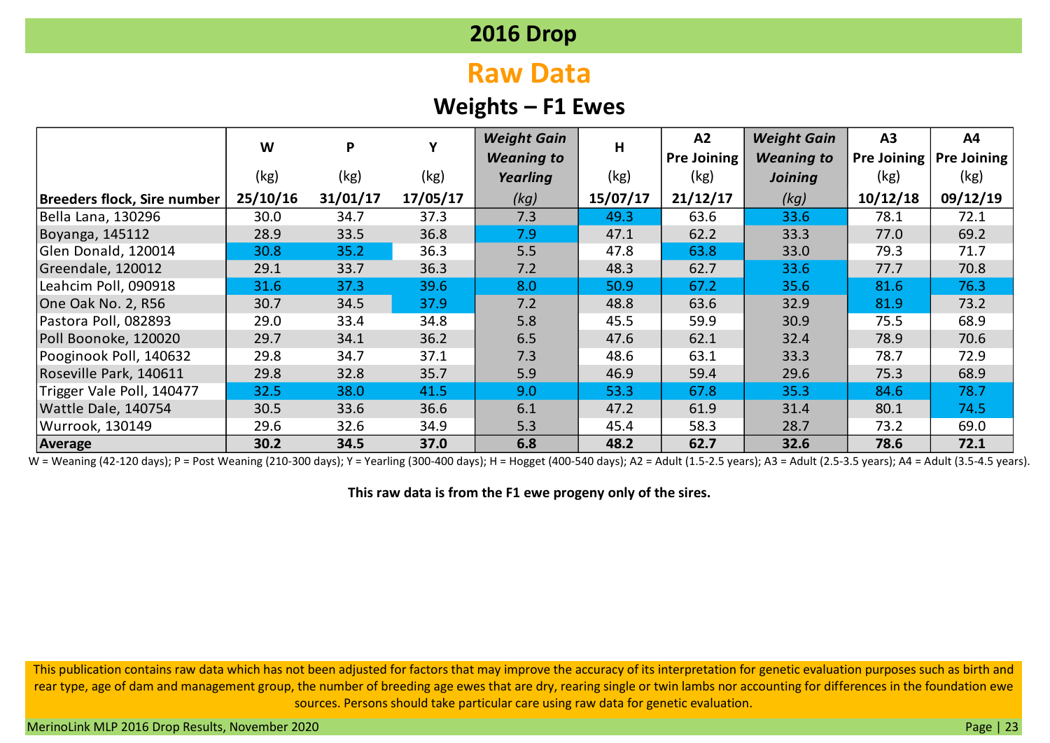# 2016 Drop

## Raw Data

### Weights – F1 Ewes

| Breeders flock, Sire number | W (kg) 25/10/16 | P (kg) 31/01/17 | Y (kg) 17/05/17 | *Weight Gain Weaning to Yearling (kg)* | H (kg) 15/07/17 | A2 Pre Joining (kg) 21/12/17 | *Weight Gain Weaning to Joining (kg)* | A3 Pre Joining (kg) 10/12/18 | A4 Pre Joining (kg) 09/12/19 |
|---|---|---|---|---|---|---|---|---|---|
| Bella Lana, 130296 | 30.0 | 34.7 | 37.3 | 7.3 | 49.3 | 63.6 | 33.6 | 78.1 | 72.1 |
| Boyanga, 145112 | 28.9 | 33.5 | 36.8 | 7.9 | 47.1 | 62.2 | 33.3 | 77.0 | 69.2 |
| Glen Donald, 120014 | 30.8 | 35.2 | 36.3 | 5.5 | 47.8 | 63.8 | 33.0 | 79.3 | 71.7 |
| Greendale, 120012 | 29.1 | 33.7 | 36.3 | 7.2 | 48.3 | 62.7 | 33.6 | 77.7 | 70.8 |
| Leahcim Poll, 090918 | 31.6 | 37.3 | 39.6 | 8.0 | 50.9 | 67.2 | 35.6 | 81.6 | 76.3 |
| One Oak No. 2, R56 | 30.7 | 34.5 | 37.9 | 7.2 | 48.8 | 63.6 | 32.9 | 81.9 | 73.2 |
| Pastora Poll, 082893 | 29.0 | 33.4 | 34.8 | 5.8 | 45.5 | 59.9 | 30.9 | 75.5 | 68.9 |
| Poll Boonoke, 120020 | 29.7 | 34.1 | 36.2 | 6.5 | 47.6 | 62.1 | 32.4 | 78.9 | 70.6 |
| Pooginook Poll, 140632 | 29.8 | 34.7 | 37.1 | 7.3 | 48.6 | 63.1 | 33.3 | 78.7 | 72.9 |
| Roseville Park, 140611 | 29.8 | 32.8 | 35.7 | 5.9 | 46.9 | 59.4 | 29.6 | 75.3 | 68.9 |
| Trigger Vale Poll, 140477 | 32.5 | 38.0 | 41.5 | 9.0 | 53.3 | 67.8 | 35.3 | 84.6 | 78.7 |
| Wattle Dale, 140754 | 30.5 | 33.6 | 36.6 | 6.1 | 47.2 | 61.9 | 31.4 | 80.1 | 74.5 |
| Wurrook, 130149 | 29.6 | 32.6 | 34.9 | 5.3 | 45.4 | 58.3 | 28.7 | 73.2 | 69.0 |
| **Average** | **30.2** | **34.5** | **37.0** | **6.8** | **48.2** | **62.7** | **32.6** | **78.6** | **72.1** |

W = Weaning (42-120 days); P = Post Weaning (210-300 days); Y = Yearling (300-400 days); H = Hogget (400-540 days); A2 = Adult (1.5-2.5 years); A3 = Adult (2.5-3.5 years); A4 = Adult (3.5-4.5 years).

**This raw data is from the F1 ewe progeny only of the sires.**

This publication contains raw data which has not been adjusted for factors that may improve the accuracy of its interpretation for genetic evaluation purposes such as birth and rear type, age of dam and management group, the number of breeding age ewes that are dry, rearing single or twin lambs nor accounting for differences in the foundation ewe sources. Persons should take particular care using raw data for genetic evaluation.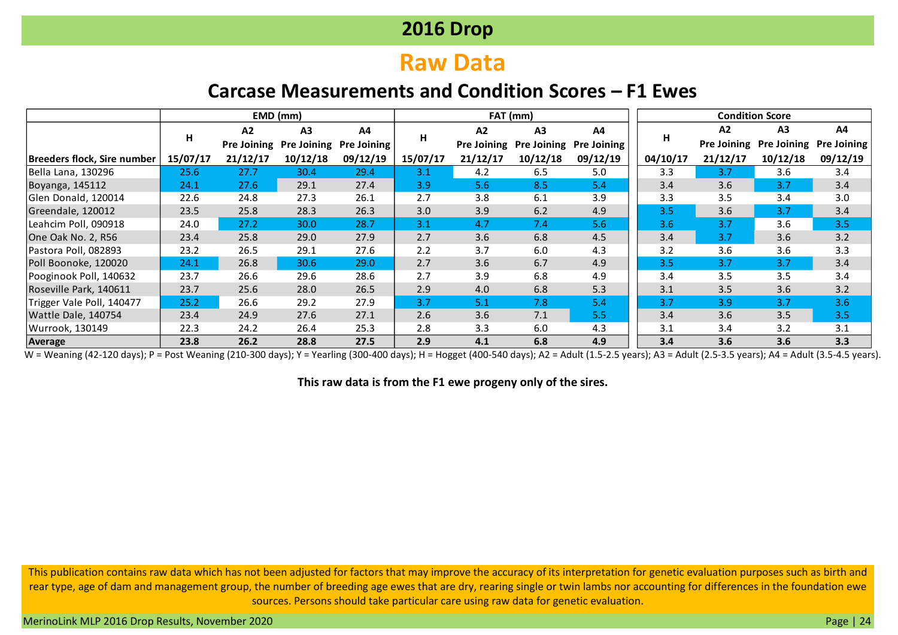# 2016 Drop

## Raw Data

### Carcase Measurements and Condition Scores – F1 Ewes

| | EMD (mm) | | | | FAT (mm) | | | | Condition Score | | | |
|---|---|---|---|---|---|---|---|---|---|---|---|---|
| Breeders flock, Sire number | H 15/07/17 | A2 Pre Joining 21/12/17 | A3 Pre Joining 10/12/18 | A4 Pre Joining 09/12/19 | H 15/07/17 | A2 Pre Joining 21/12/17 | A3 Pre Joining 10/12/18 | A4 Pre Joining 09/12/19 | H 04/10/17 | A2 Pre Joining 21/12/17 | A3 Pre Joining 10/12/18 | A4 Pre Joining 09/12/19 |
| Bella Lana, 130296 | 25.6 | 27.7 | 30.4 | 29.4 | 3.1 | 4.2 | 6.5 | 5.0 | 3.3 | 3.7 | 3.6 | 3.4 |
| Boyanga, 145112 | 24.1 | 27.6 | 29.1 | 27.4 | 3.9 | 5.6 | 8.5 | 5.4 | 3.4 | 3.6 | 3.7 | 3.4 |
| Glen Donald, 120014 | 22.6 | 24.8 | 27.3 | 26.1 | 2.7 | 3.8 | 6.1 | 3.9 | 3.3 | 3.5 | 3.4 | 3.0 |
| Greendale, 120012 | 23.5 | 25.8 | 28.3 | 26.3 | 3.0 | 3.9 | 6.2 | 4.9 | 3.5 | 3.6 | 3.7 | 3.4 |
| Leahcim Poll, 090918 | 24.0 | 27.2 | 30.0 | 28.7 | 3.1 | 4.7 | 7.4 | 5.6 | 3.6 | 3.7 | 3.6 | 3.5 |
| One Oak No. 2, R56 | 23.4 | 25.8 | 29.0 | 27.9 | 2.7 | 3.6 | 6.8 | 4.5 | 3.4 | 3.7 | 3.6 | 3.2 |
| Pastora Poll, 082893 | 23.2 | 26.5 | 29.1 | 27.6 | 2.2 | 3.7 | 6.0 | 4.3 | 3.2 | 3.6 | 3.6 | 3.3 |
| Poll Boonoke, 120020 | 24.1 | 26.8 | 30.6 | 29.0 | 2.7 | 3.6 | 6.7 | 4.9 | 3.5 | 3.7 | 3.7 | 3.4 |
| Pooginook Poll, 140632 | 23.7 | 26.6 | 29.6 | 28.6 | 2.7 | 3.9 | 6.8 | 4.9 | 3.4 | 3.5 | 3.5 | 3.4 |
| Roseville Park, 140611 | 23.7 | 25.6 | 28.0 | 26.5 | 2.9 | 4.0 | 6.8 | 5.3 | 3.1 | 3.5 | 3.6 | 3.2 |
| Trigger Vale Poll, 140477 | 25.2 | 26.6 | 29.2 | 27.9 | 3.7 | 5.1 | 7.8 | 5.4 | 3.7 | 3.9 | 3.7 | 3.6 |
| Wattle Dale, 140754 | 23.4 | 24.9 | 27.6 | 27.1 | 2.6 | 3.6 | 7.1 | 5.5 | 3.4 | 3.6 | 3.5 | 3.5 |
| Wurrook, 130149 | 22.3 | 24.2 | 26.4 | 25.3 | 2.8 | 3.3 | 6.0 | 4.3 | 3.1 | 3.4 | 3.2 | 3.1 |
| **Average** | **23.8** | **26.2** | **28.8** | **27.5** | **2.9** | **4.1** | **6.8** | **4.9** | **3.4** | **3.6** | **3.6** | **3.3** |

W = Weaning (42-120 days); P = Post Weaning (210-300 days); Y = Yearling (300-400 days); H = Hogget (400-540 days); A2 = Adult (1.5-2.5 years); A3 = Adult (2.5-3.5 years); A4 = Adult (3.5-4.5 years).

**This raw data is from the F1 ewe progeny only of the sires.**

This publication contains raw data which has not been adjusted for factors that may improve the accuracy of its interpretation for genetic evaluation purposes such as birth and rear type, age of dam and management group, the number of breeding age ewes that are dry, rearing single or twin lambs nor accounting for differences in the foundation ewe sources. Persons should take particular care using raw data for genetic evaluation.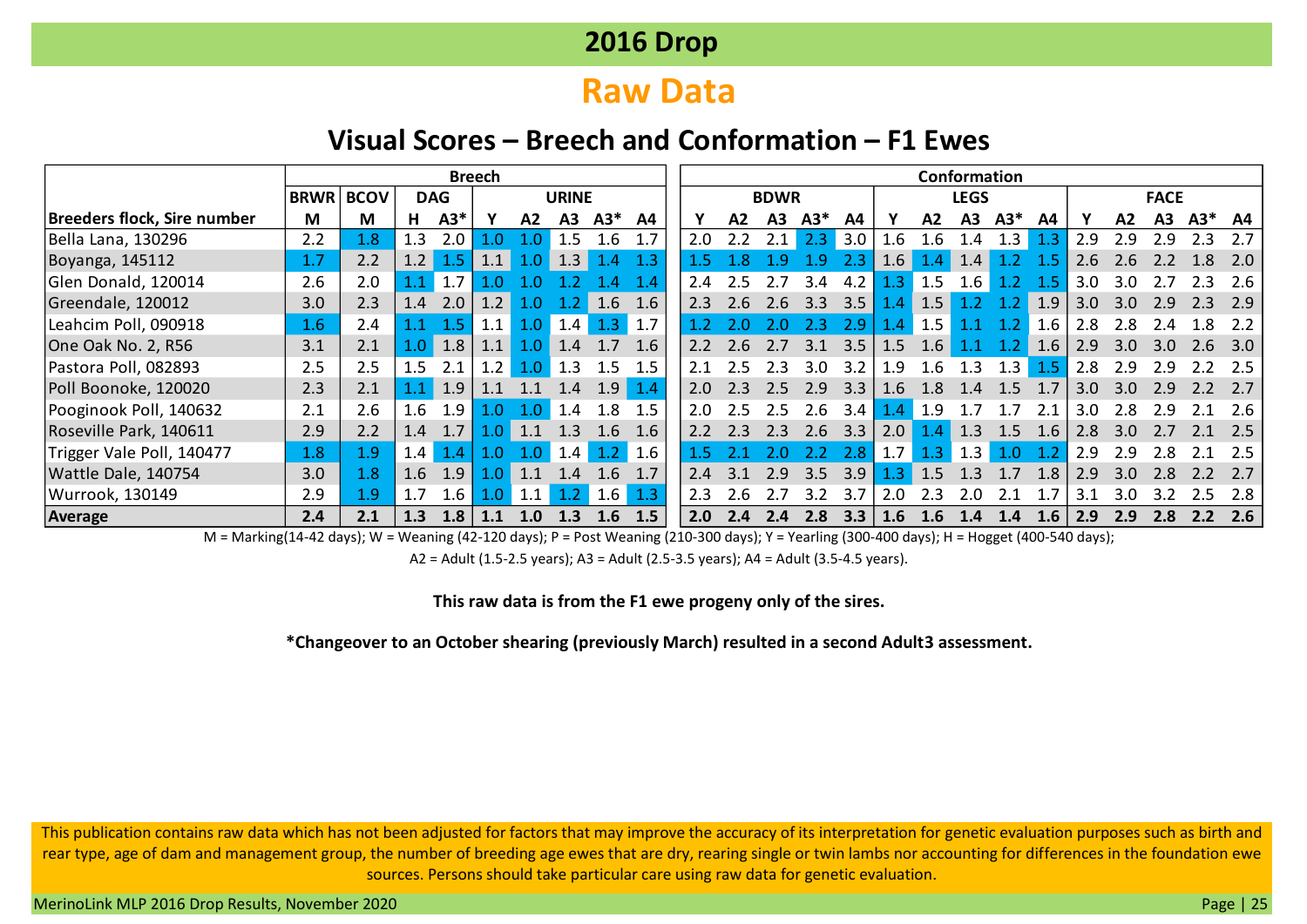# 2016 Drop

## Raw Data

### Visual Scores – Breech and Conformation – F1 Ewes

| | Breech | | | | | | | | | Conformation | | | | | | | | | | | | | | |
|---|---|---|---|---|---|---|---|---|---|---|---|---|---|---|---|---|---|---|---|---|---|---|---|---|
| | BRWR | BCOV | DAG | | URINE | | | | | BDWR | | | | | LEGS | | | | | FACE | | | | |
| Breeders flock, Sire number | M | M | H | A3* | Y | A2 | A3 | A3* | A4 | Y | A2 | A3 | A3* | A4 | Y | A2 | A3 | A3* | A4 | Y | A2 | A3 | A3* | A4 |
| Bella Lana, 130296 | 2.2 | 1.8 | 1.3 | 2.0 | 1.0 | 1.0 | 1.5 | 1.6 | 1.7 | 2.0 | 2.2 | 2.1 | 2.3 | 3.0 | 1.6 | 1.6 | 1.4 | 1.3 | 1.3 | 2.9 | 2.9 | 2.9 | 2.3 | 2.7 |
| Boyanga, 145112 | 1.7 | 2.2 | 1.2 | 1.5 | 1.1 | 1.0 | 1.3 | 1.4 | 1.3 | 1.5 | 1.8 | 1.9 | 1.9 | 2.3 | 1.6 | 1.4 | 1.4 | 1.2 | 1.5 | 2.6 | 2.6 | 2.2 | 1.8 | 2.0 |
| Glen Donald, 120014 | 2.6 | 2.0 | 1.1 | 1.7 | 1.0 | 1.0 | 1.2 | 1.4 | 1.4 | 2.4 | 2.5 | 2.7 | 3.4 | 4.2 | 1.3 | 1.5 | 1.6 | 1.2 | 1.5 | 3.0 | 3.0 | 2.7 | 2.3 | 2.6 |
| Greendale, 120012 | 3.0 | 2.3 | 1.4 | 2.0 | 1.2 | 1.0 | 1.2 | 1.6 | 1.6 | 2.3 | 2.6 | 2.6 | 3.3 | 3.5 | 1.4 | 1.5 | 1.2 | 1.2 | 1.9 | 3.0 | 3.0 | 2.9 | 2.3 | 2.9 |
| Leahcim Poll, 090918 | 1.6 | 2.4 | 1.1 | 1.5 | 1.1 | 1.0 | 1.4 | 1.3 | 1.7 | 1.2 | 2.0 | 2.0 | 2.3 | 2.9 | 1.4 | 1.5 | 1.1 | 1.2 | 1.6 | 2.8 | 2.8 | 2.4 | 1.8 | 2.2 |
| One Oak No. 2, R56 | 3.1 | 2.1 | 1.0 | 1.8 | 1.1 | 1.0 | 1.4 | 1.7 | 1.6 | 2.2 | 2.6 | 2.7 | 3.1 | 3.5 | 1.5 | 1.6 | 1.1 | 1.2 | 1.6 | 2.9 | 3.0 | 3.0 | 2.6 | 3.0 |
| Pastora Poll, 082893 | 2.5 | 2.5 | 1.5 | 2.1 | 1.2 | 1.0 | 1.3 | 1.5 | 1.5 | 2.1 | 2.5 | 2.3 | 3.0 | 3.2 | 1.9 | 1.6 | 1.3 | 1.3 | 1.5 | 2.8 | 2.9 | 2.9 | 2.2 | 2.5 |
| Poll Boonoke, 120020 | 2.3 | 2.1 | 1.1 | 1.9 | 1.1 | 1.1 | 1.4 | 1.9 | 1.4 | 2.0 | 2.3 | 2.5 | 2.9 | 3.3 | 1.6 | 1.8 | 1.4 | 1.5 | 1.7 | 3.0 | 3.0 | 2.9 | 2.2 | 2.7 |
| Pooginook Poll, 140632 | 2.1 | 2.6 | 1.6 | 1.9 | 1.0 | 1.0 | 1.4 | 1.8 | 1.5 | 2.0 | 2.5 | 2.5 | 2.6 | 3.4 | 1.4 | 1.9 | 1.7 | 1.7 | 2.1 | 3.0 | 2.8 | 2.9 | 2.1 | 2.6 |
| Roseville Park, 140611 | 2.9 | 2.2 | 1.4 | 1.7 | 1.0 | 1.1 | 1.3 | 1.6 | 1.6 | 2.2 | 2.3 | 2.3 | 2.6 | 3.3 | 2.0 | 1.4 | 1.3 | 1.5 | 1.6 | 2.8 | 3.0 | 2.7 | 2.1 | 2.5 |
| Trigger Vale Poll, 140477 | 1.8 | 1.9 | 1.4 | 1.4 | 1.0 | 1.0 | 1.4 | 1.2 | 1.6 | 1.5 | 2.1 | 2.0 | 2.2 | 2.8 | 1.7 | 1.3 | 1.3 | 1.0 | 1.2 | 2.9 | 2.9 | 2.8 | 2.1 | 2.5 |
| Wattle Dale, 140754 | 3.0 | 1.8 | 1.6 | 1.9 | 1.0 | 1.1 | 1.4 | 1.6 | 1.7 | 2.4 | 3.1 | 2.9 | 3.5 | 3.9 | 1.3 | 1.5 | 1.3 | 1.7 | 1.8 | 2.9 | 3.0 | 2.8 | 2.2 | 2.7 |
| Wurrook, 130149 | 2.9 | 1.9 | 1.7 | 1.6 | 1.0 | 1.1 | 1.2 | 1.6 | 1.3 | 2.3 | 2.6 | 2.7 | 3.2 | 3.7 | 2.0 | 2.3 | 2.0 | 2.1 | 1.7 | 3.1 | 3.0 | 3.2 | 2.5 | 2.8 |
| **Average** | **2.4** | **2.1** | **1.3** | **1.8** | **1.1** | **1.0** | **1.3** | **1.6** | **1.5** | **2.0** | **2.4** | **2.4** | **2.8** | **3.3** | **1.6** | **1.6** | **1.4** | **1.4** | **1.6** | **2.9** | **2.9** | **2.8** | **2.2** | **2.6** |

M = Marking(14-42 days); W = Weaning (42-120 days); P = Post Weaning (210-300 days); Y = Yearling (300-400 days); H = Hogget (400-540 days);

A2 = Adult (1.5-2.5 years); A3 = Adult (2.5-3.5 years); A4 = Adult (3.5-4.5 years).

**This raw data is from the F1 ewe progeny only of the sires.**

***Changeover to an October shearing (previously March) resulted in a second Adult3 assessment.**

This publication contains raw data which has not been adjusted for factors that may improve the accuracy of its interpretation for genetic evaluation purposes such as birth and rear type, age of dam and management group, the number of breeding age ewes that are dry, rearing single or twin lambs nor accounting for differences in the foundation ewe sources. Persons should take particular care using raw data for genetic evaluation.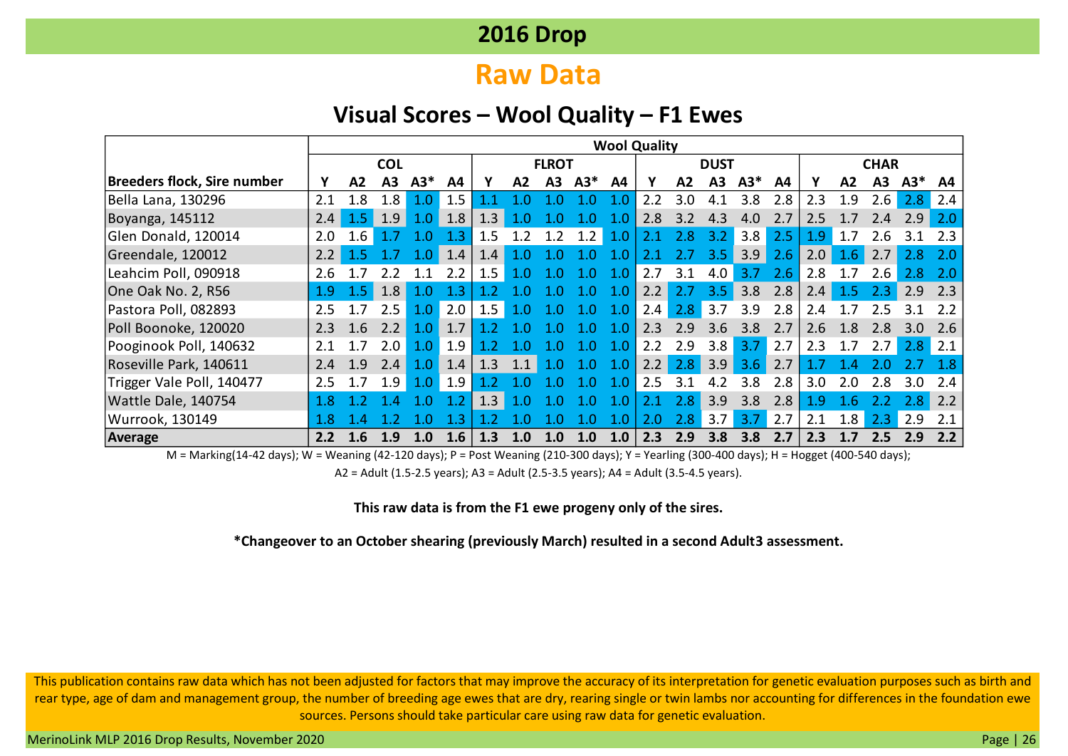# 2016 Drop

## Raw Data

### Visual Scores – Wool Quality – F1 Ewes

| | Wool Quality | | | | | | | | | | | | | | | | | | | |
|---|---|---|---|---|---|---|---|---|---|---|---|---|---|---|---|---|---|---|---|---|
| | COL | | | | | FLROT | | | | | DUST | | | | | CHAR | | | | |
| **Breeders flock, Sire number** | **Y** | **A2** | **A3** | **A3*** | **A4** | **Y** | **A2** | **A3** | **A3*** | **A4** | **Y** | **A2** | **A3** | **A3*** | **A4** | **Y** | **A2** | **A3** | **A3*** | **A4** |
| Bella Lana, 130296 | 2.1 | 1.8 | 1.8 | 1.0 | 1.5 | 1.1 | 1.0 | 1.0 | 1.0 | 1.0 | 2.2 | 3.0 | 4.1 | 3.8 | 2.8 | 2.3 | 1.9 | 2.6 | 2.8 | 2.4 |
| Boyanga, 145112 | 2.4 | 1.5 | 1.9 | 1.0 | 1.8 | 1.3 | 1.0 | 1.0 | 1.0 | 1.0 | 2.8 | 3.2 | 4.3 | 4.0 | 2.7 | 2.5 | 1.7 | 2.4 | 2.9 | 2.0 |
| Glen Donald, 120014 | 2.0 | 1.6 | 1.7 | 1.0 | 1.3 | 1.5 | 1.2 | 1.2 | 1.2 | 1.0 | 2.1 | 2.8 | 3.2 | 3.8 | 2.5 | 1.9 | 1.7 | 2.6 | 3.1 | 2.3 |
| Greendale, 120012 | 2.2 | 1.5 | 1.7 | 1.0 | 1.4 | 1.4 | 1.0 | 1.0 | 1.0 | 1.0 | 2.1 | 2.7 | 3.5 | 3.9 | 2.6 | 2.0 | 1.6 | 2.7 | 2.8 | 2.0 |
| Leahcim Poll, 090918 | 2.6 | 1.7 | 2.2 | 1.1 | 2.2 | 1.5 | 1.0 | 1.0 | 1.0 | 1.0 | 2.7 | 3.1 | 4.0 | 3.7 | 2.6 | 2.8 | 1.7 | 2.6 | 2.8 | 2.0 |
| One Oak No. 2, R56 | 1.9 | 1.5 | 1.8 | 1.0 | 1.3 | 1.2 | 1.0 | 1.0 | 1.0 | 1.0 | 2.2 | 2.7 | 3.5 | 3.8 | 2.8 | 2.4 | 1.5 | 2.3 | 2.9 | 2.3 |
| Pastora Poll, 082893 | 2.5 | 1.7 | 2.5 | 1.0 | 2.0 | 1.5 | 1.0 | 1.0 | 1.0 | 1.0 | 2.4 | 2.8 | 3.7 | 3.9 | 2.8 | 2.4 | 1.7 | 2.5 | 3.1 | 2.2 |
| Poll Boonoke, 120020 | 2.3 | 1.6 | 2.2 | 1.0 | 1.7 | 1.2 | 1.0 | 1.0 | 1.0 | 1.0 | 2.3 | 2.9 | 3.6 | 3.8 | 2.7 | 2.6 | 1.8 | 2.8 | 3.0 | 2.6 |
| Pooginook Poll, 140632 | 2.1 | 1.7 | 2.0 | 1.0 | 1.9 | 1.2 | 1.0 | 1.0 | 1.0 | 1.0 | 2.2 | 2.9 | 3.8 | 3.7 | 2.7 | 2.3 | 1.7 | 2.7 | 2.8 | 2.1 |
| Roseville Park, 140611 | 2.4 | 1.9 | 2.4 | 1.0 | 1.4 | 1.3 | 1.1 | 1.0 | 1.0 | 1.0 | 2.2 | 2.8 | 3.9 | 3.6 | 2.7 | 1.7 | 1.4 | 2.0 | 2.7 | 1.8 |
| Trigger Vale Poll, 140477 | 2.5 | 1.7 | 1.9 | 1.0 | 1.9 | 1.2 | 1.0 | 1.0 | 1.0 | 1.0 | 2.5 | 3.1 | 4.2 | 3.8 | 2.8 | 3.0 | 2.0 | 2.8 | 3.0 | 2.4 |
| Wattle Dale, 140754 | 1.8 | 1.2 | 1.4 | 1.0 | 1.2 | 1.3 | 1.0 | 1.0 | 1.0 | 1.0 | 2.1 | 2.8 | 3.9 | 3.8 | 2.8 | 1.9 | 1.6 | 2.2 | 2.8 | 2.2 |
| Wurrook, 130149 | 1.8 | 1.4 | 1.2 | 1.0 | 1.3 | 1.2 | 1.0 | 1.0 | 1.0 | 1.0 | 2.0 | 2.8 | 3.7 | 3.7 | 2.7 | 2.1 | 1.8 | 2.3 | 2.9 | 2.1 |
| **Average** | **2.2** | **1.6** | **1.9** | **1.0** | **1.6** | **1.3** | **1.0** | **1.0** | **1.0** | **1.0** | **2.3** | **2.9** | **3.8** | **3.8** | **2.7** | **2.3** | **1.7** | **2.5** | **2.9** | **2.2** |

M = Marking(14-42 days); W = Weaning (42-120 days); P = Post Weaning (210-300 days); Y = Yearling (300-400 days); H = Hogget (400-540 days); A2 = Adult (1.5-2.5 years); A3 = Adult (2.5-3.5 years); A4 = Adult (3.5-4.5 years).

**This raw data is from the F1 ewe progeny only of the sires.**

**\*Changeover to an October shearing (previously March) resulted in a second Adult3 assessment.**

This publication contains raw data which has not been adjusted for factors that may improve the accuracy of its interpretation for genetic evaluation purposes such as birth and rear type, age of dam and management group, the number of breeding age ewes that are dry, rearing single or twin lambs nor accounting for differences in the foundation ewe sources. Persons should take particular care using raw data for genetic evaluation.

MerinoLink MLP 2016 Drop Results, November 2020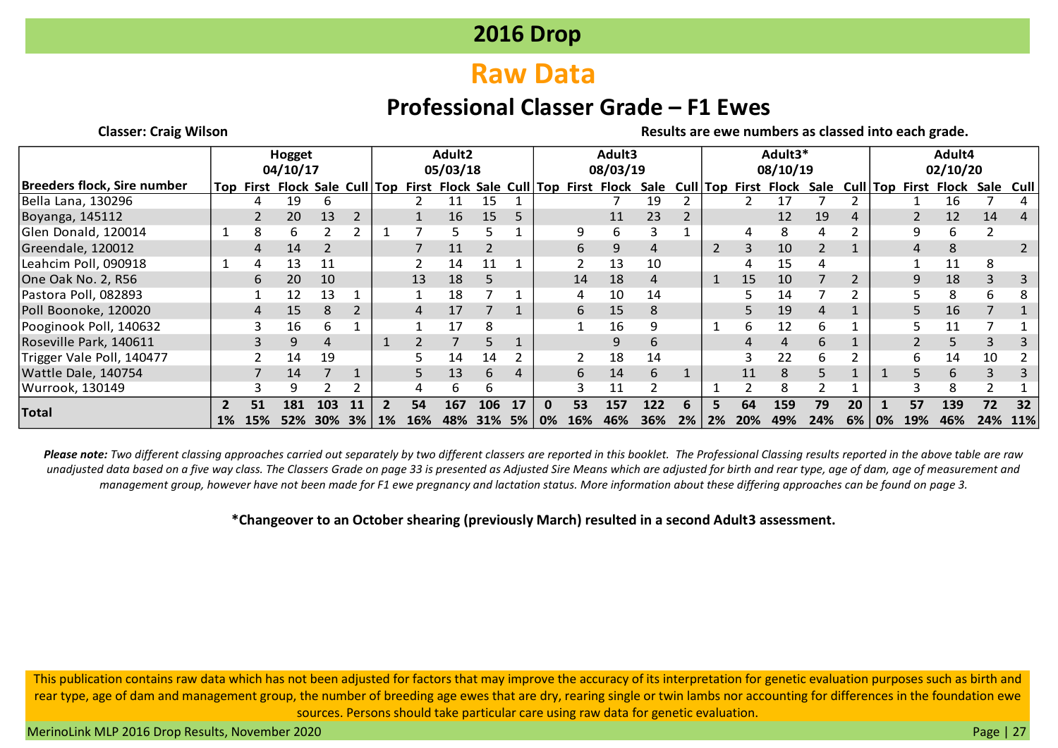# 2016 Drop

## Raw Data

## Professional Classer Grade – F1 Ewes

**Classer: Craig Wilson**

**Results are ewe numbers as classed into each grade.**

| Breeders flock, Sire number | Hogget 04/10/17 | | | | | Adult2 05/03/18 | | | | | Adult3 08/03/19 | | | | | Adult3* 08/10/19 | | | | | Adult4 02/10/20 | | | | |
|---|---|---|---|---|---|---|---|---|---|---|---|---|---|---|---|---|---|---|---|---|---|---|---|---|---|
| | Top | First | Flock | Sale | Cull | Top | First | Flock | Sale | Cull | Top | First | Flock | Sale | Cull | Top | First | Flock | Sale | Cull | Top | First | Flock | Sale | Cull |
| Bella Lana, 130296 | | 4 | 19 | 6 | | | 2 | 11 | 15 | 1 | | | 7 | 19 | 2 | | 2 | 17 | 7 | 2 | | 1 | 16 | 7 | 4 |
| Boyanga, 145112 | | 2 | 20 | 13 | 2 | | 1 | 16 | 15 | 5 | | | 11 | 23 | 2 | | | 12 | 19 | 4 | | 2 | 12 | 14 | 4 |
| Glen Donald, 120014 | 1 | 8 | 6 | 2 | 2 | 1 | 7 | 5 | 5 | 1 | | 9 | 6 | 3 | 1 | | 4 | 8 | 4 | 2 | | 9 | 6 | 2 | |
| Greendale, 120012 | | 4 | 14 | 2 | | | 7 | 11 | 2 | | | 6 | 9 | 4 | | 2 | 3 | 10 | 2 | 1 | | 4 | 8 | | 2 |
| Leahcim Poll, 090918 | 1 | 4 | 13 | 11 | | | 2 | 14 | 11 | 1 | | 2 | 13 | 10 | | | 4 | 15 | 4 | | | 1 | 11 | 8 | |
| One Oak No. 2, R56 | | 6 | 20 | 10 | | | 13 | 18 | 5 | | | 14 | 18 | 4 | | 1 | 15 | 10 | 7 | 2 | | 9 | 18 | 3 | 3 |
| Pastora Poll, 082893 | | 1 | 12 | 13 | 1 | | 1 | 18 | 7 | 1 | | 4 | 10 | 14 | | | 5 | 14 | 7 | 2 | | 5 | 8 | 6 | 8 |
| Poll Boonoke, 120020 | | 4 | 15 | 8 | 2 | | 4 | 17 | 7 | 1 | | 6 | 15 | 8 | | | 5 | 19 | 4 | 1 | | 5 | 16 | 7 | 1 |
| Pooginook Poll, 140632 | | 3 | 16 | 6 | 1 | | 1 | 17 | 8 | | | 1 | 16 | 9 | | 1 | 6 | 12 | 6 | 1 | | 5 | 11 | 7 | 1 |
| Roseville Park, 140611 | | 3 | 9 | 4 | | 1 | 2 | 7 | 5 | 1 | | | 9 | 6 | | | 4 | 4 | 6 | 1 | | 2 | 5 | 3 | 3 |
| Trigger Vale Poll, 140477 | | 2 | 14 | 19 | | | 5 | 14 | 14 | 2 | | 2 | 18 | 14 | | | 3 | 22 | 6 | 2 | | 6 | 14 | 10 | 2 |
| Wattle Dale, 140754 | | 7 | 14 | 7 | 1 | | 5 | 13 | 6 | 4 | | 6 | 14 | 6 | 1 | | 11 | 8 | 5 | 1 | 1 | 5 | 6 | 3 | 3 |
| Wurrook, 130149 | | 3 | 9 | 2 | 2 | | 4 | 6 | 6 | | | 3 | 11 | 2 | | 1 | 2 | 8 | 2 | 1 | | 3 | 8 | 2 | 1 |
| **Total** | **2** | **51** | **181** | **103** | **11** | **2** | **54** | **167** | **106** | **17** | **0** | **53** | **157** | **122** | **6** | **5** | **64** | **159** | **79** | **20** | **1** | **57** | **139** | **72** | **32** |
| | **1%** | **15%** | **52%** | **30%** | **3%** | **1%** | **16%** | **48%** | **31%** | **5%** | **0%** | **16%** | **46%** | **36%** | **2%** | **2%** | **20%** | **49%** | **24%** | **6%** | **0%** | **19%** | **46%** | **24%** | **11%** |

***Please note:*** *Two different classing approaches carried out separately by two different classers are reported in this booklet. The Professional Classing results reported in the above table are raw unadjusted data based on a five way class. The Classers Grade on page 33 is presented as Adjusted Sire Means which are adjusted for birth and rear type, age of dam, age of measurement and management group, however have not been made for F1 ewe pregnancy and lactation status. More information about these differing approaches can be found on page 3.*

**\*Changeover to an October shearing (previously March) resulted in a second Adult3 assessment.**

This publication contains raw data which has not been adjusted for factors that may improve the accuracy of its interpretation for genetic evaluation purposes such as birth and rear type, age of dam and management group, the number of breeding age ewes that are dry, rearing single or twin lambs nor accounting for differences in the foundation ewe sources. Persons should take particular care using raw data for genetic evaluation.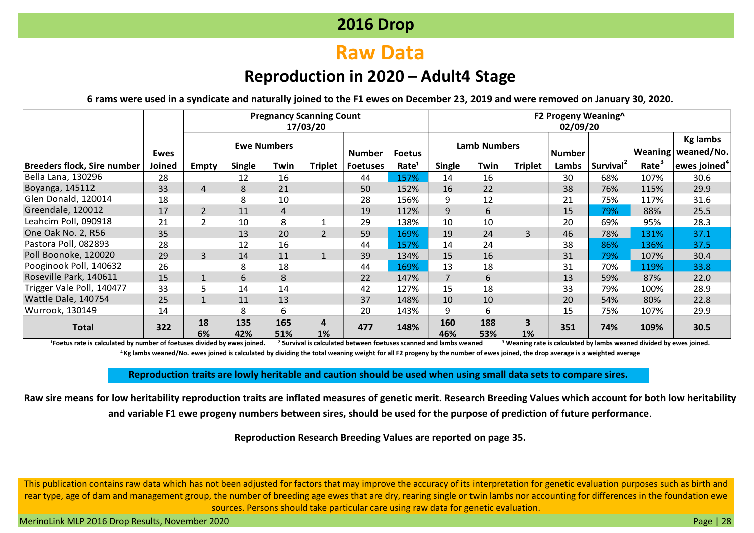# 2016 Drop

## Raw Data

### Reproduction in 2020 – Adult4 Stage

**6 rams were used in a syndicate and naturally joined to the F1 ewes on December 23, 2019 and were removed on January 30, 2020.**

| Breeders flock, Sire number | Ewes Joined | Pregnancy Scanning Count 17/03/20 | | | | | | F2 Progeny Weaning^ 02/09/20 | | | | | | |
|---|---|---|---|---|---|---|---|---|---|---|---|---|---|---|
| | | Ewe Numbers | | | | Number Foetuses | Foetus Rate[1] | Lamb Numbers | | | Number Lambs | Survival[2] | Weaning Rate[3] | Kg lambs weaned/No. ewes joined[4] |
| | | Empty | Single | Twin | Triplet | | | Single | Twin | Triplet | | | | |
| Bella Lana, 130296 | 28 | | 12 | 16 | | 44 | 157% | 14 | 16 | | 30 | 68% | 107% | 30.6 |
| Boyanga, 145112 | 33 | 4 | 8 | 21 | | 50 | 152% | 16 | 22 | | 38 | 76% | 115% | 29.9 |
| Glen Donald, 120014 | 18 | | 8 | 10 | | 28 | 156% | 9 | 12 | | 21 | 75% | 117% | 31.6 |
| Greendale, 120012 | 17 | 2 | 11 | 4 | | 19 | 112% | 9 | 6 | | 15 | 79% | 88% | 25.5 |
| Leahcim Poll, 090918 | 21 | 2 | 10 | 8 | 1 | 29 | 138% | 10 | 10 | | 20 | 69% | 95% | 28.3 |
| One Oak No. 2, R56 | 35 | | 13 | 20 | 2 | 59 | 169% | 19 | 24 | 3 | 46 | 78% | 131% | 37.1 |
| Pastora Poll, 082893 | 28 | | 12 | 16 | | 44 | 157% | 14 | 24 | | 38 | 86% | 136% | 37.5 |
| Poll Boonoke, 120020 | 29 | 3 | 14 | 11 | 1 | 39 | 134% | 15 | 16 | | 31 | 79% | 107% | 30.4 |
| Pooginook Poll, 140632 | 26 | | 8 | 18 | | 44 | 169% | 13 | 18 | | 31 | 70% | 119% | 33.8 |
| Roseville Park, 140611 | 15 | 1 | 6 | 8 | | 22 | 147% | 7 | 6 | | 13 | 59% | 87% | 22.0 |
| Trigger Vale Poll, 140477 | 33 | 5 | 14 | 14 | | 42 | 127% | 15 | 18 | | 33 | 79% | 100% | 28.9 |
| Wattle Dale, 140754 | 25 | 1 | 11 | 13 | | 37 | 148% | 10 | 10 | | 20 | 54% | 80% | 22.8 |
| Wurrook, 130149 | 14 | | 8 | 6 | | 20 | 143% | 9 | 6 | | 15 | 75% | 107% | 29.9 |
| **Total** | **322** | **18 6%** | **135 42%** | **165 51%** | **4 1%** | **477** | **148%** | **160 46%** | **188 53%** | **3 1%** | **351** | **74%** | **109%** | **30.5** |

[1]Foetus rate is calculated by number of foetuses divided by ewes joined. [2] Survival is calculated between foetuses scanned and lambs weaned [3] Weaning rate is calculated by lambs weaned divided by ewes joined.
[4] Kg lambs weaned/No. ewes joined is calculated by dividing the total weaning weight for all F2 progeny by the number of ewes joined, the drop average is a weighted average

**Reproduction traits are lowly heritable and caution should be used when using small data sets to compare sires.**

**Raw sire means for low heritability reproduction traits are inflated measures of genetic merit. Research Breeding Values which account for both low heritability and variable F1 ewe progeny numbers between sires, should be used for the purpose of prediction of future performance.**

**Reproduction Research Breeding Values are reported on page 35.**

This publication contains raw data which has not been adjusted for factors that may improve the accuracy of its interpretation for genetic evaluation purposes such as birth and rear type, age of dam and management group, the number of breeding age ewes that are dry, rearing single or twin lambs nor accounting for differences in the foundation ewe sources. Persons should take particular care using raw data for genetic evaluation.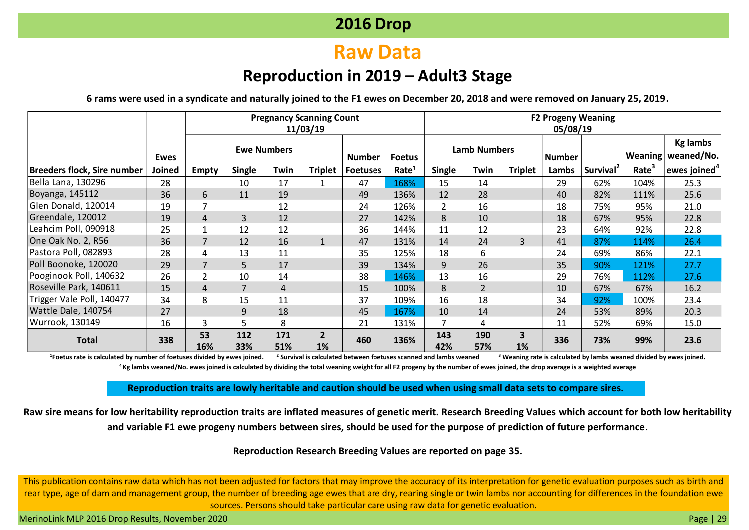# 2016 Drop

## Raw Data

### Reproduction in 2019 – Adult3 Stage

**6 rams were used in a syndicate and naturally joined to the F1 ewes on December 20, 2018 and were removed on January 25, 2019.**

| Breeders flock, Sire number | Ewes Joined | Pregnancy Scanning Count 11/03/19 | | | | | | F2 Progeny Weaning 05/08/19 | | | | | | |
|---|---|---|---|---|---|---|---|---|---|---|---|---|---|---|
| | | Ewe Numbers | | | | Number Foetuses | Foetus Rate[1] | Lamb Numbers | | | Number Lambs | Survival[2] | Weaning Rate[3] | Kg lambs weaned/No. ewes joined[4] |
| | | Empty | Single | Twin | Triplet | | | Single | Twin | Triplet | | | | |
| Bella Lana, 130296 | 28 | | 10 | 17 | 1 | 47 | 168% | 15 | 14 | | 29 | 62% | 104% | 25.3 |
| Boyanga, 145112 | 36 | 6 | 11 | 19 | | 49 | 136% | 12 | 28 | | 40 | 82% | 111% | 25.6 |
| Glen Donald, 120014 | 19 | 7 | | 12 | | 24 | 126% | 2 | 16 | | 18 | 75% | 95% | 21.0 |
| Greendale, 120012 | 19 | 4 | 3 | 12 | | 27 | 142% | 8 | 10 | | 18 | 67% | 95% | 22.8 |
| Leahcim Poll, 090918 | 25 | 1 | 12 | 12 | | 36 | 144% | 11 | 12 | | 23 | 64% | 92% | 22.8 |
| One Oak No. 2, R56 | 36 | 7 | 12 | 16 | 1 | 47 | 131% | 14 | 24 | 3 | 41 | 87% | 114% | 26.4 |
| Pastora Poll, 082893 | 28 | 4 | 13 | 11 | | 35 | 125% | 18 | 6 | | 24 | 69% | 86% | 22.1 |
| Poll Boonoke, 120020 | 29 | 7 | 5 | 17 | | 39 | 134% | 9 | 26 | | 35 | 90% | 121% | 27.7 |
| Pooginook Poll, 140632 | 26 | 2 | 10 | 14 | | 38 | 146% | 13 | 16 | | 29 | 76% | 112% | 27.6 |
| Roseville Park, 140611 | 15 | 4 | 7 | 4 | | 15 | 100% | 8 | 2 | | 10 | 67% | 67% | 16.2 |
| Trigger Vale Poll, 140477 | 34 | 8 | 15 | 11 | | 37 | 109% | 16 | 18 | | 34 | 92% | 100% | 23.4 |
| Wattle Dale, 140754 | 27 | | 9 | 18 | | 45 | 167% | 10 | 14 | | 24 | 53% | 89% | 20.3 |
| Wurrook, 130149 | 16 | 3 | 5 | 8 | | 21 | 131% | 7 | 4 | | 11 | 52% | 69% | 15.0 |
| **Total** | **338** | **53 16%** | **112 33%** | **171 51%** | **2 1%** | **460** | **136%** | **143 42%** | **190 57%** | **3 1%** | **336** | **73%** | **99%** | **23.6** |

[1]Foetus rate is calculated by number of foetuses divided by ewes joined. [2] Survival is calculated between foetuses scanned and lambs weaned [3] Weaning rate is calculated by lambs weaned divided by ewes joined.
[4] Kg lambs weaned/No. ewes joined is calculated by dividing the total weaning weight for all F2 progeny by the number of ewes joined, the drop average is a weighted average

**Reproduction traits are lowly heritable and caution should be used when using small data sets to compare sires.**

**Raw sire means for low heritability reproduction traits are inflated measures of genetic merit. Research Breeding Values which account for both low heritability and variable F1 ewe progeny numbers between sires, should be used for the purpose of prediction of future performance.**

**Reproduction Research Breeding Values are reported on page 35.**

This publication contains raw data which has not been adjusted for factors that may improve the accuracy of its interpretation for genetic evaluation purposes such as birth and rear type, age of dam and management group, the number of breeding age ewes that are dry, rearing single or twin lambs nor accounting for differences in the foundation ewe sources. Persons should take particular care using raw data for genetic evaluation.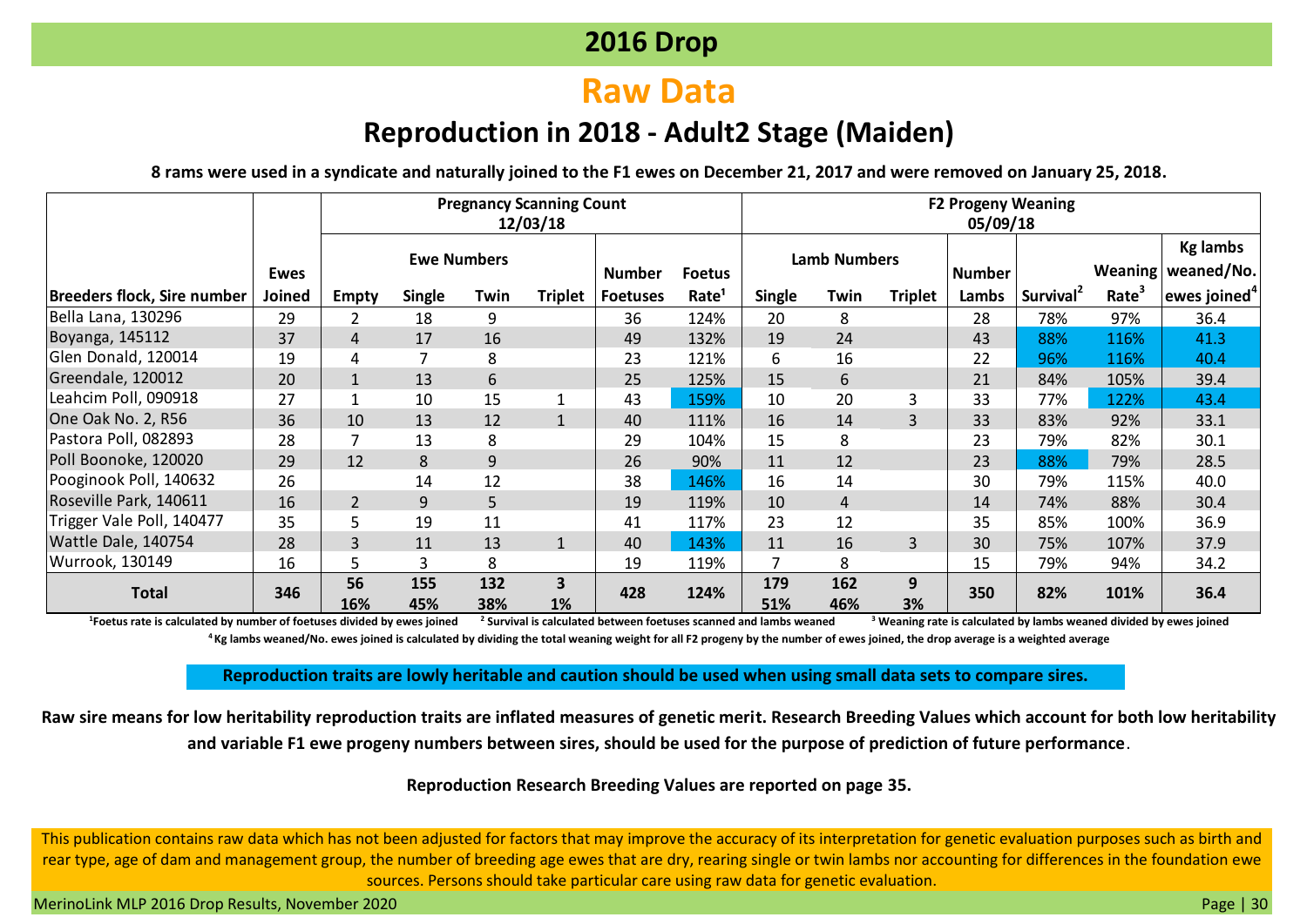# 2016 Drop

## Raw Data

### Reproduction in 2018 - Adult2 Stage (Maiden)

**8 rams were used in a syndicate and naturally joined to the F1 ewes on December 21, 2017 and were removed on January 25, 2018.**

| Breeders flock, Sire number | Ewes Joined | Pregnancy Scanning Count 12/03/18 | | | | | | F2 Progeny Weaning 05/09/18 | | | | | | |
|---|---|---|---|---|---|---|---|---|---|---|---|---|---|---|
| | | Ewe Numbers | | | | Number Foetuses | Foetus Rate[1] | Lamb Numbers | | | Number Lambs | Survival[2] | Weaning Rate[3] | Kg lambs weaned/No. ewes joined[4] |
| | | Empty | Single | Twin | Triplet | | | Single | Twin | Triplet | | | | |
| Bella Lana, 130296 | 29 | 2 | 18 | 9 | | 36 | 124% | 20 | 8 | | 28 | 78% | 97% | 36.4 |
| Boyanga, 145112 | 37 | 4 | 17 | 16 | | 49 | 132% | 19 | 24 | | 43 | 88% | 116% | 41.3 |
| Glen Donald, 120014 | 19 | 4 | 7 | 8 | | 23 | 121% | 6 | 16 | | 22 | 96% | 116% | 40.4 |
| Greendale, 120012 | 20 | 1 | 13 | 6 | | 25 | 125% | 15 | 6 | | 21 | 84% | 105% | 39.4 |
| Leahcim Poll, 090918 | 27 | 1 | 10 | 15 | 1 | 43 | 159% | 10 | 20 | 3 | 33 | 77% | 122% | 43.4 |
| One Oak No. 2, R56 | 36 | 10 | 13 | 12 | 1 | 40 | 111% | 16 | 14 | 3 | 33 | 83% | 92% | 33.1 |
| Pastora Poll, 082893 | 28 | 7 | 13 | 8 | | 29 | 104% | 15 | 8 | | 23 | 79% | 82% | 30.1 |
| Poll Boonoke, 120020 | 29 | 12 | 8 | 9 | | 26 | 90% | 11 | 12 | | 23 | 88% | 79% | 28.5 |
| Pooginook Poll, 140632 | 26 | | 14 | 12 | | 38 | 146% | 16 | 14 | | 30 | 79% | 115% | 40.0 |
| Roseville Park, 140611 | 16 | 2 | 9 | 5 | | 19 | 119% | 10 | 4 | | 14 | 74% | 88% | 30.4 |
| Trigger Vale Poll, 140477 | 35 | 5 | 19 | 11 | | 41 | 117% | 23 | 12 | | 35 | 85% | 100% | 36.9 |
| Wattle Dale, 140754 | 28 | 3 | 11 | 13 | 1 | 40 | 143% | 11 | 16 | 3 | 30 | 75% | 107% | 37.9 |
| Wurrook, 130149 | 16 | 5 | 3 | 8 | | 19 | 119% | 7 | 8 | | 15 | 79% | 94% | 34.2 |
| **Total** | **346** | **56 16%** | **155 45%** | **132 38%** | **3 1%** | **428** | **124%** | **179 51%** | **162 46%** | **9 3%** | **350** | **82%** | **101%** | **36.4** |

[1] Foetus rate is calculated by number of foetuses divided by ewes joined [2] Survival is calculated between foetuses scanned and lambs weaned [3] Weaning rate is calculated by lambs weaned divided by ewes joined
[4] Kg lambs weaned/No. ewes joined is calculated by dividing the total weaning weight for all F2 progeny by the number of ewes joined, the drop average is a weighted average

**Reproduction traits are lowly heritable and caution should be used when using small data sets to compare sires.**

**Raw sire means for low heritability reproduction traits are inflated measures of genetic merit. Research Breeding Values which account for both low heritability and variable F1 ewe progeny numbers between sires, should be used for the purpose of prediction of future performance**.

**Reproduction Research Breeding Values are reported on page 35.**

This publication contains raw data which has not been adjusted for factors that may improve the accuracy of its interpretation for genetic evaluation purposes such as birth and rear type, age of dam and management group, the number of breeding age ewes that are dry, rearing single or twin lambs nor accounting for differences in the foundation ewe sources. Persons should take particular care using raw data for genetic evaluation.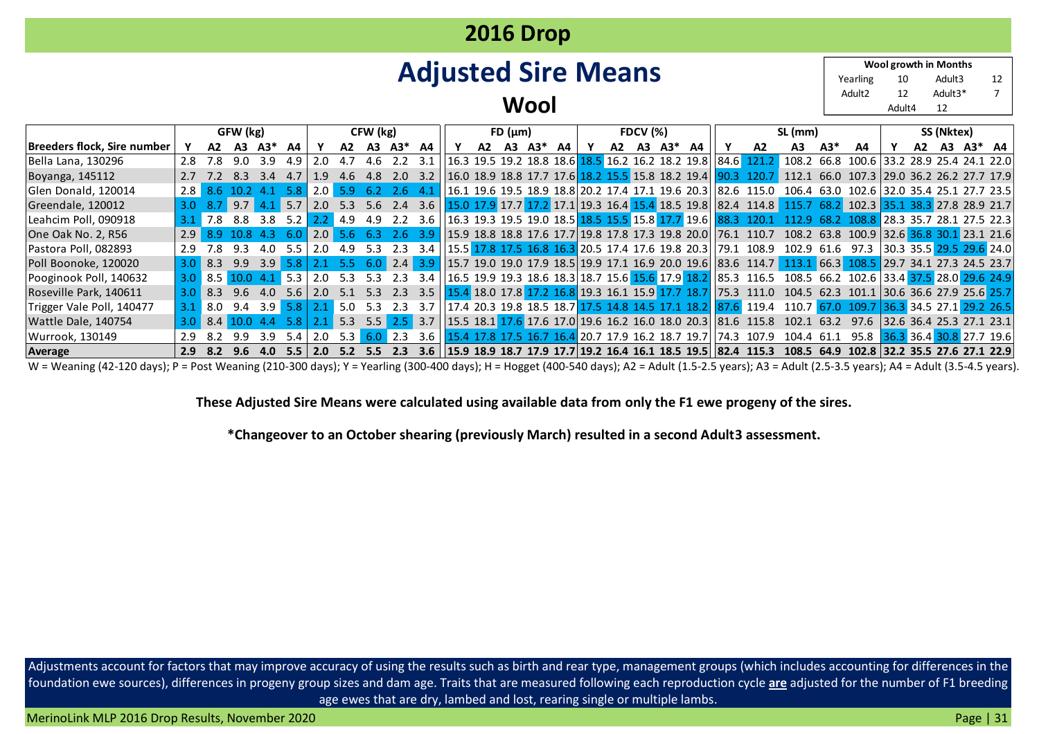## 2016 Drop

# Adjusted Sire Means

### Wool

| Wool growth in Months | | | |
|---|---|---|---|
| Yearling | 10 | Adult3 | 12 |
| Adult2 | 12 | Adult3* | 7 |
| Adult4 | 12 | | |

| | GFW (kg) | | | | | CFW (kg) | | | | | FD (µm) | | | | | FDCV (%) | | | | | SL (mm) | | | | | SS (Nktex) | | | | |
|---|---|---|---|---|---|---|---|---|---|---|---|---|---|---|---|---|---|---|---|---|---|---|---|---|---|---|---|---|---|---|
| Breeders flock, Sire number | Y | A2 | A3 | A3* | A4 | Y | A2 | A3 | A3* | A4 | Y | A2 | A3 | A3* | A4 | Y | A2 | A3 | A3* | A4 | Y | A2 | A3 | A3* | A4 | Y | A2 | A3 | A3* | A4 |
| Bella Lana, 130296 | 2.8 | 7.8 | 9.0 | 3.9 | 4.9 | 2.0 | 4.7 | 4.6 | 2.2 | 3.1 | 16.3 | 19.5 | 19.2 | 18.8 | 18.6 | 18.5 | 16.2 | 16.2 | 18.2 | 19.8 | 84.6 | 121.2 | 108.2 | 66.8 | 100.6 | 33.2 | 28.9 | 25.4 | 24.1 | 22.0 |
| Boyanga, 145112 | 2.7 | 7.2 | 8.3 | 3.4 | 4.7 | 1.9 | 4.6 | 4.8 | 2.0 | 3.2 | 16.0 | 18.9 | 18.8 | 17.7 | 17.6 | 18.2 | 15.5 | 15.8 | 18.2 | 19.4 | 90.3 | 120.7 | 112.1 | 66.0 | 107.3 | 29.0 | 36.2 | 26.2 | 27.7 | 17.9 |
| Glen Donald, 120014 | 2.8 | 8.6 | 10.2 | 4.1 | 5.8 | 2.0 | 5.9 | 6.2 | 2.6 | 4.1 | 16.1 | 19.6 | 19.5 | 18.9 | 18.8 | 20.2 | 17.4 | 17.1 | 19.6 | 20.3 | 82.6 | 115.0 | 106.4 | 63.0 | 102.6 | 32.0 | 35.4 | 25.1 | 27.7 | 23.5 |
| Greendale, 120012 | 3.0 | 8.7 | 9.7 | 4.1 | 5.7 | 2.0 | 5.3 | 5.6 | 2.4 | 3.6 | 15.0 | 17.9 | 17.7 | 17.2 | 17.1 | 19.3 | 16.4 | 15.4 | 18.5 | 19.8 | 82.4 | 114.8 | 115.7 | 68.2 | 102.3 | 35.1 | 38.3 | 27.8 | 28.9 | 21.7 |
| Leahcim Poll, 090918 | 3.1 | 7.8 | 8.8 | 3.8 | 5.2 | 2.2 | 4.9 | 4.9 | 2.2 | 3.6 | 16.3 | 19.3 | 19.5 | 19.0 | 18.5 | 18.5 | 15.5 | 15.8 | 17.7 | 19.6 | 88.3 | 120.1 | 112.9 | 68.2 | 108.8 | 28.3 | 35.7 | 28.1 | 27.5 | 22.3 |
| One Oak No. 2, R56 | 2.9 | 8.9 | 10.8 | 4.3 | 6.0 | 2.0 | 5.6 | 6.3 | 2.6 | 3.9 | 15.9 | 18.8 | 18.8 | 17.6 | 17.7 | 19.8 | 17.8 | 17.3 | 19.8 | 20.0 | 76.1 | 110.7 | 108.2 | 63.8 | 100.9 | 32.6 | 36.8 | 30.1 | 23.1 | 21.6 |
| Pastora Poll, 082893 | 2.9 | 7.8 | 9.3 | 4.0 | 5.5 | 2.0 | 4.9 | 5.3 | 2.3 | 3.4 | 15.5 | 17.8 | 17.5 | 16.8 | 16.3 | 20.5 | 17.4 | 17.6 | 19.8 | 20.3 | 79.1 | 108.9 | 102.9 | 61.6 | 97.3 | 30.3 | 35.5 | 29.5 | 29.6 | 24.0 |
| Poll Boonoke, 120020 | 3.0 | 8.3 | 9.9 | 3.9 | 5.8 | 2.1 | 5.5 | 6.0 | 2.4 | 3.9 | 15.7 | 19.0 | 19.0 | 17.9 | 18.5 | 19.9 | 17.1 | 16.9 | 20.0 | 19.6 | 83.6 | 114.7 | 113.1 | 66.3 | 108.5 | 29.7 | 34.1 | 27.3 | 24.5 | 23.7 |
| Pooginook Poll, 140632 | 3.0 | 8.5 | 10.0 | 4.1 | 5.3 | 2.0 | 5.3 | 5.3 | 2.3 | 3.4 | 16.5 | 19.9 | 19.3 | 18.6 | 18.3 | 18.7 | 15.6 | 15.6 | 17.9 | 18.2 | 85.3 | 116.5 | 108.5 | 66.2 | 102.6 | 33.4 | 37.5 | 28.0 | 29.6 | 24.9 |
| Roseville Park, 140611 | 3.0 | 8.3 | 9.6 | 4.0 | 5.6 | 2.0 | 5.1 | 5.3 | 2.3 | 3.5 | 15.4 | 18.0 | 17.8 | 17.2 | 16.8 | 19.3 | 16.1 | 15.9 | 17.7 | 18.7 | 75.3 | 111.0 | 104.5 | 62.3 | 101.1 | 30.6 | 36.6 | 27.9 | 25.6 | 25.7 |
| Trigger Vale Poll, 140477 | 3.1 | 8.0 | 9.4 | 3.9 | 5.8 | 2.1 | 5.0 | 5.3 | 2.3 | 3.7 | 17.4 | 20.3 | 19.8 | 18.5 | 18.7 | 17.5 | 14.8 | 14.5 | 17.1 | 18.2 | 87.6 | 119.4 | 110.7 | 67.0 | 109.7 | 36.3 | 34.5 | 27.1 | 29.2 | 26.5 |
| Wattle Dale, 140754 | 3.0 | 8.4 | 10.0 | 4.4 | 5.8 | 2.1 | 5.3 | 5.5 | 2.5 | 3.7 | 15.5 | 18.1 | 17.6 | 17.6 | 17.0 | 19.6 | 16.2 | 16.0 | 18.0 | 20.3 | 81.6 | 115.8 | 102.1 | 63.2 | 97.6 | 32.6 | 36.4 | 25.3 | 27.1 | 23.1 |
| Wurrook, 130149 | 2.9 | 8.2 | 9.9 | 3.9 | 5.4 | 2.0 | 5.3 | 6.0 | 2.3 | 3.6 | 15.4 | 17.8 | 17.5 | 16.7 | 16.4 | 20.7 | 17.9 | 16.2 | 18.7 | 19.7 | 74.3 | 107.9 | 104.4 | 61.1 | 95.8 | 36.3 | 36.4 | 30.8 | 27.7 | 19.6 |
| **Average** | **2.9** | **8.2** | **9.6** | **4.0** | **5.5** | **2.0** | **5.2** | **5.5** | **2.3** | **3.6** | **15.9** | **18.9** | **18.7** | **17.9** | **17.7** | **19.2** | **16.4** | **16.1** | **18.5** | **19.5** | **82.4** | **115.3** | **108.5** | **64.9** | **102.8** | **32.2** | **35.5** | **27.6** | **27.1** | **22.9** |

W = Weaning (42-120 days); P = Post Weaning (210-300 days); Y = Yearling (300-400 days); H = Hogget (400-540 days); A2 = Adult (1.5-2.5 years); A3 = Adult (2.5-3.5 years); A4 = Adult (3.5-4.5 years).

**These Adjusted Sire Means were calculated using available data from only the F1 ewe progeny of the sires.**

***Changeover to an October shearing (previously March) resulted in a second Adult3 assessment.**

Adjustments account for factors that may improve accuracy of using the results such as birth and rear type, management groups (which includes accounting for differences in the foundation ewe sources), differences in progeny group sizes and dam age. Traits that are measured following each reproduction cycle **are** adjusted for the number of F1 breeding age ewes that are dry, lambed and lost, rearing single or multiple lambs.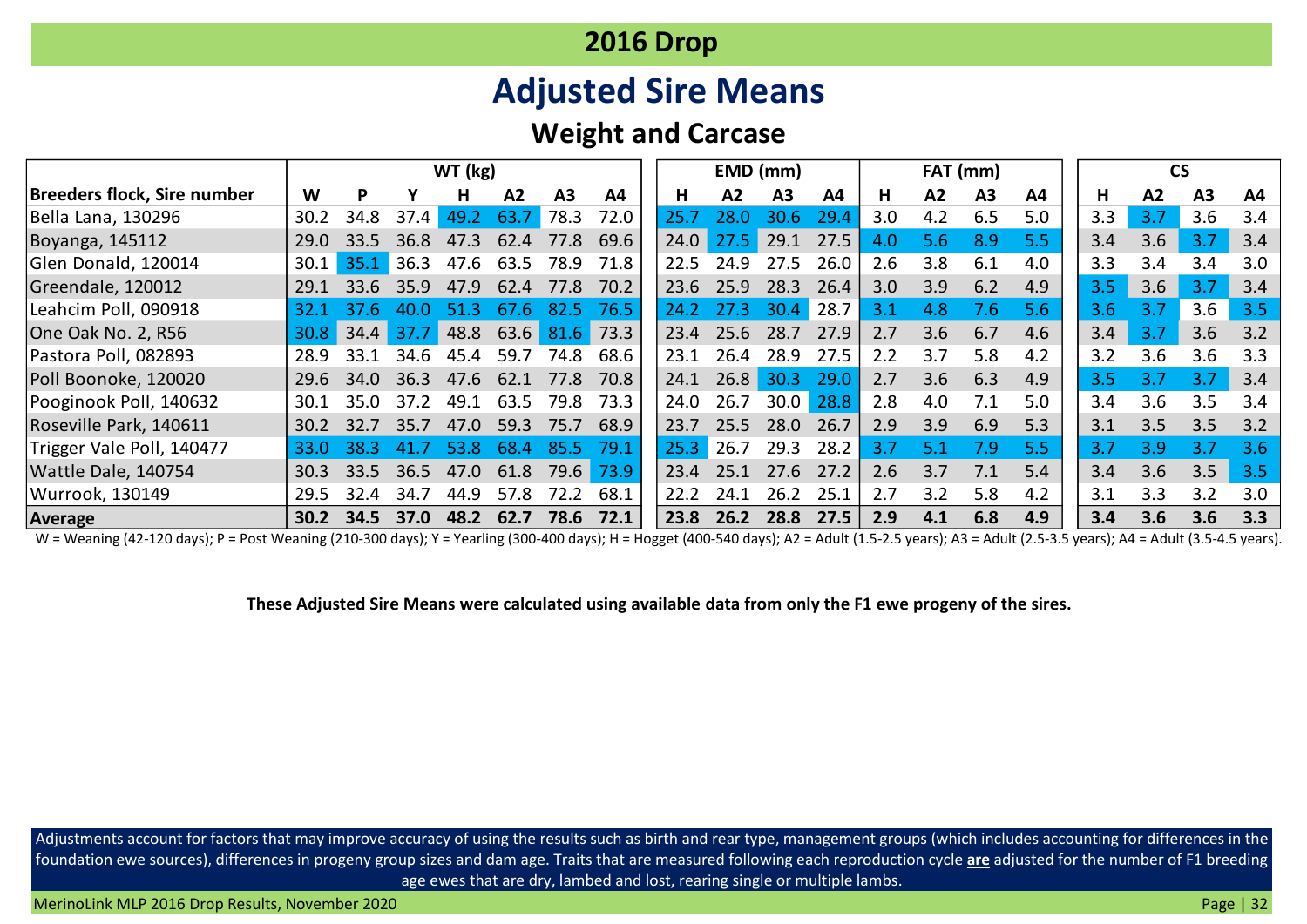# 2016 Drop

## Adjusted Sire Means

### Weight and Carcase

| Breeders flock, Sire number | WT (kg) | | | | | | | EMD (mm) | | | | FAT (mm) | | | | CS | | | |
|---|---|---|---|---|---|---|---|---|---|---|---|---|---|---|---|---|---|---|---|
| | W | P | Y | H | A2 | A3 | A4 | H | A2 | A3 | A4 | H | A2 | A3 | A4 | H | A2 | A3 | A4 |
| Bella Lana, 130296 | 30.2 | 34.8 | 37.4 | 49.2 | 63.7 | 78.3 | 72.0 | 25.7 | 28.0 | 30.6 | 29.4 | 3.0 | 4.2 | 6.5 | 5.0 | 3.3 | 3.7 | 3.6 | 3.4 |
| Boyanga, 145112 | 29.0 | 33.5 | 36.8 | 47.3 | 62.4 | 77.8 | 69.6 | 24.0 | 27.5 | 29.1 | 27.5 | 4.0 | 5.6 | 8.9 | 5.5 | 3.4 | 3.6 | 3.7 | 3.4 |
| Glen Donald, 120014 | 30.1 | 35.1 | 36.3 | 47.6 | 63.5 | 78.9 | 71.8 | 22.5 | 24.9 | 27.5 | 26.0 | 2.6 | 3.8 | 6.1 | 4.0 | 3.3 | 3.4 | 3.4 | 3.0 |
| Greendale, 120012 | 29.1 | 33.6 | 35.9 | 47.9 | 62.4 | 77.8 | 70.2 | 23.6 | 25.9 | 28.3 | 26.4 | 3.0 | 3.9 | 6.2 | 4.9 | 3.5 | 3.6 | 3.7 | 3.4 |
| Leahcim Poll, 090918 | 32.1 | 37.6 | 40.0 | 51.3 | 67.6 | 82.5 | 76.5 | 24.2 | 27.3 | 30.4 | 28.7 | 3.1 | 4.8 | 7.6 | 5.6 | 3.6 | 3.7 | 3.6 | 3.5 |
| One Oak No. 2, R56 | 30.8 | 34.4 | 37.7 | 48.8 | 63.6 | 81.6 | 73.3 | 23.4 | 25.6 | 28.7 | 27.9 | 2.7 | 3.6 | 6.7 | 4.6 | 3.4 | 3.7 | 3.6 | 3.2 |
| Pastora Poll, 082893 | 28.9 | 33.1 | 34.6 | 45.4 | 59.7 | 74.8 | 68.6 | 23.1 | 26.4 | 28.9 | 27.5 | 2.2 | 3.7 | 5.8 | 4.2 | 3.2 | 3.6 | 3.6 | 3.3 |
| Poll Boonoke, 120020 | 29.6 | 34.0 | 36.3 | 47.6 | 62.1 | 77.8 | 70.8 | 24.1 | 26.8 | 30.3 | 29.0 | 2.7 | 3.6 | 6.3 | 4.9 | 3.5 | 3.7 | 3.7 | 3.4 |
| Pooginook Poll, 140632 | 30.1 | 35.0 | 37.2 | 49.1 | 63.5 | 79.8 | 73.3 | 24.0 | 26.7 | 30.0 | 28.8 | 2.8 | 4.0 | 7.1 | 5.0 | 3.4 | 3.6 | 3.5 | 3.4 |
| Roseville Park, 140611 | 30.2 | 32.7 | 35.7 | 47.0 | 59.3 | 75.7 | 68.9 | 23.7 | 25.5 | 28.0 | 26.7 | 2.9 | 3.9 | 6.9 | 5.3 | 3.1 | 3.5 | 3.5 | 3.2 |
| Trigger Vale Poll, 140477 | 33.0 | 38.3 | 41.7 | 53.8 | 68.4 | 85.5 | 79.1 | 25.3 | 26.7 | 29.3 | 28.2 | 3.7 | 5.1 | 7.9 | 5.5 | 3.7 | 3.9 | 3.7 | 3.6 |
| Wattle Dale, 140754 | 30.3 | 33.5 | 36.5 | 47.0 | 61.8 | 79.6 | 73.9 | 23.4 | 25.1 | 27.6 | 27.2 | 2.6 | 3.7 | 7.1 | 5.4 | 3.4 | 3.6 | 3.5 | 3.5 |
| Wurrook, 130149 | 29.5 | 32.4 | 34.7 | 44.9 | 57.8 | 72.2 | 68.1 | 22.2 | 24.1 | 26.2 | 25.1 | 2.7 | 3.2 | 5.8 | 4.2 | 3.1 | 3.3 | 3.2 | 3.0 |
| **Average** | **30.2** | **34.5** | **37.0** | **48.2** | **62.7** | **78.6** | **72.1** | **23.8** | **26.2** | **28.8** | **27.5** | **2.9** | **4.1** | **6.8** | **4.9** | **3.4** | **3.6** | **3.6** | **3.3** |

W = Weaning (42-120 days); P = Post Weaning (210-300 days); Y = Yearling (300-400 days); H = Hogget (400-540 days); A2 = Adult (1.5-2.5 years); A3 = Adult (2.5-3.5 years); A4 = Adult (3.5-4.5 years).

**These Adjusted Sire Means were calculated using available data from only the F1 ewe progeny of the sires.**

Adjustments account for factors that may improve accuracy of using the results such as birth and rear type, management groups (which includes accounting for differences in the foundation ewe sources), differences in progeny group sizes and dam age. Traits that are measured following each reproduction cycle **are** adjusted for the number of F1 breeding age ewes that are dry, lambed and lost, rearing single or multiple lambs.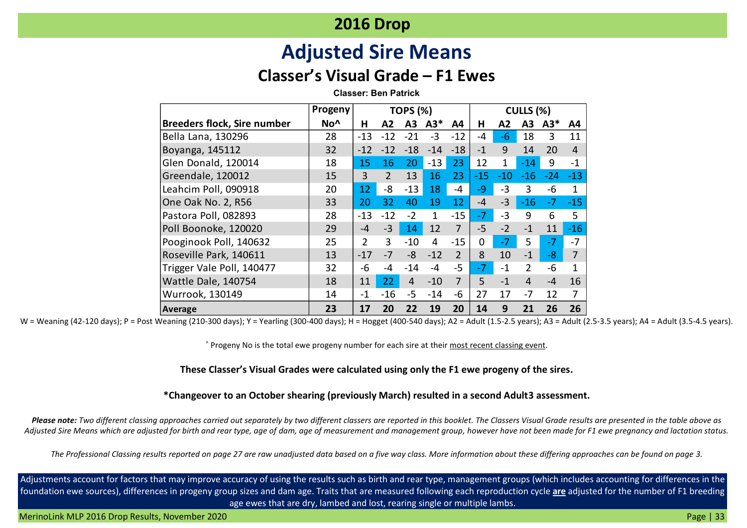## 2016 Drop

# Adjusted Sire Means

## Classer's Visual Grade – F1 Ewes

**Classer: Ben Patrick**

| Breeders flock, Sire number | Progeny No^ | TOPS (%) | | | | | CULLS (%) | | | | |
|---|---|---|---|---|---|---|---|---|---|---|---|
| | | H | A2 | A3 | A3* | A4 | H | A2 | A3 | A3* | A4 |
| Bella Lana, 130296 | 28 | -13 | -12 | -21 | -3 | -12 | -4 | -6 | 18 | 3 | 11 |
| Boyanga, 145112 | 32 | -12 | -12 | -18 | -14 | -18 | -1 | 9 | 14 | 20 | 4 |
| Glen Donald, 120014 | 18 | 15 | 16 | 20 | -13 | 23 | 12 | 1 | -14 | 9 | -1 |
| Greendale, 120012 | 15 | 3 | 2 | 13 | 16 | 23 | -15 | -10 | -16 | -24 | -13 |
| Leahcim Poll, 090918 | 20 | 12 | -8 | -13 | 18 | -4 | -9 | -3 | 3 | -6 | 1 |
| One Oak No. 2, R56 | 33 | 20 | 32 | 40 | 19 | 12 | -4 | -3 | -16 | -7 | -15 |
| Pastora Poll, 082893 | 28 | -13 | -12 | -2 | 1 | -15 | -7 | -3 | 9 | 6 | 5 |
| Poll Boonoke, 120020 | 29 | -4 | -3 | 14 | 12 | 7 | -5 | -2 | -1 | 11 | -16 |
| Pooginook Poll, 140632 | 25 | 2 | 3 | -10 | 4 | -15 | 0 | -7 | 5 | -7 | -7 |
| Roseville Park, 140611 | 13 | -17 | -7 | -8 | -12 | 2 | 8 | 10 | -1 | -8 | 7 |
| Trigger Vale Poll, 140477 | 32 | -6 | -4 | -14 | -4 | -5 | -7 | -1 | 2 | -6 | 1 |
| Wattle Dale, 140754 | 18 | 11 | 22 | 4 | -10 | 7 | 5 | -1 | 4 | -4 | 16 |
| Wurrook, 130149 | 14 | -1 | -16 | -5 | -14 | -6 | 27 | 17 | -7 | 12 | 7 |
| **Average** | **23** | **17** | **20** | **22** | **19** | **20** | **14** | **9** | **21** | **26** | **26** |

W = Weaning (42-120 days); P = Post Weaning (210-300 days); Y = Yearling (300-400 days); H = Hogget (400-540 days); A2 = Adult (1.5-2.5 years); A3 = Adult (2.5-3.5 years); A4 = Adult (3.5-4.5 years).

^ Progeny No is the total ewe progeny number for each sire at their most recent classing event.

**These Classer's Visual Grades were calculated using only the F1 ewe progeny of the sires.**

***Changeover to an October shearing (previously March) resulted in a second Adult3 assessment.**

***Please note:** Two different classing approaches carried out separately by two different classers are reported in this booklet. The Classers Visual Grade results are presented in the table above as Adjusted Sire Means which are adjusted for birth and rear type, age of dam, age of measurement and management group, however have not been made for F1 ewe pregnancy and lactation status.*

*The Professional Classing results reported on page 27 are raw unadjusted data based on a five way class. More information about these differing approaches can be found on page 3.*

Adjustments account for factors that may improve accuracy of using the results such as birth and rear type, management groups (which includes accounting for differences in the foundation ewe sources), differences in progeny group sizes and dam age. Traits that are measured following each reproduction cycle **are** adjusted for the number of F1 breeding age ewes that are dry, lambed and lost, rearing single or multiple lambs.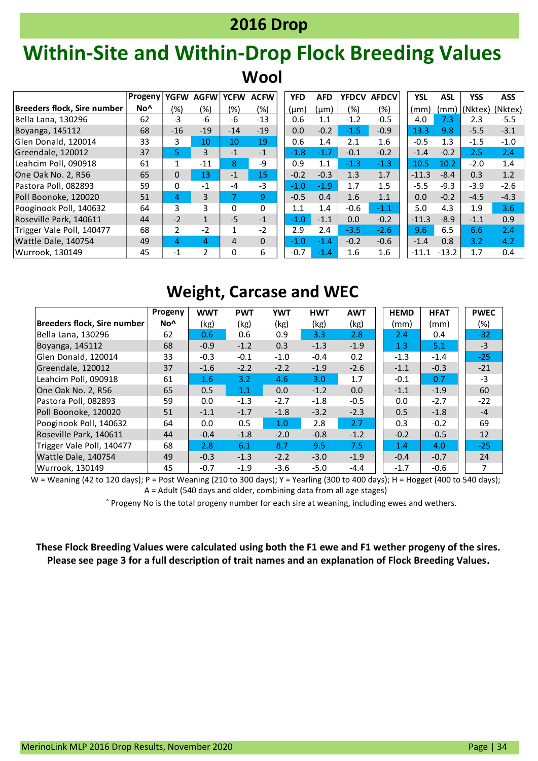## 2016 Drop

# Within-Site and Within-Drop Flock Breeding Values

### Wool

| Breeders flock, Sire number | Progeny No^ | YGFW (%) | AGFW (%) | YCFW (%) | ACFW (%) | YFD (µm) | AFD (µm) | YFDCV (%) | AFDCV (%) | YSL (mm) | ASL (mm) | YSS (Nktex) | ASS (Nktex) |
|---|---|---|---|---|---|---|---|---|---|---|---|---|---|
| Bella Lana, 130296 | 62 | -3 | -6 | -6 | -13 | 0.6 | 1.1 | -1.2 | -0.5 | 4.0 | 7.3 | 2.3 | -5.5 |
| Boyanga, 145112 | 68 | -16 | -19 | -14 | -19 | 0.0 | -0.2 | -1.5 | -0.9 | 13.3 | 9.8 | -5.5 | -3.1 |
| Glen Donald, 120014 | 33 | 3 | 10 | 10 | 19 | 0.6 | 1.4 | 2.1 | 1.6 | -0.5 | 1.3 | -1.5 | -1.0 |
| Greendale, 120012 | 37 | 5 | 3 | -1 | -1 | -1.8 | -1.7 | -0.1 | -0.2 | -1.4 | -0.2 | 2.5 | 2.4 |
| Leahcim Poll, 090918 | 61 | 1 | -11 | 8 | -9 | 0.9 | 1.1 | -1.3 | -1.3 | 10.5 | 10.2 | -2.0 | 1.4 |
| One Oak No. 2, R56 | 65 | 0 | 13 | -1 | 15 | -0.2 | -0.3 | 1.3 | 1.7 | -11.3 | -8.4 | 0.3 | 1.2 |
| Pastora Poll, 082893 | 59 | 0 | -1 | -4 | -3 | -1.0 | -1.9 | 1.7 | 1.5 | -5.5 | -9.3 | -3.9 | -2.6 |
| Poll Boonoke, 120020 | 51 | 4 | 3 | 7 | 9 | -0.5 | 0.4 | 1.6 | 1.1 | 0.0 | -0.2 | -4.5 | -4.3 |
| Pooginook Poll, 140632 | 64 | 3 | 3 | 0 | 0 | 1.1 | 1.4 | -0.6 | -1.1 | 5.0 | 4.3 | 1.9 | 3.6 |
| Roseville Park, 140611 | 44 | -2 | 1 | -5 | -1 | -1.0 | -1.1 | 0.0 | -0.2 | -11.3 | -8.9 | -1.1 | 0.9 |
| Trigger Vale Poll, 140477 | 68 | 2 | -2 | 1 | -2 | 2.9 | 2.4 | -3.5 | -2.6 | 9.6 | 6.5 | 6.6 | 2.4 |
| Wattle Dale, 140754 | 49 | 4 | 4 | 4 | 0 | -1.0 | -1.4 | -0.2 | -0.6 | -1.4 | 0.8 | 3.2 | 4.2 |
| Wurrook, 130149 | 45 | -1 | 2 | 0 | 6 | -0.7 | -1.4 | 1.6 | 1.6 | -11.1 | -13.2 | 1.7 | 0.4 |

### Weight, Carcase and WEC

| Breeders flock, Sire number | Progeny No^ | WWT (kg) | PWT (kg) | YWT (kg) | HWT (kg) | AWT (kg) | HEMD (mm) | HFAT (mm) | PWEC (%) |
|---|---|---|---|---|---|---|---|---|---|
| Bella Lana, 130296 | 62 | 0.6 | 0.6 | 0.9 | 3.3 | 2.8 | 2.4 | 0.4 | -32 |
| Boyanga, 145112 | 68 | -0.9 | -1.2 | 0.3 | -1.3 | -1.9 | 1.3 | 5.1 | -3 |
| Glen Donald, 120014 | 33 | -0.3 | -0.1 | -1.0 | -0.4 | 0.2 | -1.3 | -1.4 | -25 |
| Greendale, 120012 | 37 | -1.6 | -2.2 | -2.2 | -1.9 | -2.6 | -1.1 | -0.3 | -21 |
| Leahcim Poll, 090918 | 61 | 1.6 | 3.2 | 4.6 | 3.0 | 1.7 | -0.1 | 0.7 | -3 |
| One Oak No. 2, R56 | 65 | 0.5 | 1.1 | 0.0 | -1.2 | 0.0 | -1.1 | -1.9 | 60 |
| Pastora Poll, 082893 | 59 | 0.0 | -1.3 | -2.7 | -1.8 | -0.5 | 0.0 | -2.7 | -22 |
| Poll Boonoke, 120020 | 51 | -1.1 | -1.7 | -1.8 | -3.2 | -2.3 | 0.5 | -1.8 | -4 |
| Pooginook Poll, 140632 | 64 | 0.0 | 0.5 | 1.0 | 2.8 | 2.7 | 0.3 | -0.2 | 69 |
| Roseville Park, 140611 | 44 | -0.4 | -1.8 | -2.0 | -0.8 | -1.2 | -0.2 | -0.5 | 12 |
| Trigger Vale Poll, 140477 | 68 | 2.8 | 6.1 | 8.7 | 9.5 | 7.5 | 1.4 | 4.0 | -25 |
| Wattle Dale, 140754 | 49 | -0.3 | -1.3 | -2.2 | -3.0 | -1.9 | -0.4 | -0.7 | 24 |
| Wurrook, 130149 | 45 | -0.7 | -1.9 | -3.6 | -5.0 | -4.4 | -1.7 | -0.6 | 7 |

W = Weaning (42 to 120 days); P = Post Weaning (210 to 300 days); Y = Yearling (300 to 400 days); H = Hogget (400 to 540 days); A = Adult (540 days and older, combining data from all age stages)

^ Progeny No is the total progeny number for each sire at weaning, including ewes and wethers.

**These Flock Breeding Values were calculated using both the F1 ewe and F1 wether progeny of the sires. Please see page 3 for a full description of trait names and an explanation of Flock Breeding Values.**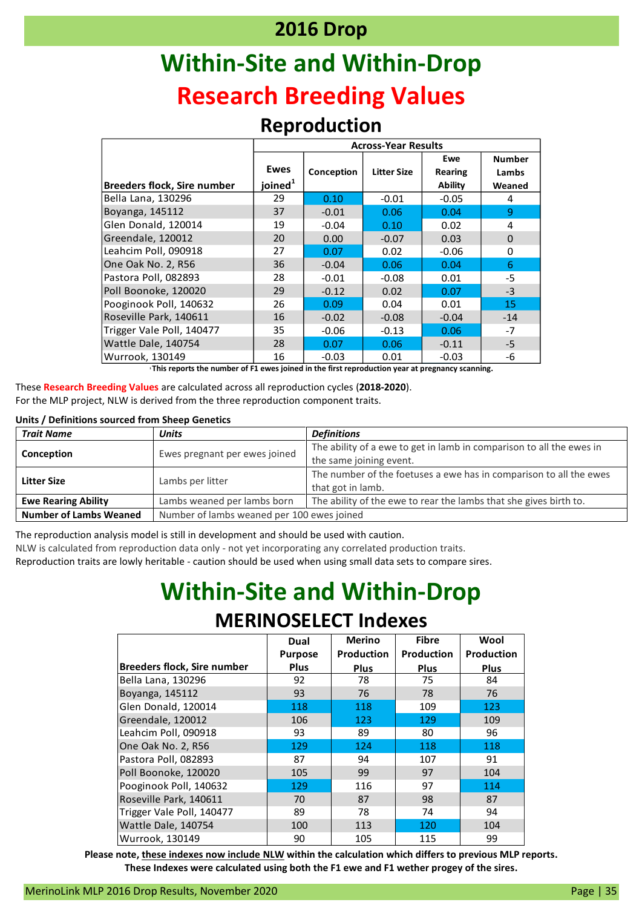# 2016 Drop

# Within-Site and Within-Drop

# Research Breeding Values

## Reproduction

| Breeders flock, Sire number | Ewes joined[1] | Across-Year Results | | | |
|---|---|---|---|---|---|
| | | Conception | Litter Size | Ewe Rearing Ability | Number Lambs Weaned |
| Bella Lana, 130296 | 29 | 0.10 | -0.01 | -0.05 | 4 |
| Boyanga, 145112 | 37 | -0.01 | 0.06 | 0.04 | 9 |
| Glen Donald, 120014 | 19 | -0.04 | 0.10 | 0.02 | 4 |
| Greendale, 120012 | 20 | 0.00 | -0.07 | 0.03 | 0 |
| Leahcim Poll, 090918 | 27 | 0.07 | 0.02 | -0.06 | 0 |
| One Oak No. 2, R56 | 36 | -0.04 | 0.06 | 0.04 | 6 |
| Pastora Poll, 082893 | 28 | -0.01 | -0.08 | 0.01 | -5 |
| Poll Boonoke, 120020 | 29 | -0.12 | 0.02 | 0.07 | -3 |
| Pooginook Poll, 140632 | 26 | 0.09 | 0.04 | 0.01 | 15 |
| Roseville Park, 140611 | 16 | -0.02 | -0.08 | -0.04 | -14 |
| Trigger Vale Poll, 140477 | 35 | -0.06 | -0.13 | 0.06 | -7 |
| Wattle Dale, 140754 | 28 | 0.07 | 0.06 | -0.11 | -5 |
| Wurrook, 130149 | 16 | -0.03 | 0.01 | -0.03 | -6 |

**[1]This reports the number of F1 ewes joined in the first reproduction year at pregnancy scanning.**

These **Research Breeding Values** are calculated across all reproduction cycles (**2018-2020**).
For the MLP project, NLW is derived from the three reproduction component traits.

**Units / Definitions sourced from Sheep Genetics**

| *Trait Name* | *Units* | *Definitions* |
|---|---|---|
| **Conception** | Ewes pregnant per ewes joined | The ability of a ewe to get in lamb in comparison to all the ewes in the same joining event. |
| **Litter Size** | Lambs per litter | The number of the foetuses a ewe has in comparison to all the ewes that got in lamb. |
| **Ewe Rearing Ability** | Lambs weaned per lambs born | The ability of the ewe to rear the lambs that she gives birth to. |
| **Number of Lambs Weaned** | Number of lambs weaned per 100 ewes joined | |

The reproduction analysis model is still in development and should be used with caution.
NLW is calculated from reproduction data only - not yet incorporating any correlated production traits.
Reproduction traits are lowly heritable - caution should be used when using small data sets to compare sires.

# Within-Site and Within-Drop

## MERINOSELECT Indexes

| Breeders flock, Sire number | Dual Purpose Plus | Merino Production Plus | Fibre Production Plus | Wool Production Plus |
|---|---|---|---|---|
| Bella Lana, 130296 | 92 | 78 | 75 | 84 |
| Boyanga, 145112 | 93 | 76 | 78 | 76 |
| Glen Donald, 120014 | 118 | 118 | 109 | 123 |
| Greendale, 120012 | 106 | 123 | 129 | 109 |
| Leahcim Poll, 090918 | 93 | 89 | 80 | 96 |
| One Oak No. 2, R56 | 129 | 124 | 118 | 118 |
| Pastora Poll, 082893 | 87 | 94 | 107 | 91 |
| Poll Boonoke, 120020 | 105 | 99 | 97 | 104 |
| Pooginook Poll, 140632 | 129 | 116 | 97 | 114 |
| Roseville Park, 140611 | 70 | 87 | 98 | 87 |
| Trigger Vale Poll, 140477 | 89 | 78 | 74 | 94 |
| Wattle Dale, 140754 | 100 | 113 | 120 | 104 |
| Wurrook, 130149 | 90 | 105 | 115 | 99 |

**Please note, these indexes now include NLW within the calculation which differs to previous MLP reports.**
**These Indexes were calculated using both the F1 ewe and F1 wether progey of the sires.**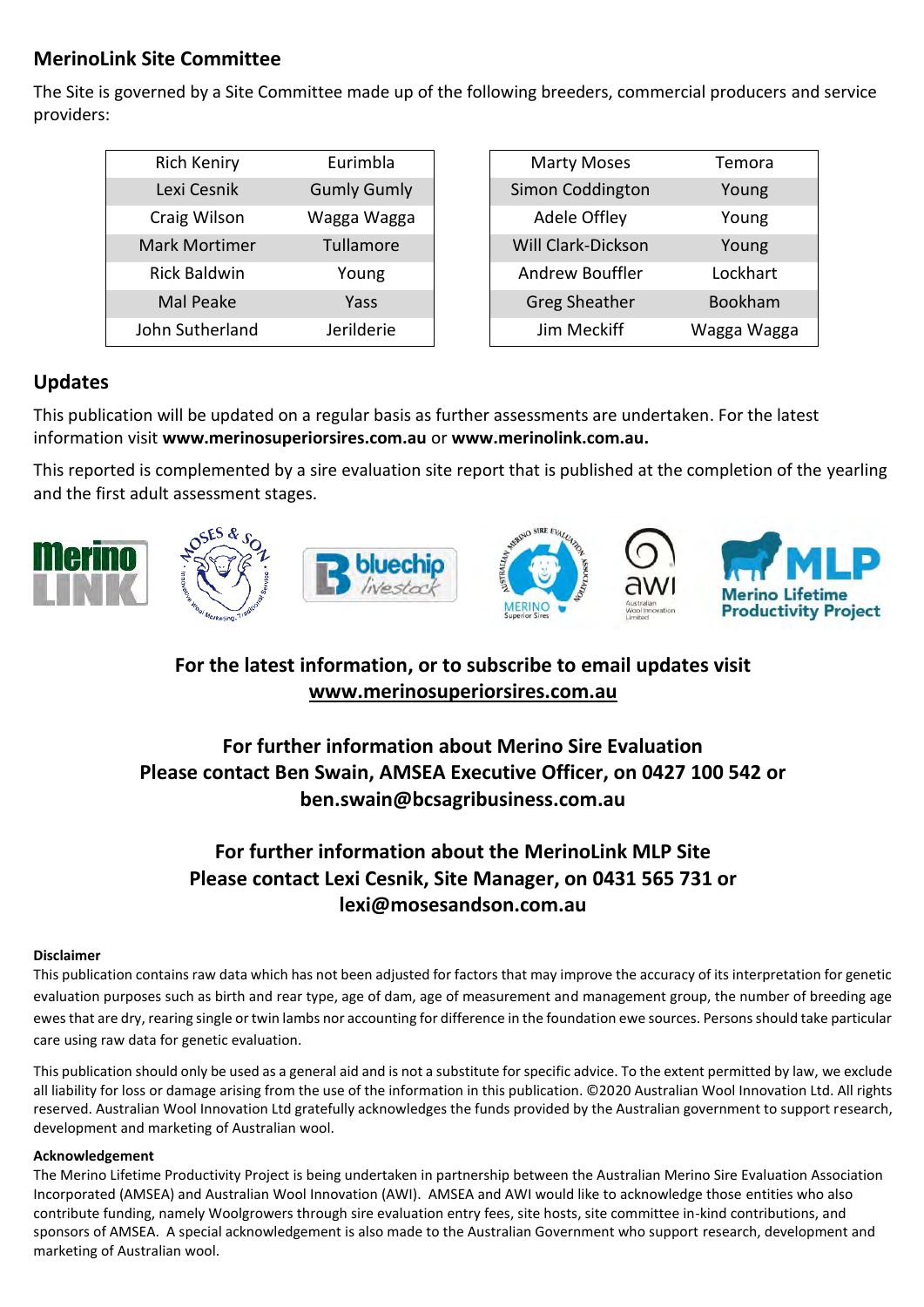## MerinoLink Site Committee

The Site is governed by a Site Committee made up of the following breeders, commercial producers and service providers:

| | |
|---|---|
| Rich Keniry | Eurimbla |
| Lexi Cesnik | Gumly Gumly |
| Craig Wilson | Wagga Wagga |
| Mark Mortimer | Tullamore |
| Rick Baldwin | Young |
| Mal Peake | Yass |
| John Sutherland | Jerilderie |

| | |
|---|---|
| Marty Moses | Temora |
| Simon Coddington | Young |
| Adele Offley | Young |
| Will Clark-Dickson | Young |
| Andrew Bouffler | Lockhart |
| Greg Sheather | Bookham |
| Jim Meckiff | Wagga Wagga |

## Updates

This publication will be updated on a regular basis as further assessments are undertaken. For the latest information visit **www.merinosuperiorsires.com.au** or **www.merinolink.com.au.**

This reported is complemented by a sire evaluation site report that is published at the completion of the yearling and the first adult assessment stages.

**For the latest information, or to subscribe to email updates visit**
**www.merinosuperiorsires.com.au**

**For further information about Merino Sire Evaluation**
**Please contact Ben Swain, AMSEA Executive Officer, on 0427 100 542 or ben.swain@bcsagribusiness.com.au**

**For further information about the MerinoLink MLP Site**
**Please contact Lexi Cesnik, Site Manager, on 0431 565 731 or lexi@mosesandson.com.au**

#### Disclaimer

This publication contains raw data which has not been adjusted for factors that may improve the accuracy of its interpretation for genetic evaluation purposes such as birth and rear type, age of dam, age of measurement and management group, the number of breeding age ewes that are dry, rearing single or twin lambs nor accounting for difference in the foundation ewe sources. Persons should take particular care using raw data for genetic evaluation.

This publication should only be used as a general aid and is not a substitute for specific advice. To the extent permitted by law, we exclude all liability for loss or damage arising from the use of the information in this publication. ©2020 Australian Wool Innovation Ltd. All rights reserved. Australian Wool Innovation Ltd gratefully acknowledges the funds provided by the Australian government to support research, development and marketing of Australian wool.

#### Acknowledgement

The Merino Lifetime Productivity Project is being undertaken in partnership between the Australian Merino Sire Evaluation Association Incorporated (AMSEA) and Australian Wool Innovation (AWI). AMSEA and AWI would like to acknowledge those entities who also contribute funding, namely Woolgrowers through sire evaluation entry fees, site hosts, site committee in-kind contributions, and sponsors of AMSEA. A special acknowledgement is also made to the Australian Government who support research, development and marketing of Australian wool.